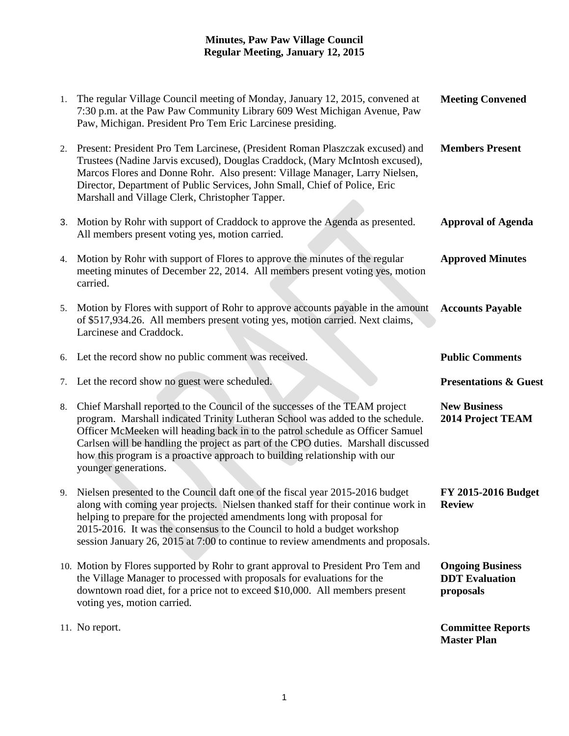**Minutes, Paw Paw Village Council**
**Regular Meeting, January 12, 2015**

| | | |
|---|---|---|
| 1. | The regular Village Council meeting of Monday, January 12, 2015, convened at 7:30 p.m. at the Paw Paw Community Library 609 West Michigan Avenue, Paw Paw, Michigan. President Pro Tem Eric Larcinese presiding. | **Meeting Convened** |
| 2. | Present: President Pro Tem Larcinese, (President Roman Plaszczak excused) and Trustees (Nadine Jarvis excused), Douglas Craddock, (Mary McIntosh excused), Marcos Flores and Donne Rohr. Also present: Village Manager, Larry Nielsen, Director, Department of Public Services, John Small, Chief of Police, Eric Marshall and Village Clerk, Christopher Tapper. | **Members Present** |
| 3. | Motion by Rohr with support of Craddock to approve the Agenda as presented. All members present voting yes, motion carried. | **Approval of Agenda** |
| 4. | Motion by Rohr with support of Flores to approve the minutes of the regular meeting minutes of December 22, 2014. All members present voting yes, motion carried. | **Approved Minutes** |
| 5. | Motion by Flores with support of Rohr to approve accounts payable in the amount of $517,934.26. All members present voting yes, motion carried. Next claims, Larcinese and Craddock. | **Accounts Payable** |
| 6. | Let the record show no public comment was received. | **Public Comments** |
| 7. | Let the record show no guest were scheduled. | **Presentations & Guest** |
| 8. | Chief Marshall reported to the Council of the successes of the TEAM project program. Marshall indicated Trinity Lutheran School was added to the schedule. Officer McMeeken will heading back in to the patrol schedule as Officer Samuel Carlsen will be handling the project as part of the CPO duties. Marshall discussed how this program is a proactive approach to building relationship with our younger generations. | **New Business 2014 Project TEAM** |
| 9. | Nielsen presented to the Council daft one of the fiscal year 2015-2016 budget along with coming year projects. Nielsen thanked staff for their continue work in helping to prepare for the projected amendments long with proposal for 2015-2016. It was the consensus to the Council to hold a budget workshop session January 26, 2015 at 7:00 to continue to review amendments and proposals. | **FY 2015-2016 Budget Review** |
| 10. | Motion by Flores supported by Rohr to grant approval to President Pro Tem and the Village Manager to processed with proposals for evaluations for the downtown road diet, for a price not to exceed $10,000. All members present voting yes, motion carried. | **Ongoing Business DDT Evaluation proposals** |
| 11. | No report. | **Committee Reports Master Plan** |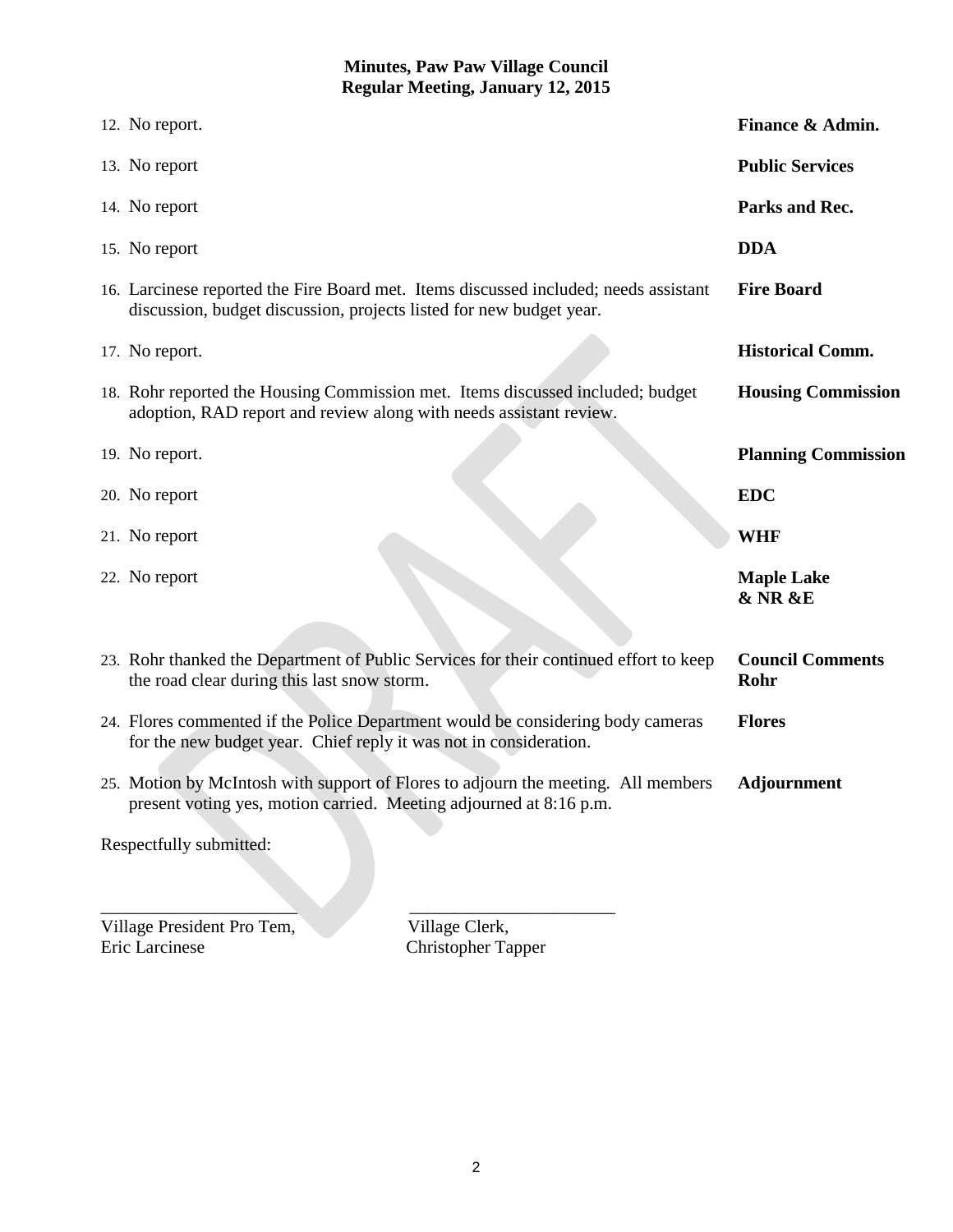**Minutes, Paw Paw Village Council**
**Regular Meeting, January 12, 2015**

| | |
|---|---|
| 12. No report. | **Finance & Admin.** |
| 13. No report | **Public Services** |
| 14. No report | **Parks and Rec.** |
| 15. No report | **DDA** |
| 16. Larcinese reported the Fire Board met. Items discussed included; needs assistant discussion, budget discussion, projects listed for new budget year. | **Fire Board** |
| 17. No report. | **Historical Comm.** |
| 18. Rohr reported the Housing Commission met. Items discussed included; budget adoption, RAD report and review along with needs assistant review. | **Housing Commission** |
| 19. No report. | **Planning Commission** |
| 20. No report | **EDC** |
| 21. No report | **WHF** |
| 22. No report | **Maple Lake & NR &E** |
| 23. Rohr thanked the Department of Public Services for their continued effort to keep the road clear during this last snow storm. | **Council Comments Rohr** |
| 24. Flores commented if the Police Department would be considering body cameras for the new budget year. Chief reply it was not in consideration. | **Flores** |
| 25. Motion by McIntosh with support of Flores to adjourn the meeting. All members present voting yes, motion carried. Meeting adjourned at 8:16 p.m. | **Adjournment** |

Respectfully submitted:

\_\_\_\_\_\_\_\_\_\_\_\_\_\_\_\_\_\_\_\_\_\_\_ \_\_\_\_\_\_\_\_\_\_\_\_\_\_\_\_\_\_\_\_\_\_\_\_

Village President Pro Tem, Eric Larcinese

Village Clerk, Christopher Tapper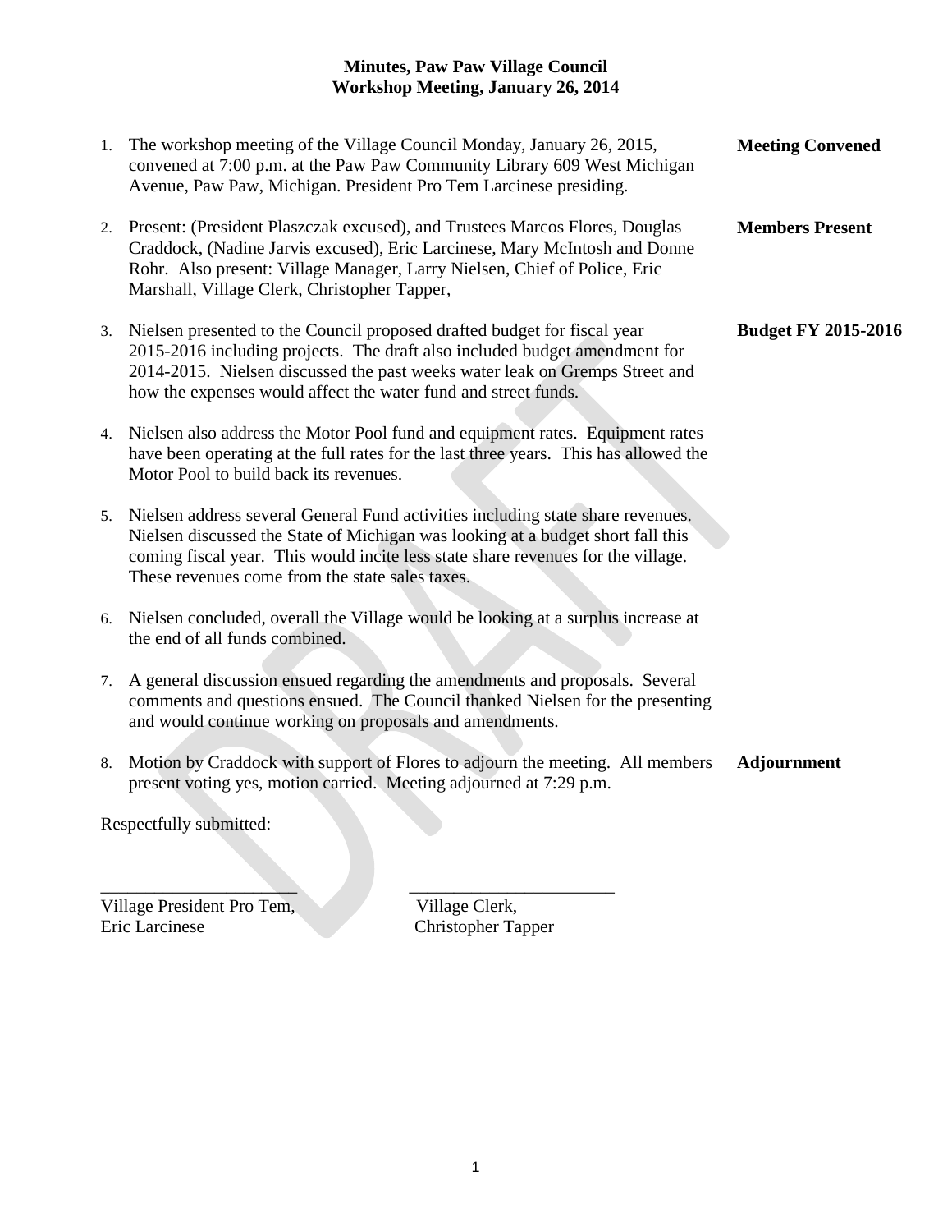**Minutes, Paw Paw Village Council**
**Workshop Meeting, January 26, 2014**

1. The workshop meeting of the Village Council Monday, January 26, 2015, convened at 7:00 p.m. at the Paw Paw Community Library 609 West Michigan Avenue, Paw Paw, Michigan. President Pro Tem Larcinese presiding. **Meeting Convened**

2. Present: (President Plaszczak excused), and Trustees Marcos Flores, Douglas Craddock, (Nadine Jarvis excused), Eric Larcinese, Mary McIntosh and Donne Rohr. Also present: Village Manager, Larry Nielsen, Chief of Police, Eric Marshall, Village Clerk, Christopher Tapper, **Members Present**

3. Nielsen presented to the Council proposed drafted budget for fiscal year 2015-2016 including projects. The draft also included budget amendment for 2014-2015. Nielsen discussed the past weeks water leak on Gremps Street and how the expenses would affect the water fund and street funds. **Budget FY 2015-2016**

4. Nielsen also address the Motor Pool fund and equipment rates. Equipment rates have been operating at the full rates for the last three years. This has allowed the Motor Pool to build back its revenues.

5. Nielsen address several General Fund activities including state share revenues. Nielsen discussed the State of Michigan was looking at a budget short fall this coming fiscal year. This would incite less state share revenues for the village. These revenues come from the state sales taxes.

6. Nielsen concluded, overall the Village would be looking at a surplus increase at the end of all funds combined.

7. A general discussion ensued regarding the amendments and proposals. Several comments and questions ensued. The Council thanked Nielsen for the presenting and would continue working on proposals and amendments.

8. Motion by Craddock with support of Flores to adjourn the meeting. All members present voting yes, motion carried. Meeting adjourned at 7:29 p.m. **Adjournment**

Respectfully submitted:

______________________ ______________________

Village President Pro Tem, Eric Larcinese

Village Clerk, Christopher Tapper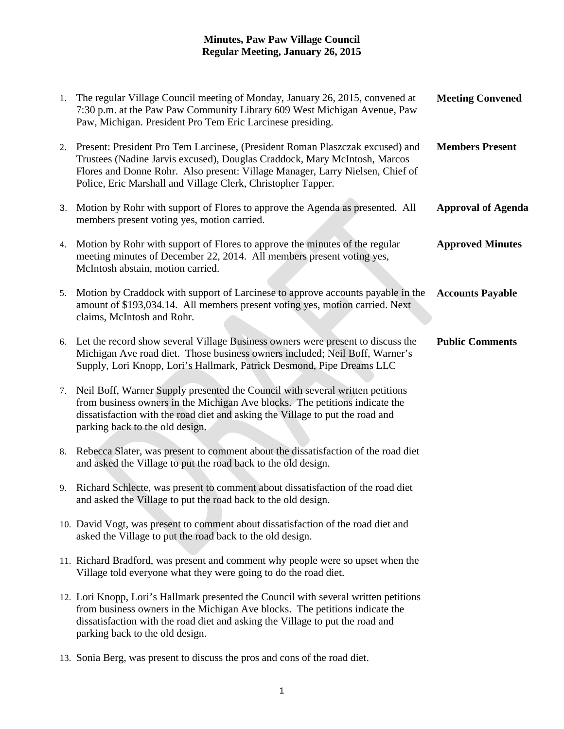**Minutes, Paw Paw Village Council**
**Regular Meeting, January 26, 2015**

1. The regular Village Council meeting of Monday, January 26, 2015, convened at 7:30 p.m. at the Paw Paw Community Library 609 West Michigan Avenue, Paw Paw, Michigan. President Pro Tem Eric Larcinese presiding. **Meeting Convened**

2. Present: President Pro Tem Larcinese, (President Roman Plaszczak excused) and Trustees (Nadine Jarvis excused), Douglas Craddock, Mary McIntosh, Marcos Flores and Donne Rohr. Also present: Village Manager, Larry Nielsen, Chief of Police, Eric Marshall and Village Clerk, Christopher Tapper. **Members Present**

3. Motion by Rohr with support of Flores to approve the Agenda as presented. All members present voting yes, motion carried. **Approval of Agenda**

4. Motion by Rohr with support of Flores to approve the minutes of the regular meeting minutes of December 22, 2014. All members present voting yes, McIntosh abstain, motion carried. **Approved Minutes**

5. Motion by Craddock with support of Larcinese to approve accounts payable in the amount of $193,034.14. All members present voting yes, motion carried. Next claims, McIntosh and Rohr. **Accounts Payable**

6. Let the record show several Village Business owners were present to discuss the Michigan Ave road diet. Those business owners included; Neil Boff, Warner's Supply, Lori Knopp, Lori's Hallmark, Patrick Desmond, Pipe Dreams LLC **Public Comments**

7. Neil Boff, Warner Supply presented the Council with several written petitions from business owners in the Michigan Ave blocks. The petitions indicate the dissatisfaction with the road diet and asking the Village to put the road and parking back to the old design.

8. Rebecca Slater, was present to comment about the dissatisfaction of the road diet and asked the Village to put the road back to the old design.

9. Richard Schlecte, was present to comment about dissatisfaction of the road diet and asked the Village to put the road back to the old design.

10. David Vogt, was present to comment about dissatisfaction of the road diet and asked the Village to put the road back to the old design.

11. Richard Bradford, was present and comment why people were so upset when the Village told everyone what they were going to do the road diet.

12. Lori Knopp, Lori's Hallmark presented the Council with several written petitions from business owners in the Michigan Ave blocks. The petitions indicate the dissatisfaction with the road diet and asking the Village to put the road and parking back to the old design.

13. Sonia Berg, was present to discuss the pros and cons of the road diet.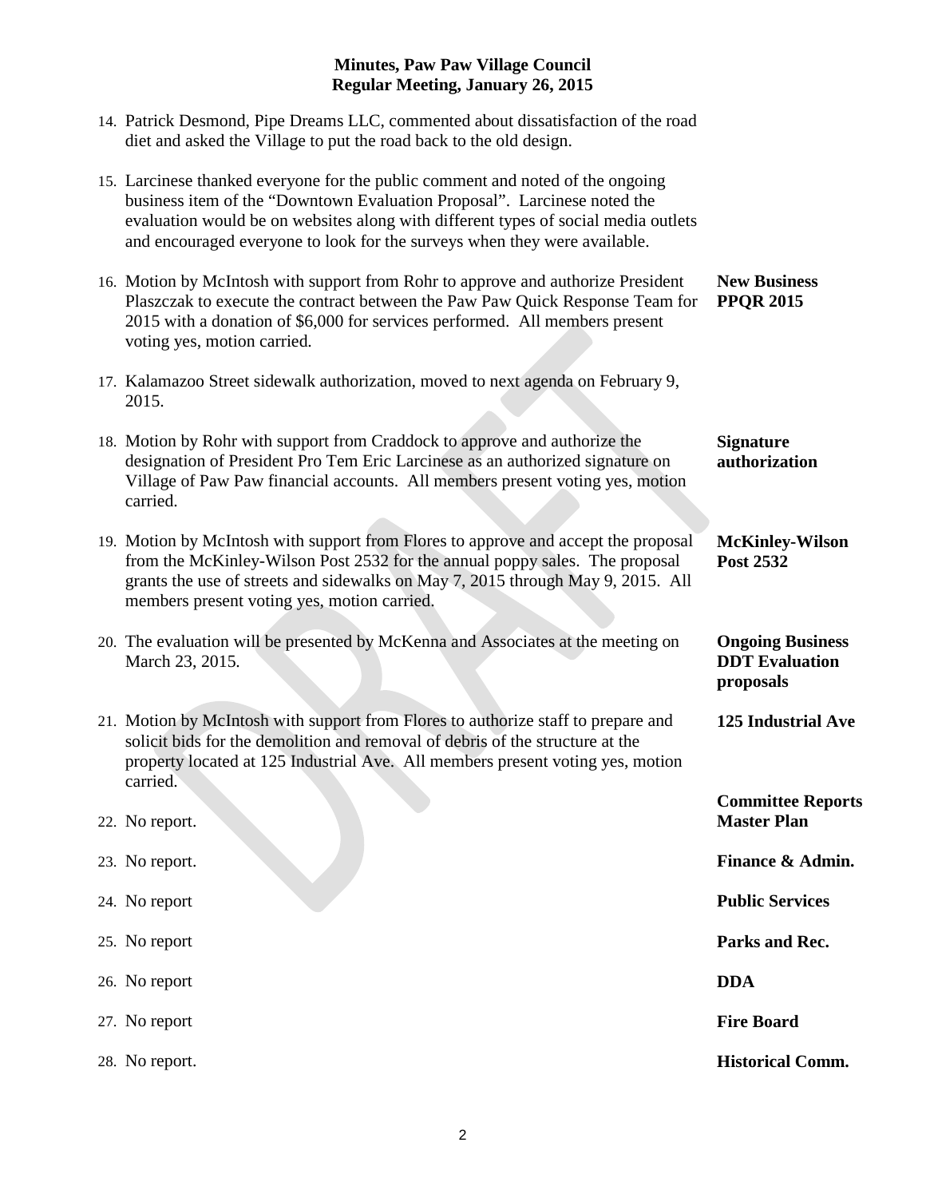**Minutes, Paw Paw Village Council**
**Regular Meeting, January 26, 2015**

14. Patrick Desmond, Pipe Dreams LLC, commented about dissatisfaction of the road diet and asked the Village to put the road back to the old design.

15. Larcinese thanked everyone for the public comment and noted of the ongoing business item of the "Downtown Evaluation Proposal". Larcinese noted the evaluation would be on websites along with different types of social media outlets and encouraged everyone to look for the surveys when they were available.

**New Business**
**PPQR 2015**

16. Motion by McIntosh with support from Rohr to approve and authorize President Plaszczak to execute the contract between the Paw Paw Quick Response Team for 2015 with a donation of $6,000 for services performed. All members present voting yes, motion carried.

17. Kalamazoo Street sidewalk authorization, moved to next agenda on February 9, 2015.

**Signature authorization**

18. Motion by Rohr with support from Craddock to approve and authorize the designation of President Pro Tem Eric Larcinese as an authorized signature on Village of Paw Paw financial accounts. All members present voting yes, motion carried.

**McKinley-Wilson Post 2532**

19. Motion by McIntosh with support from Flores to approve and accept the proposal from the McKinley-Wilson Post 2532 for the annual poppy sales. The proposal grants the use of streets and sidewalks on May 7, 2015 through May 9, 2015. All members present voting yes, motion carried.

**Ongoing Business**
**DDT Evaluation proposals**

20. The evaluation will be presented by McKenna and Associates at the meeting on March 23, 2015.

**125 Industrial Ave**

21. Motion by McIntosh with support from Flores to authorize staff to prepare and solicit bids for the demolition and removal of debris of the structure at the property located at 125 Industrial Ave. All members present voting yes, motion carried.

**Committee Reports**
**Master Plan**

22. No report.

**Finance & Admin.**

23. No report.

**Public Services**

24. No report

**Parks and Rec.**

25. No report

**DDA**

26. No report

**Fire Board**

27. No report

**Historical Comm.**

28. No report.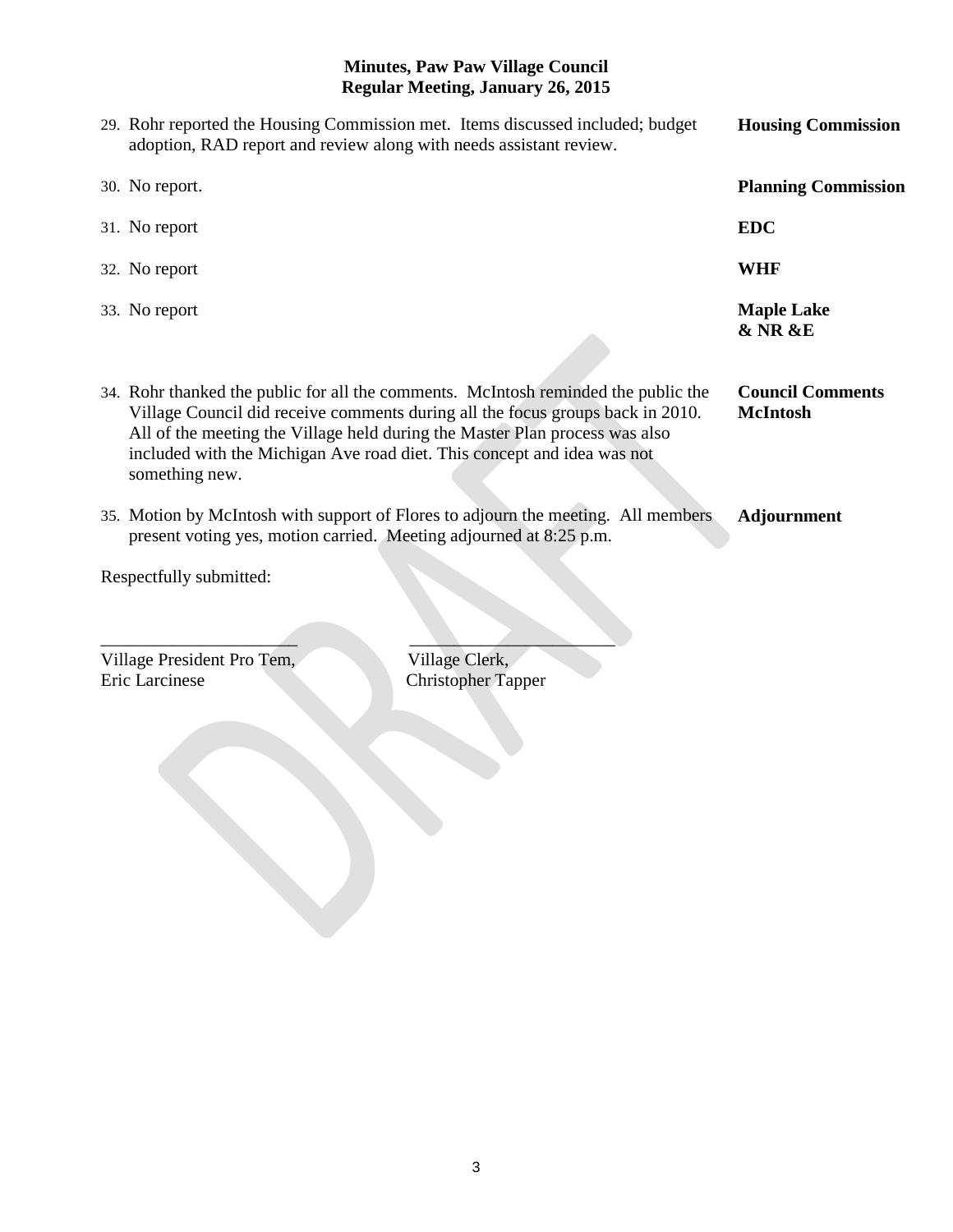**Minutes, Paw Paw Village Council**
**Regular Meeting, January 26, 2015**

| | |
|---|---|
| 29. Rohr reported the Housing Commission met. Items discussed included; budget adoption, RAD report and review along with needs assistant review. | **Housing Commission** |
| 30. No report. | **Planning Commission** |
| 31. No report | **EDC** |
| 32. No report | **WHF** |
| 33. No report | **Maple Lake & NR &E** |
| 34. Rohr thanked the public for all the comments. McIntosh reminded the public the Village Council did receive comments during all the focus groups back in 2010. All of the meeting the Village held during the Master Plan process was also included with the Michigan Ave road diet. This concept and idea was not something new. | **Council Comments McIntosh** |
| 35. Motion by McIntosh with support of Flores to adjourn the meeting. All members present voting yes, motion carried. Meeting adjourned at 8:25 p.m. | **Adjournment** |

Respectfully submitted:

\_\_\_\_\_\_\_\_\_\_\_\_\_\_\_\_\_\_\_\_\_\_ \_\_\_\_\_\_\_\_\_\_\_\_\_\_\_\_\_\_\_\_\_\_\_

Village President Pro Tem, Eric Larcinese

Village Clerk, Christopher Tapper

DRAFT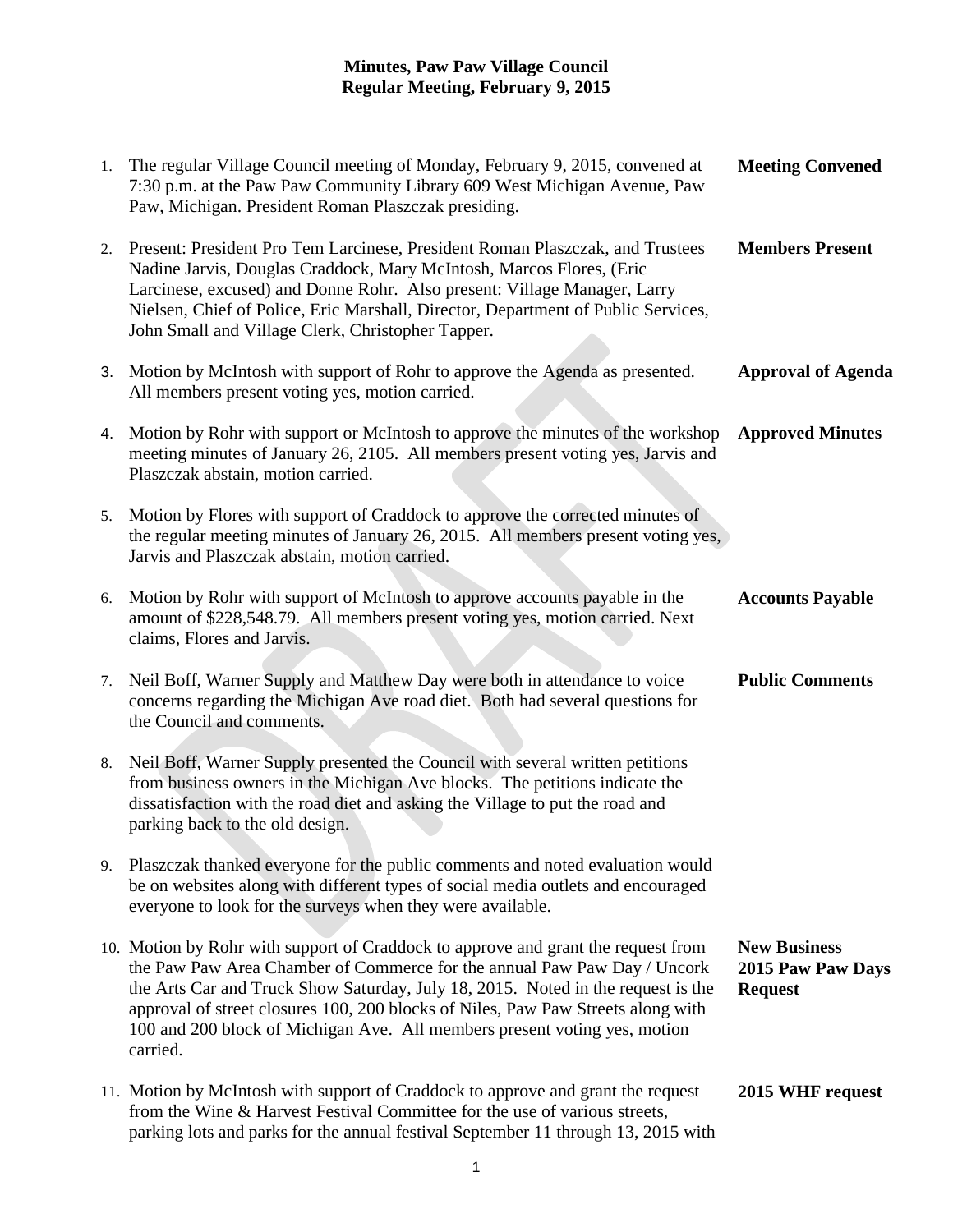# Minutes, Paw Paw Village Council
## Regular Meeting, February 9, 2015

1. The regular Village Council meeting of Monday, February 9, 2015, convened at 7:30 p.m. at the Paw Paw Community Library 609 West Michigan Avenue, Paw Paw, Michigan. President Roman Plaszczak presiding. **Meeting Convened**

2. Present: President Pro Tem Larcinese, President Roman Plaszczak, and Trustees Nadine Jarvis, Douglas Craddock, Mary McIntosh, Marcos Flores, (Eric Larcinese, excused) and Donne Rohr. Also present: Village Manager, Larry Nielsen, Chief of Police, Eric Marshall, Director, Department of Public Services, John Small and Village Clerk, Christopher Tapper. **Members Present**

3. Motion by McIntosh with support of Rohr to approve the Agenda as presented. All members present voting yes, motion carried. **Approval of Agenda**

4. Motion by Rohr with support or McIntosh to approve the minutes of the workshop meeting minutes of January 26, 2105. All members present voting yes, Jarvis and Plaszczak abstain, motion carried. **Approved Minutes**

5. Motion by Flores with support of Craddock to approve the corrected minutes of the regular meeting minutes of January 26, 2015. All members present voting yes, Jarvis and Plaszczak abstain, motion carried.

6. Motion by Rohr with support of McIntosh to approve accounts payable in the amount of $228,548.79. All members present voting yes, motion carried. Next claims, Flores and Jarvis. **Accounts Payable**

7. Neil Boff, Warner Supply and Matthew Day were both in attendance to voice concerns regarding the Michigan Ave road diet. Both had several questions for the Council and comments. **Public Comments**

8. Neil Boff, Warner Supply presented the Council with several written petitions from business owners in the Michigan Ave blocks. The petitions indicate the dissatisfaction with the road diet and asking the Village to put the road and parking back to the old design.

9. Plaszczak thanked everyone for the public comments and noted evaluation would be on websites along with different types of social media outlets and encouraged everyone to look for the surveys when they were available.

10. Motion by Rohr with support of Craddock to approve and grant the request from the Paw Paw Area Chamber of Commerce for the annual Paw Paw Day / Uncork the Arts Car and Truck Show Saturday, July 18, 2015. Noted in the request is the approval of street closures 100, 200 blocks of Niles, Paw Paw Streets along with 100 and 200 block of Michigan Ave. All members present voting yes, motion carried. **New Business 2015 Paw Paw Days Request**

11. Motion by McIntosh with support of Craddock to approve and grant the request from the Wine & Harvest Festival Committee for the use of various streets, parking lots and parks for the annual festival September 11 through 13, 2015 with **2015 WHF request**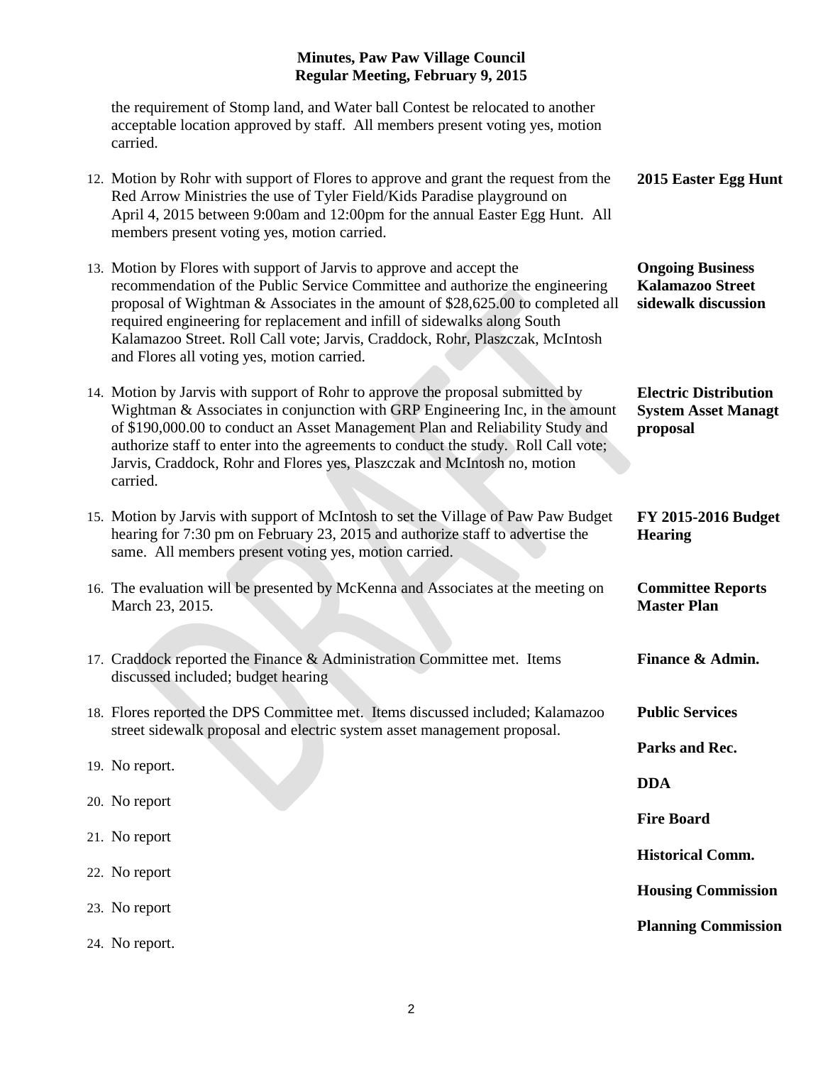the requirement of Stomp land, and Water ball Contest be relocated to another acceptable location approved by staff. All members present voting yes, motion carried.

12. Motion by Rohr with support of Flores to approve and grant the request from the Red Arrow Ministries the use of Tyler Field/Kids Paradise playground on April 4, 2015 between 9:00am and 12:00pm for the annual Easter Egg Hunt. All members present voting yes, motion carried. — **2015 Easter Egg Hunt**

13. Motion by Flores with support of Jarvis to approve and accept the recommendation of the Public Service Committee and authorize the engineering proposal of Wightman & Associates in the amount of $28,625.00 to completed all required engineering for replacement and infill of sidewalks along South Kalamazoo Street. Roll Call vote; Jarvis, Craddock, Rohr, Plaszczak, McIntosh and Flores all voting yes, motion carried. — **Ongoing Business Kalamazoo Street sidewalk discussion**

14. Motion by Jarvis with support of Rohr to approve the proposal submitted by Wightman & Associates in conjunction with GRP Engineering Inc, in the amount of $190,000.00 to conduct an Asset Management Plan and Reliability Study and authorize staff to enter into the agreements to conduct the study. Roll Call vote; Jarvis, Craddock, Rohr and Flores yes, Plaszczak and McIntosh no, motion carried. — **Electric Distribution System Asset Managt proposal**

15. Motion by Jarvis with support of McIntosh to set the Village of Paw Paw Budget hearing for 7:30 pm on February 23, 2015 and authorize staff to advertise the same. All members present voting yes, motion carried. — **FY 2015-2016 Budget Hearing**

16. The evaluation will be presented by McKenna and Associates at the meeting on March 23, 2015. — **Committee Reports Master Plan**

17. Craddock reported the Finance & Administration Committee met. Items discussed included; budget hearing — **Finance & Admin.**

18. Flores reported the DPS Committee met. Items discussed included; Kalamazoo street sidewalk proposal and electric system asset management proposal. — **Public Services**

19. No report. — **Parks and Rec.**

20. No report — **DDA**

21. No report — **Fire Board**

22. No report — **Historical Comm.**

23. No report — **Housing Commission**

24. No report. — **Planning Commission**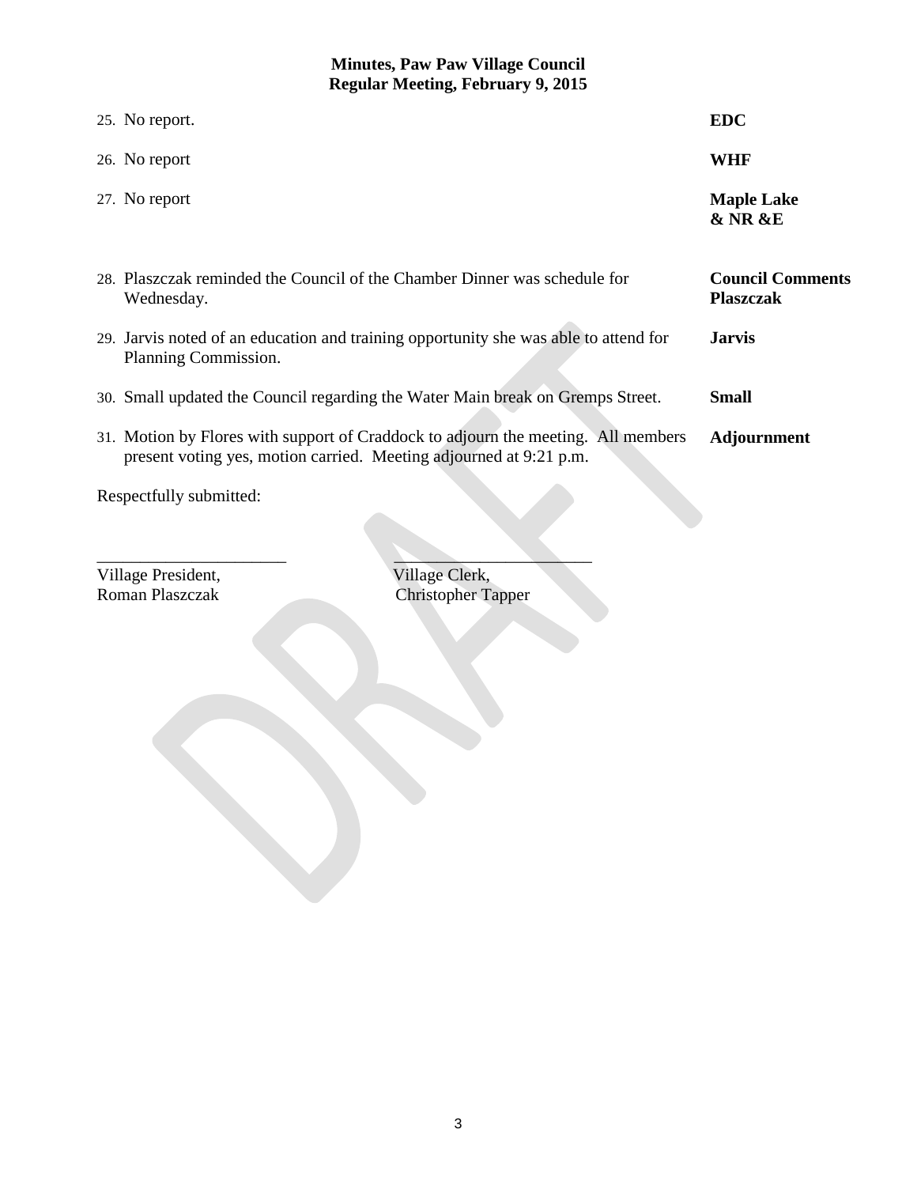**Minutes, Paw Paw Village Council**
**Regular Meeting, February 9, 2015**

| | |
|---|---|
| 25. No report. | **EDC** |
| 26. No report | **WHF** |
| 27. No report | **Maple Lake & NR &E** |
| 28. Plaszczak reminded the Council of the Chamber Dinner was schedule for Wednesday. | **Council Comments Plaszczak** |
| 29. Jarvis noted of an education and training opportunity she was able to attend for Planning Commission. | **Jarvis** |
| 30. Small updated the Council regarding the Water Main break on Gremps Street. | **Small** |
| 31. Motion by Flores with support of Craddock to adjourn the meeting. All members present voting yes, motion carried. Meeting adjourned at 9:21 p.m. | **Adjournment** |

Respectfully submitted:

______________________ ______________________

Village President, Roman Plaszczak

Village Clerk, Christopher Tapper

DRAFT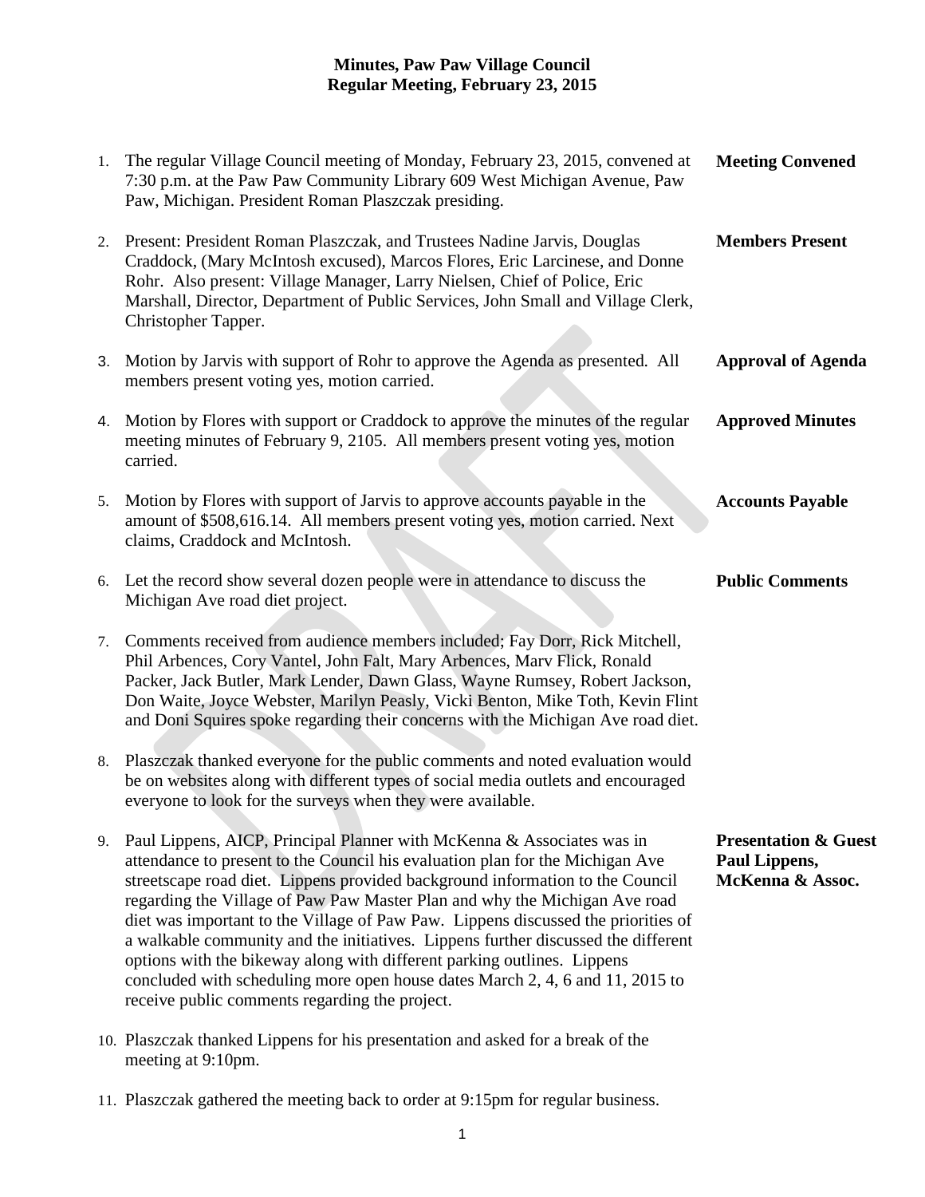**Minutes, Paw Paw Village Council**
**Regular Meeting, February 23, 2015**

1. The regular Village Council meeting of Monday, February 23, 2015, convened at 7:30 p.m. at the Paw Paw Community Library 609 West Michigan Avenue, Paw Paw, Michigan. President Roman Plaszczak presiding. — **Meeting Convened**

2. Present: President Roman Plaszczak, and Trustees Nadine Jarvis, Douglas Craddock, (Mary McIntosh excused), Marcos Flores, Eric Larcinese, and Donne Rohr. Also present: Village Manager, Larry Nielsen, Chief of Police, Eric Marshall, Director, Department of Public Services, John Small and Village Clerk, Christopher Tapper. — **Members Present**

3. Motion by Jarvis with support of Rohr to approve the Agenda as presented. All members present voting yes, motion carried. — **Approval of Agenda**

4. Motion by Flores with support or Craddock to approve the minutes of the regular meeting minutes of February 9, 2105. All members present voting yes, motion carried. — **Approved Minutes**

5. Motion by Flores with support of Jarvis to approve accounts payable in the amount of $508,616.14. All members present voting yes, motion carried. Next claims, Craddock and McIntosh. — **Accounts Payable**

6. Let the record show several dozen people were in attendance to discuss the Michigan Ave road diet project. — **Public Comments**

7. Comments received from audience members included; Fay Dorr, Rick Mitchell, Phil Arbences, Cory Vantel, John Falt, Mary Arbences, Marv Flick, Ronald Packer, Jack Butler, Mark Lender, Dawn Glass, Wayne Rumsey, Robert Jackson, Don Waite, Joyce Webster, Marilyn Peasly, Vicki Benton, Mike Toth, Kevin Flint and Doni Squires spoke regarding their concerns with the Michigan Ave road diet.

8. Plaszczak thanked everyone for the public comments and noted evaluation would be on websites along with different types of social media outlets and encouraged everyone to look for the surveys when they were available.

9. Paul Lippens, AICP, Principal Planner with McKenna & Associates was in attendance to present to the Council his evaluation plan for the Michigan Ave streetscape road diet. Lippens provided background information to the Council regarding the Village of Paw Paw Master Plan and why the Michigan Ave road diet was important to the Village of Paw Paw. Lippens discussed the priorities of a walkable community and the initiatives. Lippens further discussed the different options with the bikeway along with different parking outlines. Lippens concluded with scheduling more open house dates March 2, 4, 6 and 11, 2015 to receive public comments regarding the project. — **Presentation & Guest Paul Lippens, McKenna & Assoc.**

10. Plaszczak thanked Lippens for his presentation and asked for a break of the meeting at 9:10pm.

11. Plaszczak gathered the meeting back to order at 9:15pm for regular business.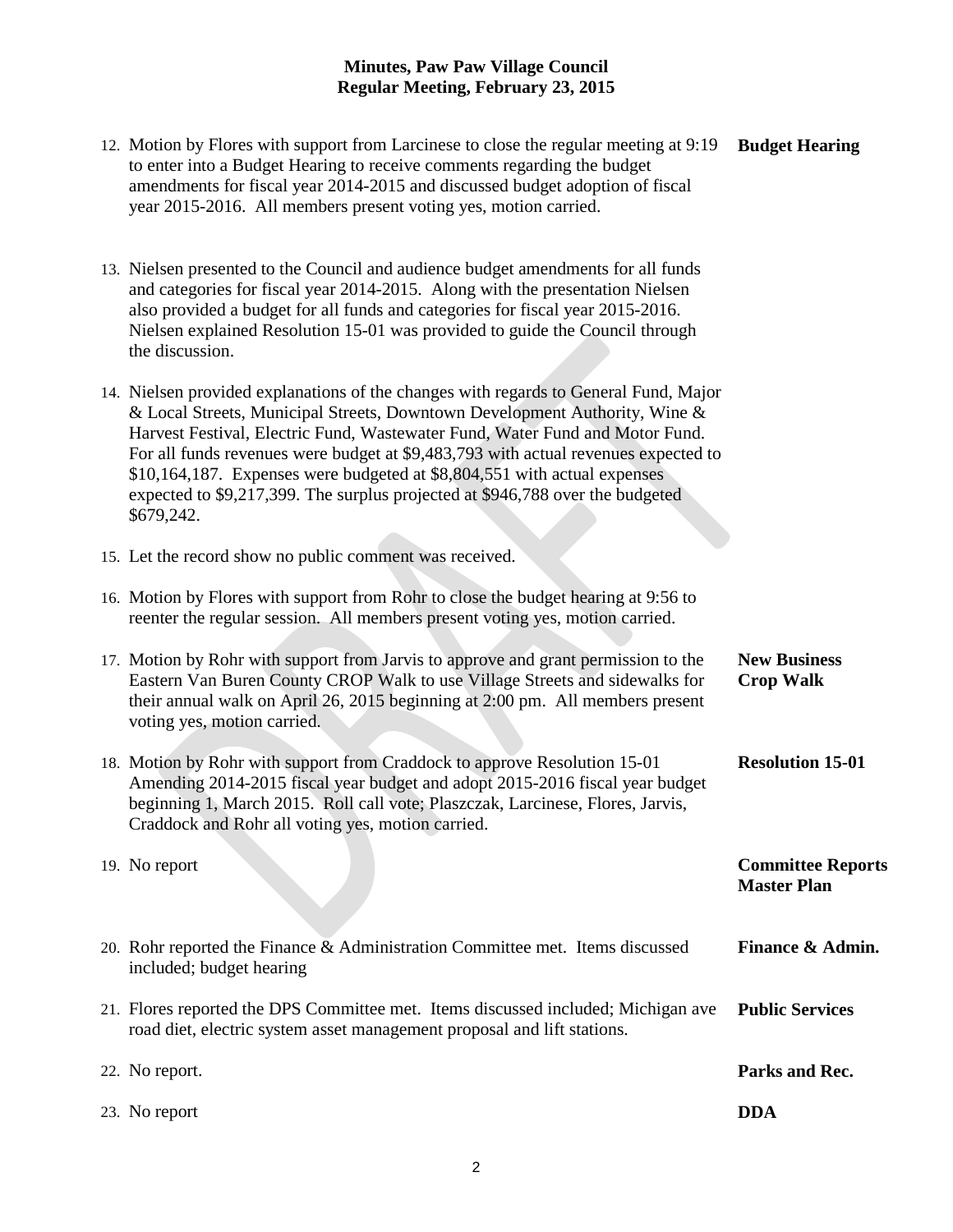**Minutes, Paw Paw Village Council**
**Regular Meeting, February 23, 2015**

12. Motion by Flores with support from Larcinese to close the regular meeting at 9:19 to enter into a Budget Hearing to receive comments regarding the budget amendments for fiscal year 2014-2015 and discussed budget adoption of fiscal year 2015-2016. All members present voting yes, motion carried. — **Budget Hearing**

13. Nielsen presented to the Council and audience budget amendments for all funds and categories for fiscal year 2014-2015. Along with the presentation Nielsen also provided a budget for all funds and categories for fiscal year 2015-2016. Nielsen explained Resolution 15-01 was provided to guide the Council through the discussion.

14. Nielsen provided explanations of the changes with regards to General Fund, Major & Local Streets, Municipal Streets, Downtown Development Authority, Wine & Harvest Festival, Electric Fund, Wastewater Fund, Water Fund and Motor Fund. For all funds revenues were budget at $9,483,793 with actual revenues expected to $10,164,187. Expenses were budgeted at $8,804,551 with actual expenses expected to $9,217,399. The surplus projected at $946,788 over the budgeted $679,242.

15. Let the record show no public comment was received.

16. Motion by Flores with support from Rohr to close the budget hearing at 9:56 to reenter the regular session. All members present voting yes, motion carried.

17. Motion by Rohr with support from Jarvis to approve and grant permission to the Eastern Van Buren County CROP Walk to use Village Streets and sidewalks for their annual walk on April 26, 2015 beginning at 2:00 pm. All members present voting yes, motion carried. — **New Business Crop Walk**

18. Motion by Rohr with support from Craddock to approve Resolution 15-01 Amending 2014-2015 fiscal year budget and adopt 2015-2016 fiscal year budget beginning 1, March 2015. Roll call vote; Plaszczak, Larcinese, Flores, Jarvis, Craddock and Rohr all voting yes, motion carried. — **Resolution 15-01**

19. No report — **Committee Reports Master Plan**

20. Rohr reported the Finance & Administration Committee met. Items discussed included; budget hearing — **Finance & Admin.**

21. Flores reported the DPS Committee met. Items discussed included; Michigan ave road diet, electric system asset management proposal and lift stations. — **Public Services**

22. No report. — **Parks and Rec.**

23. No report — **DDA**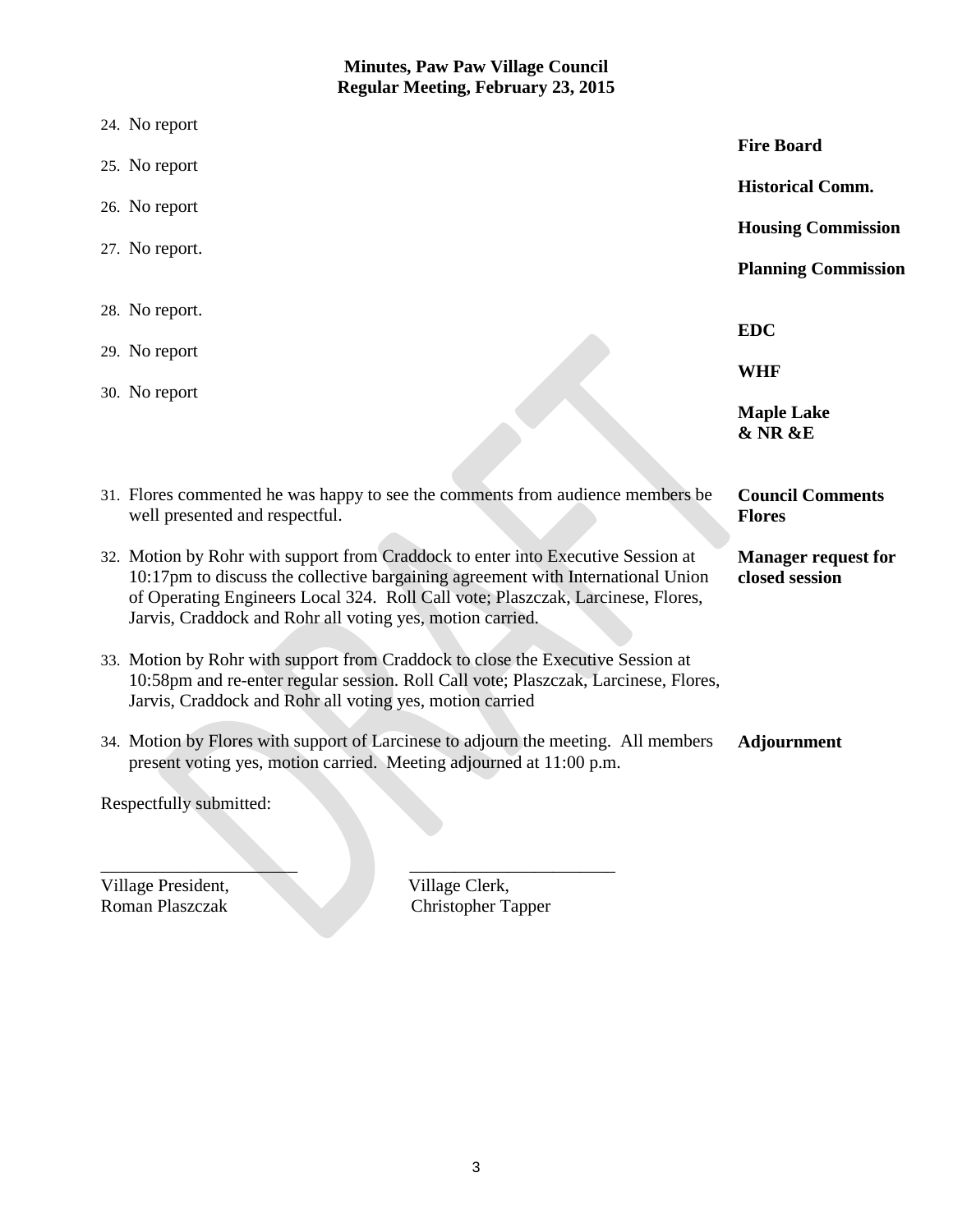**Minutes, Paw Paw Village Council**
**Regular Meeting, February 23, 2015**

| | |
|---|---|
| 24. No report | **Fire Board** |
| 25. No report | **Historical Comm.** |
| 26. No report | **Housing Commission** |
| 27. No report. | **Planning Commission** |
| 28. No report. | **EDC** |
| 29. No report | **WHF** |
| 30. No report | **Maple Lake & NR &E** |
| 31. Flores commented he was happy to see the comments from audience members be well presented and respectful. | **Council Comments Flores** |
| 32. Motion by Rohr with support from Craddock to enter into Executive Session at 10:17pm to discuss the collective bargaining agreement with International Union of Operating Engineers Local 324. Roll Call vote; Plaszczak, Larcinese, Flores, Jarvis, Craddock and Rohr all voting yes, motion carried. | **Manager request for closed session** |
| 33. Motion by Rohr with support from Craddock to close the Executive Session at 10:58pm and re-enter regular session. Roll Call vote; Plaszczak, Larcinese, Flores, Jarvis, Craddock and Rohr all voting yes, motion carried | |
| 34. Motion by Flores with support of Larcinese to adjourn the meeting. All members present voting yes, motion carried. Meeting adjourned at 11:00 p.m. | **Adjournment** |

Respectfully submitted:

______________________ ______________________

Village President, Roman Plaszczak

Village Clerk, Christopher Tapper

DRAFT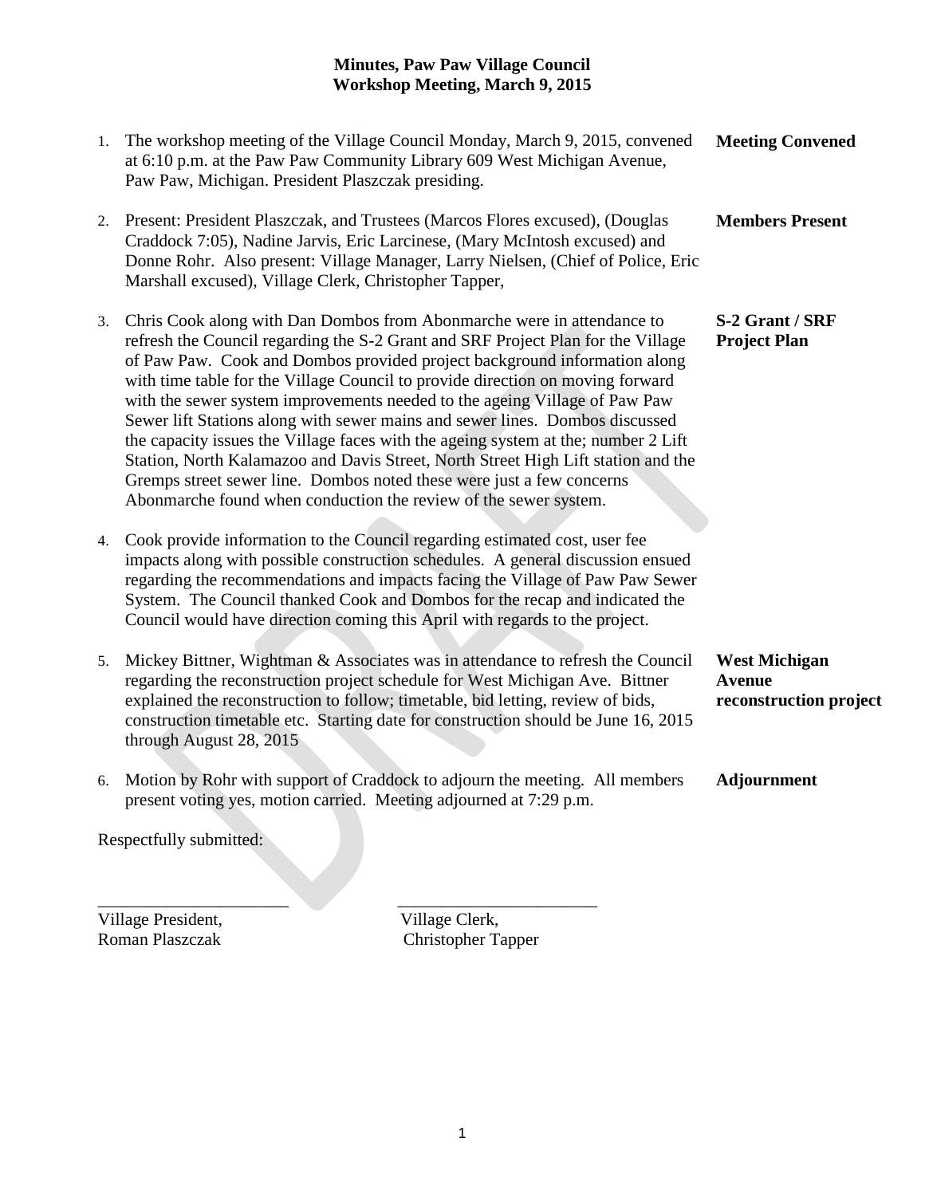# Minutes, Paw Paw Village Council
## Workshop Meeting, March 9, 2015

1. The workshop meeting of the Village Council Monday, March 9, 2015, convened at 6:10 p.m. at the Paw Paw Community Library 609 West Michigan Avenue, Paw Paw, Michigan. President Plaszczak presiding. **Meeting Convened**

2. Present: President Plaszczak, and Trustees (Marcos Flores excused), (Douglas Craddock 7:05), Nadine Jarvis, Eric Larcinese, (Mary McIntosh excused) and Donne Rohr. Also present: Village Manager, Larry Nielsen, (Chief of Police, Eric Marshall excused), Village Clerk, Christopher Tapper, **Members Present**

3. Chris Cook along with Dan Dombos from Abonmarche were in attendance to refresh the Council regarding the S-2 Grant and SRF Project Plan for the Village of Paw Paw. Cook and Dombos provided project background information along with time table for the Village Council to provide direction on moving forward with the sewer system improvements needed to the ageing Village of Paw Paw Sewer lift Stations along with sewer mains and sewer lines. Dombos discussed the capacity issues the Village faces with the ageing system at the; number 2 Lift Station, North Kalamazoo and Davis Street, North Street High Lift station and the Gremps street sewer line. Dombos noted these were just a few concerns Abonmarche found when conduction the review of the sewer system. **S-2 Grant / SRF Project Plan**

4. Cook provide information to the Council regarding estimated cost, user fee impacts along with possible construction schedules. A general discussion ensued regarding the recommendations and impacts facing the Village of Paw Paw Sewer System. The Council thanked Cook and Dombos for the recap and indicated the Council would have direction coming this April with regards to the project.

5. Mickey Bittner, Wightman & Associates was in attendance to refresh the Council regarding the reconstruction project schedule for West Michigan Ave. Bittner explained the reconstruction to follow; timetable, bid letting, review of bids, construction timetable etc. Starting date for construction should be June 16, 2015 through August 28, 2015 **West Michigan Avenue reconstruction project**

6. Motion by Rohr with support of Craddock to adjourn the meeting. All members present voting yes, motion carried. Meeting adjourned at 7:29 p.m. **Adjournment**

Respectfully submitted:

\_\_\_\_\_\_\_\_\_\_\_\_\_\_\_\_\_\_\_\_\_\_ \_\_\_\_\_\_\_\_\_\_\_\_\_\_\_\_\_\_\_\_\_\_\_

Village President, Roman Plaszczak

Village Clerk, Christopher Tapper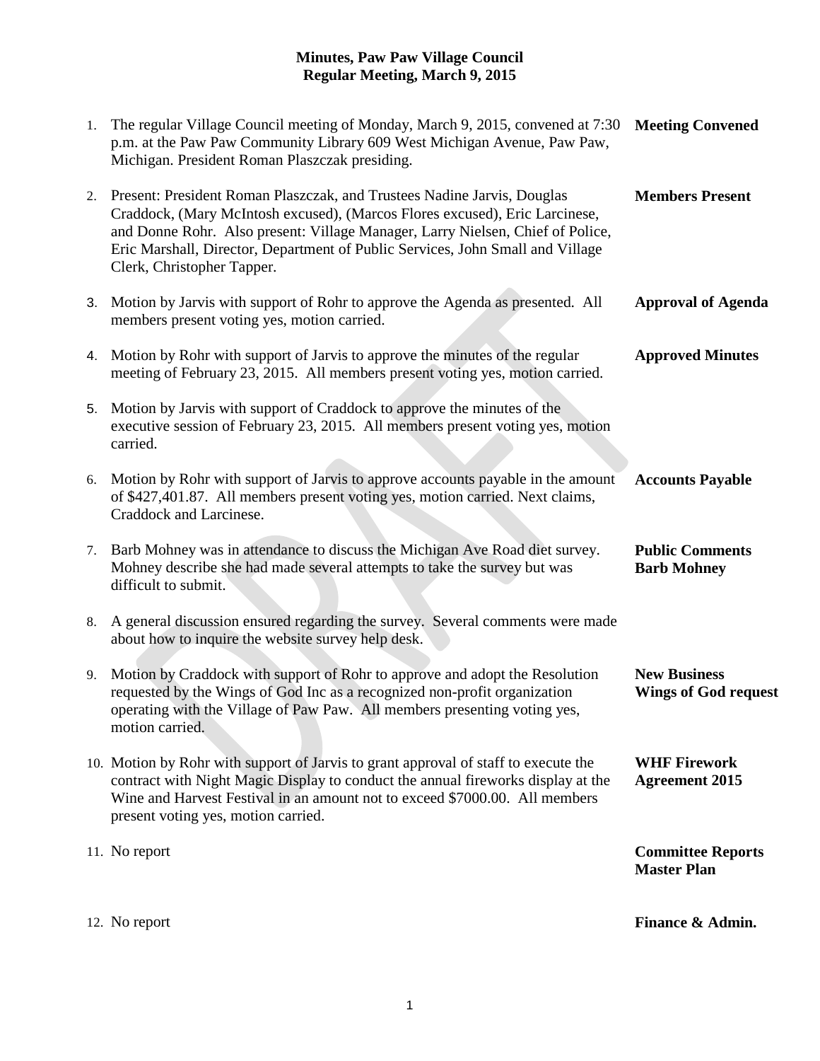**Minutes, Paw Paw Village Council**
**Regular Meeting, March 9, 2015**

| | | |
|---|---|---|
| 1. | The regular Village Council meeting of Monday, March 9, 2015, convened at 7:30 p.m. at the Paw Paw Community Library 609 West Michigan Avenue, Paw Paw, Michigan. President Roman Plaszczak presiding. | **Meeting Convened** |
| 2. | Present: President Roman Plaszczak, and Trustees Nadine Jarvis, Douglas Craddock, (Mary McIntosh excused), (Marcos Flores excused), Eric Larcinese, and Donne Rohr. Also present: Village Manager, Larry Nielsen, Chief of Police, Eric Marshall, Director, Department of Public Services, John Small and Village Clerk, Christopher Tapper. | **Members Present** |
| 3. | Motion by Jarvis with support of Rohr to approve the Agenda as presented. All members present voting yes, motion carried. | **Approval of Agenda** |
| 4. | Motion by Rohr with support of Jarvis to approve the minutes of the regular meeting of February 23, 2015. All members present voting yes, motion carried. | **Approved Minutes** |
| 5. | Motion by Jarvis with support of Craddock to approve the minutes of the executive session of February 23, 2015. All members present voting yes, motion carried. | |
| 6. | Motion by Rohr with support of Jarvis to approve accounts payable in the amount of $427,401.87. All members present voting yes, motion carried. Next claims, Craddock and Larcinese. | **Accounts Payable** |
| 7. | Barb Mohney was in attendance to discuss the Michigan Ave Road diet survey. Mohney describe she had made several attempts to take the survey but was difficult to submit. | **Public Comments**<br>**Barb Mohney** |
| 8. | A general discussion ensured regarding the survey. Several comments were made about how to inquire the website survey help desk. | |
| 9. | Motion by Craddock with support of Rohr to approve and adopt the Resolution requested by the Wings of God Inc as a recognized non-profit organization operating with the Village of Paw Paw. All members presenting voting yes, motion carried. | **New Business**<br>**Wings of God request** |
| 10. | Motion by Rohr with support of Jarvis to grant approval of staff to execute the contract with Night Magic Display to conduct the annual fireworks display at the Wine and Harvest Festival in an amount not to exceed $7000.00. All members present voting yes, motion carried. | **WHF Firework Agreement 2015** |
| 11. | No report | **Committee Reports**<br>**Master Plan** |
| 12. | No report | **Finance & Admin.** |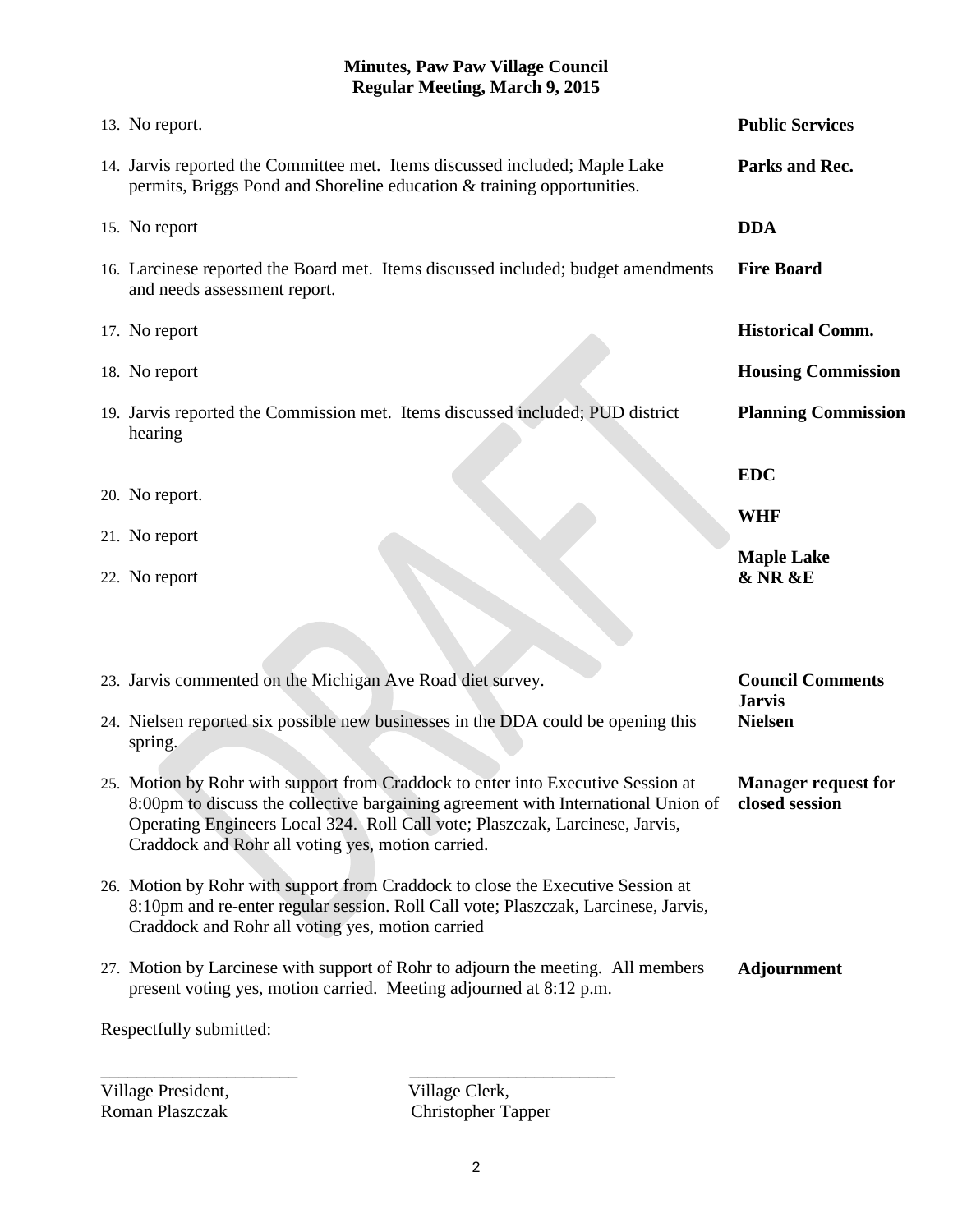**Minutes, Paw Paw Village Council**
**Regular Meeting, March 9, 2015**

| | |
|---|---|
| 13. No report. | **Public Services** |
| 14. Jarvis reported the Committee met. Items discussed included; Maple Lake permits, Briggs Pond and Shoreline education & training opportunities. | **Parks and Rec.** |
| 15. No report | **DDA** |
| 16. Larcinese reported the Board met. Items discussed included; budget amendments and needs assessment report. | **Fire Board** |
| 17. No report | **Historical Comm.** |
| 18. No report | **Housing Commission** |
| 19. Jarvis reported the Commission met. Items discussed included; PUD district hearing | **Planning Commission** |
| 20. No report. | **EDC** |
| 21. No report | **WHF** |
| 22. No report | **Maple Lake & NR &E** |
| 23. Jarvis commented on the Michigan Ave Road diet survey. | **Council Comments Jarvis** |
| 24. Nielsen reported six possible new businesses in the DDA could be opening this spring. | **Nielsen** |
| 25. Motion by Rohr with support from Craddock to enter into Executive Session at 8:00pm to discuss the collective bargaining agreement with International Union of Operating Engineers Local 324. Roll Call vote; Plaszczak, Larcinese, Jarvis, Craddock and Rohr all voting yes, motion carried. | **Manager request for closed session** |
| 26. Motion by Rohr with support from Craddock to close the Executive Session at 8:10pm and re-enter regular session. Roll Call vote; Plaszczak, Larcinese, Jarvis, Craddock and Rohr all voting yes, motion carried | |
| 27. Motion by Larcinese with support of Rohr to adjourn the meeting. All members present voting yes, motion carried. Meeting adjourned at 8:12 p.m. | **Adjournment** |

Respectfully submitted:

______________________ ______________________

Village President, Roman Plaszczak

Village Clerk, Christopher Tapper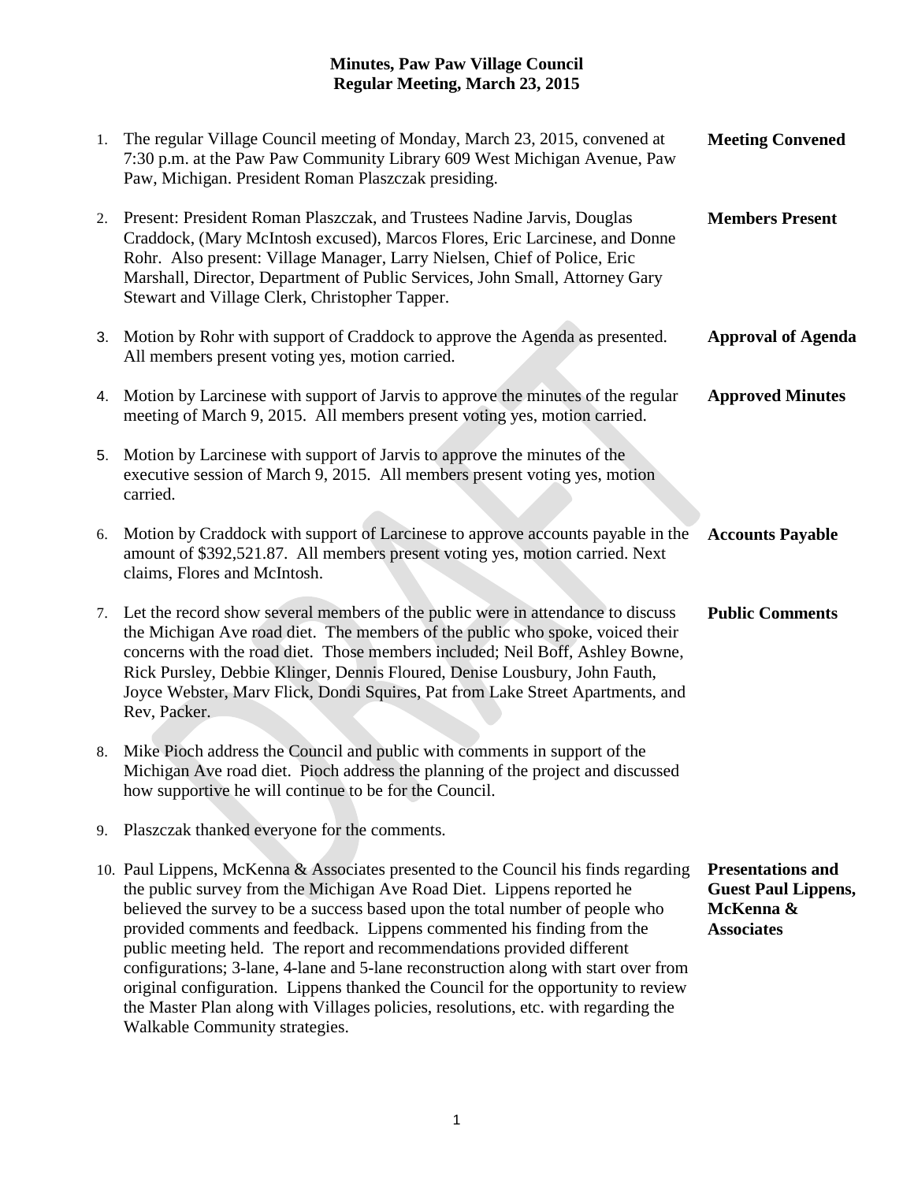# Minutes, Paw Paw Village Council
## Regular Meeting, March 23, 2015

| | | |
|---|---|---|
| 1. | The regular Village Council meeting of Monday, March 23, 2015, convened at 7:30 p.m. at the Paw Paw Community Library 609 West Michigan Avenue, Paw Paw, Michigan. President Roman Plaszczak presiding. | **Meeting Convened** |
| 2. | Present: President Roman Plaszczak, and Trustees Nadine Jarvis, Douglas Craddock, (Mary McIntosh excused), Marcos Flores, Eric Larcinese, and Donne Rohr. Also present: Village Manager, Larry Nielsen, Chief of Police, Eric Marshall, Director, Department of Public Services, John Small, Attorney Gary Stewart and Village Clerk, Christopher Tapper. | **Members Present** |
| 3. | Motion by Rohr with support of Craddock to approve the Agenda as presented. All members present voting yes, motion carried. | **Approval of Agenda** |
| 4. | Motion by Larcinese with support of Jarvis to approve the minutes of the regular meeting of March 9, 2015. All members present voting yes, motion carried. | **Approved Minutes** |
| 5. | Motion by Larcinese with support of Jarvis to approve the minutes of the executive session of March 9, 2015. All members present voting yes, motion carried. | |
| 6. | Motion by Craddock with support of Larcinese to approve accounts payable in the amount of $392,521.87. All members present voting yes, motion carried. Next claims, Flores and McIntosh. | **Accounts Payable** |
| 7. | Let the record show several members of the public were in attendance to discuss the Michigan Ave road diet. The members of the public who spoke, voiced their concerns with the road diet. Those members included; Neil Boff, Ashley Bowne, Rick Pursley, Debbie Klinger, Dennis Floured, Denise Lousbury, John Fauth, Joyce Webster, Marv Flick, Dondi Squires, Pat from Lake Street Apartments, and Rev, Packer. | **Public Comments** |
| 8. | Mike Pioch address the Council and public with comments in support of the Michigan Ave road diet. Pioch address the planning of the project and discussed how supportive he will continue to be for the Council. | |
| 9. | Plaszczak thanked everyone for the comments. | |
| 10. | Paul Lippens, McKenna & Associates presented to the Council his finds regarding the public survey from the Michigan Ave Road Diet. Lippens reported he believed the survey to be a success based upon the total number of people who provided comments and feedback. Lippens commented his finding from the public meeting held. The report and recommendations provided different configurations; 3-lane, 4-lane and 5-lane reconstruction along with start over from original configuration. Lippens thanked the Council for the opportunity to review the Master Plan along with Villages policies, resolutions, etc. with regarding the Walkable Community strategies. | **Presentations and Guest Paul Lippens, McKenna & Associates** |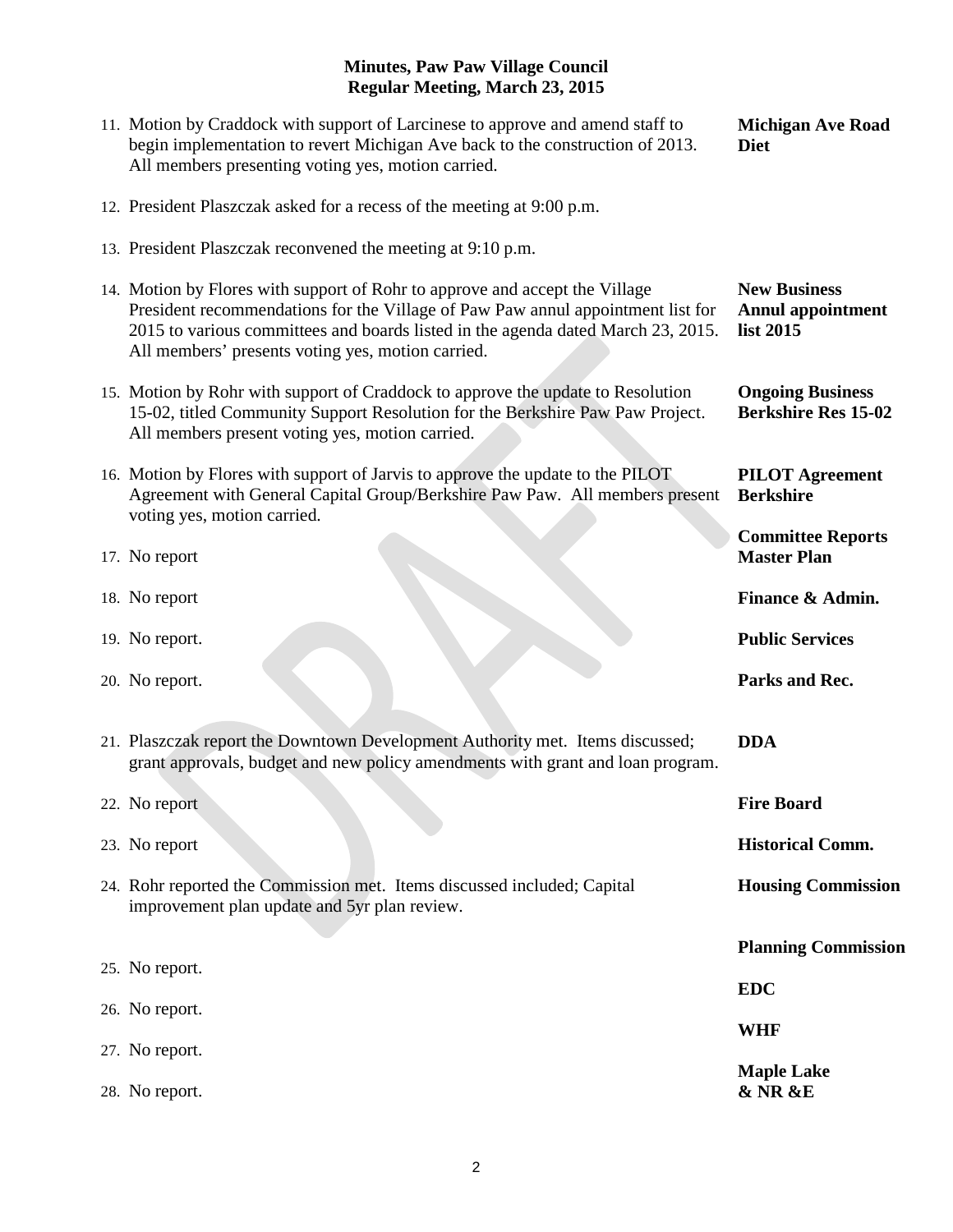**Minutes, Paw Paw Village Council**
**Regular Meeting, March 23, 2015**

| | | |
|---|---|---|
| 11. | Motion by Craddock with support of Larcinese to approve and amend staff to begin implementation to revert Michigan Ave back to the construction of 2013. All members presenting voting yes, motion carried. | **Michigan Ave Road Diet** |
| 12. | President Plaszczak asked for a recess of the meeting at 9:00 p.m. | |
| 13. | President Plaszczak reconvened the meeting at 9:10 p.m. | |
| 14. | Motion by Flores with support of Rohr to approve and accept the Village President recommendations for the Village of Paw Paw annul appointment list for 2015 to various committees and boards listed in the agenda dated March 23, 2015. All members' presents voting yes, motion carried. | **New Business Annul appointment list 2015** |
| 15. | Motion by Rohr with support of Craddock to approve the update to Resolution 15-02, titled Community Support Resolution for the Berkshire Paw Paw Project. All members present voting yes, motion carried. | **Ongoing Business Berkshire Res 15-02** |
| 16. | Motion by Flores with support of Jarvis to approve the update to the PILOT Agreement with General Capital Group/Berkshire Paw Paw. All members present voting yes, motion carried. | **PILOT Agreement Berkshire** |
| | | **Committee Reports** |
| 17. | No report | **Master Plan** |
| 18. | No report | **Finance & Admin.** |
| 19. | No report. | **Public Services** |
| 20. | No report. | **Parks and Rec.** |
| 21. | Plaszczak report the Downtown Development Authority met. Items discussed; grant approvals, budget and new policy amendments with grant and loan program. | **DDA** |
| 22. | No report | **Fire Board** |
| 23. | No report | **Historical Comm.** |
| 24. | Rohr reported the Commission met. Items discussed included; Capital improvement plan update and 5yr plan review. | **Housing Commission** |
| 25. | No report. | **Planning Commission** |
| 26. | No report. | **EDC** |
| 27. | No report. | **WHF** |
| 28. | No report. | **Maple Lake & NR &E** |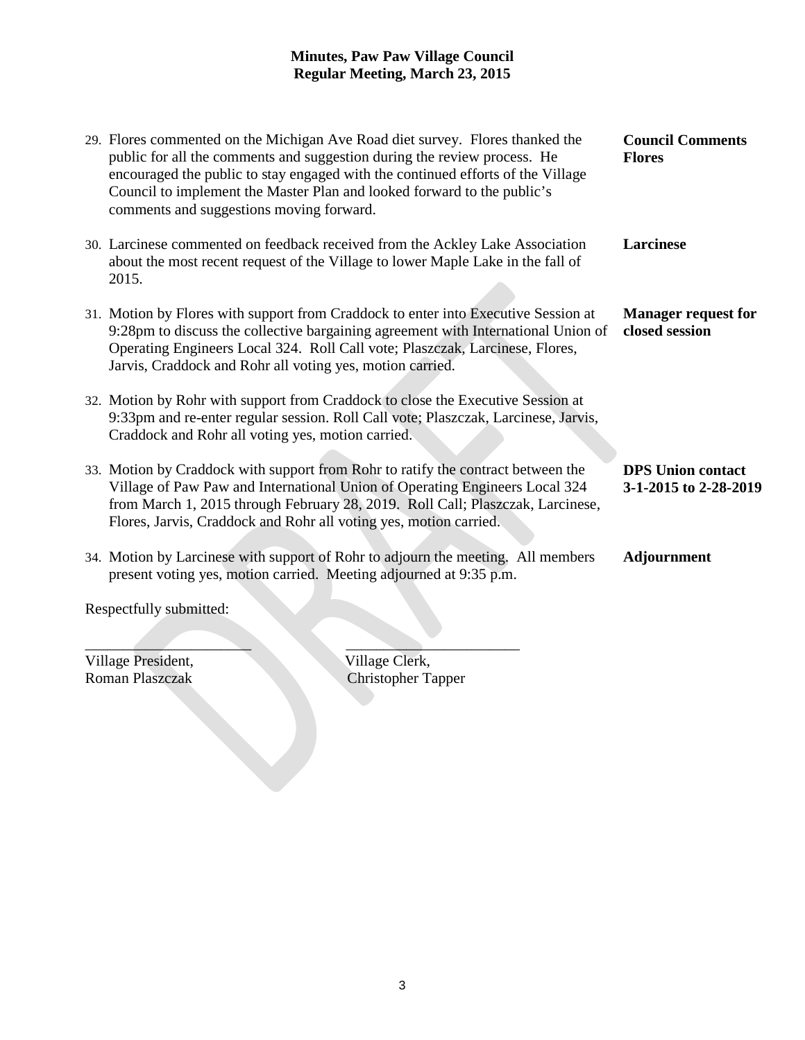**Minutes, Paw Paw Village Council**
**Regular Meeting, March 23, 2015**

29. Flores commented on the Michigan Ave Road diet survey. Flores thanked the public for all the comments and suggestion during the review process. He encouraged the public to stay engaged with the continued efforts of the Village Council to implement the Master Plan and looked forward to the public's comments and suggestions moving forward. — **Council Comments Flores**

30. Larcinese commented on feedback received from the Ackley Lake Association about the most recent request of the Village to lower Maple Lake in the fall of 2015. — **Larcinese**

31. Motion by Flores with support from Craddock to enter into Executive Session at 9:28pm to discuss the collective bargaining agreement with International Union of Operating Engineers Local 324. Roll Call vote; Plaszczak, Larcinese, Flores, Jarvis, Craddock and Rohr all voting yes, motion carried. — **Manager request for closed session**

32. Motion by Rohr with support from Craddock to close the Executive Session at 9:33pm and re-enter regular session. Roll Call vote; Plaszczak, Larcinese, Jarvis, Craddock and Rohr all voting yes, motion carried.

33. Motion by Craddock with support from Rohr to ratify the contract between the Village of Paw Paw and International Union of Operating Engineers Local 324 from March 1, 2015 through February 28, 2019. Roll Call; Plaszczak, Larcinese, Flores, Jarvis, Craddock and Rohr all voting yes, motion carried. — **DPS Union contact 3-1-2015 to 2-28-2019**

34. Motion by Larcinese with support of Rohr to adjourn the meeting. All members present voting yes, motion carried. Meeting adjourned at 9:35 p.m. — **Adjournment**

Respectfully submitted:

______________________ ______________________

Village President, Roman Plaszczak

Village Clerk, Christopher Tapper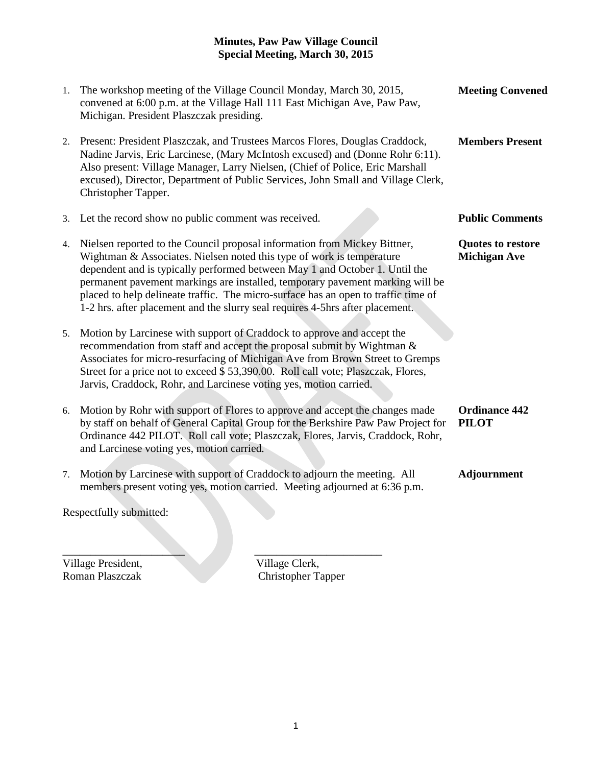**Minutes, Paw Paw Village Council**
**Special Meeting, March 30, 2015**

1. The workshop meeting of the Village Council Monday, March 30, 2015, convened at 6:00 p.m. at the Village Hall 111 East Michigan Ave, Paw Paw, Michigan. President Plaszczak presiding. **Meeting Convened**

2. Present: President Plaszczak, and Trustees Marcos Flores, Douglas Craddock, Nadine Jarvis, Eric Larcinese, (Mary McIntosh excused) and (Donne Rohr 6:11). Also present: Village Manager, Larry Nielsen, (Chief of Police, Eric Marshall excused), Director, Department of Public Services, John Small and Village Clerk, Christopher Tapper. **Members Present**

3. Let the record show no public comment was received. **Public Comments**

4. Nielsen reported to the Council proposal information from Mickey Bittner, Wightman & Associates. Nielsen noted this type of work is temperature dependent and is typically performed between May 1 and October 1. Until the permanent pavement markings are installed, temporary pavement marking will be placed to help delineate traffic. The micro-surface has an open to traffic time of 1-2 hrs. after placement and the slurry seal requires 4-5hrs after placement. **Quotes to restore Michigan Ave**

5. Motion by Larcinese with support of Craddock to approve and accept the recommendation from staff and accept the proposal submit by Wightman & Associates for micro-resurfacing of Michigan Ave from Brown Street to Gremps Street for a price not to exceed $ 53,390.00. Roll call vote; Plaszczak, Flores, Jarvis, Craddock, Rohr, and Larcinese voting yes, motion carried.

6. Motion by Rohr with support of Flores to approve and accept the changes made by staff on behalf of General Capital Group for the Berkshire Paw Paw Project for Ordinance 442 PILOT. Roll call vote; Plaszczak, Flores, Jarvis, Craddock, Rohr, and Larcinese voting yes, motion carried. **Ordinance 442 PILOT**

7. Motion by Larcinese with support of Craddock to adjourn the meeting. All members present voting yes, motion carried. Meeting adjourned at 6:36 p.m. **Adjournment**

Respectfully submitted:

______________________ ______________________
Village President, Village Clerk,
Roman Plaszczak Christopher Tapper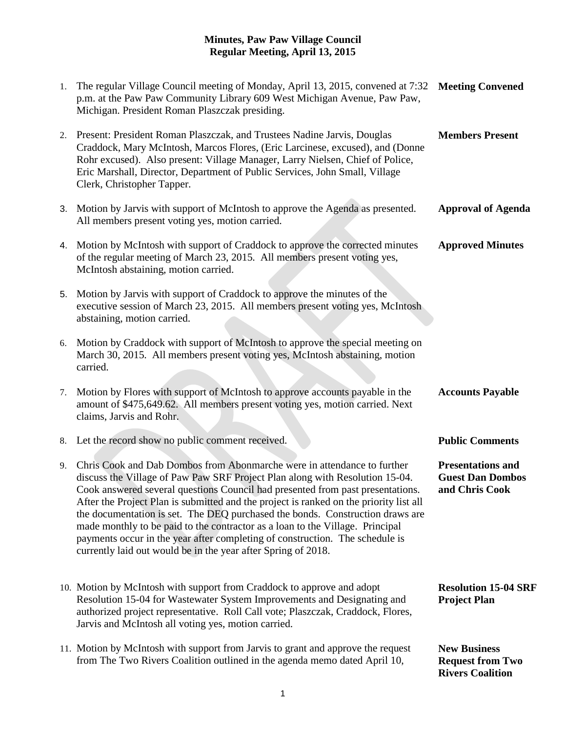# Minutes, Paw Paw Village Council
## Regular Meeting, April 13, 2015

| | | |
|---|---|---|
| 1. | The regular Village Council meeting of Monday, April 13, 2015, convened at 7:32 p.m. at the Paw Paw Community Library 609 West Michigan Avenue, Paw Paw, Michigan. President Roman Plaszczak presiding. | **Meeting Convened** |
| 2. | Present: President Roman Plaszczak, and Trustees Nadine Jarvis, Douglas Craddock, Mary McIntosh, Marcos Flores, (Eric Larcinese, excused), and (Donne Rohr excused). Also present: Village Manager, Larry Nielsen, Chief of Police, Eric Marshall, Director, Department of Public Services, John Small, Village Clerk, Christopher Tapper. | **Members Present** |
| 3. | Motion by Jarvis with support of McIntosh to approve the Agenda as presented. All members present voting yes, motion carried. | **Approval of Agenda** |
| 4. | Motion by McIntosh with support of Craddock to approve the corrected minutes of the regular meeting of March 23, 2015. All members present voting yes, McIntosh abstaining, motion carried. | **Approved Minutes** |
| 5. | Motion by Jarvis with support of Craddock to approve the minutes of the executive session of March 23, 2015. All members present voting yes, McIntosh abstaining, motion carried. | |
| 6. | Motion by Craddock with support of McIntosh to approve the special meeting on March 30, 2015. All members present voting yes, McIntosh abstaining, motion carried. | |
| 7. | Motion by Flores with support of McIntosh to approve accounts payable in the amount of $475,649.62. All members present voting yes, motion carried. Next claims, Jarvis and Rohr. | **Accounts Payable** |
| 8. | Let the record show no public comment received. | **Public Comments** |
| 9. | Chris Cook and Dab Dombos from Abonmarche were in attendance to further discuss the Village of Paw Paw SRF Project Plan along with Resolution 15-04. Cook answered several questions Council had presented from past presentations. After the Project Plan is submitted and the project is ranked on the priority list all the documentation is set. The DEQ purchased the bonds. Construction draws are made monthly to be paid to the contractor as a loan to the Village. Principal payments occur in the year after completing of construction. The schedule is currently laid out would be in the year after Spring of 2018. | **Presentations and Guest Dan Dombos and Chris Cook** |
| 10. | Motion by McIntosh with support from Craddock to approve and adopt Resolution 15-04 for Wastewater System Improvements and Designating and authorized project representative. Roll Call vote; Plaszczak, Craddock, Flores, Jarvis and McIntosh all voting yes, motion carried. | **Resolution 15-04 SRF Project Plan** |
| 11. | Motion by McIntosh with support from Jarvis to grant and approve the request from The Two Rivers Coalition outlined in the agenda memo dated April 10, | **New Business Request from Two Rivers Coalition** |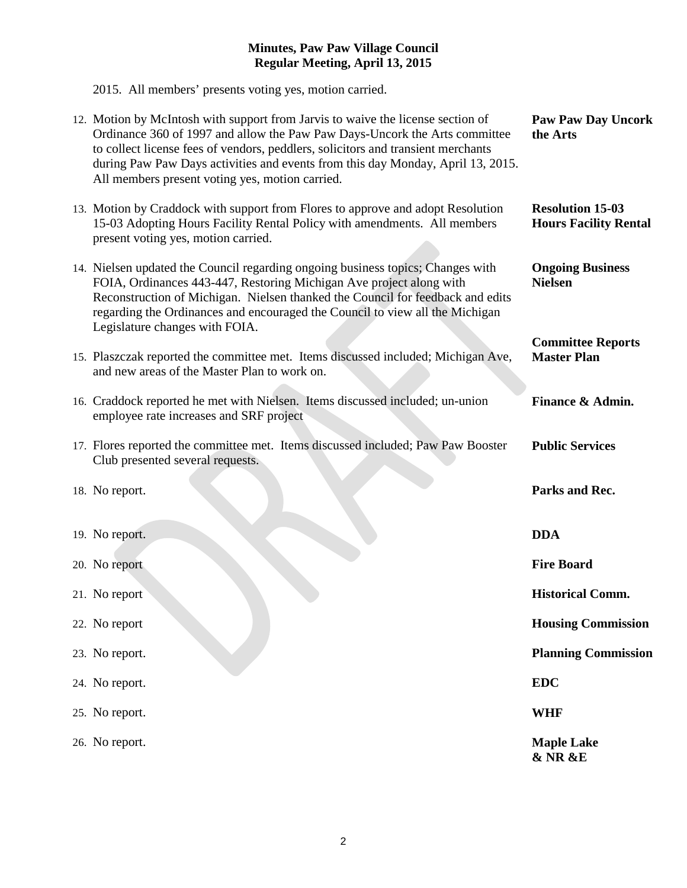2015. All members' presents voting yes, motion carried.

| | | |
|---|---|---|
| 12. | Motion by McIntosh with support from Jarvis to waive the license section of Ordinance 360 of 1997 and allow the Paw Paw Days-Uncork the Arts committee to collect license fees of vendors, peddlers, solicitors and transient merchants during Paw Paw Days activities and events from this day Monday, April 13, 2015. All members present voting yes, motion carried. | **Paw Paw Day Uncork the Arts** |
| 13. | Motion by Craddock with support from Flores to approve and adopt Resolution 15-03 Adopting Hours Facility Rental Policy with amendments. All members present voting yes, motion carried. | **Resolution 15-03 Hours Facility Rental** |
| 14. | Nielsen updated the Council regarding ongoing business topics; Changes with FOIA, Ordinances 443-447, Restoring Michigan Ave project along with Reconstruction of Michigan. Nielsen thanked the Council for feedback and edits regarding the Ordinances and encouraged the Council to view all the Michigan Legislature changes with FOIA. | **Ongoing Business Nielsen** |
| 15. | Plaszczak reported the committee met. Items discussed included; Michigan Ave, and new areas of the Master Plan to work on. | **Committee Reports Master Plan** |
| 16. | Craddock reported he met with Nielsen. Items discussed included; un-union employee rate increases and SRF project | **Finance & Admin.** |
| 17. | Flores reported the committee met. Items discussed included; Paw Paw Booster Club presented several requests. | **Public Services** |
| 18. | No report. | **Parks and Rec.** |
| 19. | No report. | **DDA** |
| 20. | No report | **Fire Board** |
| 21. | No report | **Historical Comm.** |
| 22. | No report | **Housing Commission** |
| 23. | No report. | **Planning Commission** |
| 24. | No report. | **EDC** |
| 25. | No report. | **WHF** |
| 26. | No report. | **Maple Lake & NR &E** |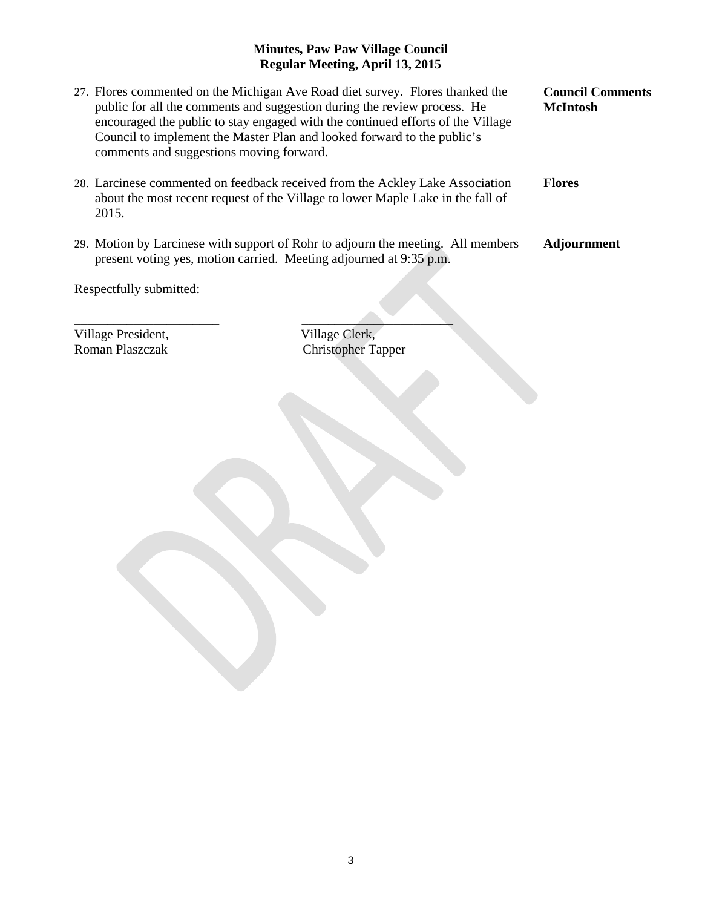**Minutes, Paw Paw Village Council**
**Regular Meeting, April 13, 2015**

27. Flores commented on the Michigan Ave Road diet survey. Flores thanked the public for all the comments and suggestion during the review process. He encouraged the public to stay engaged with the continued efforts of the Village Council to implement the Master Plan and looked forward to the public's comments and suggestions moving forward. — **Council Comments McIntosh**

28. Larcinese commented on feedback received from the Ackley Lake Association about the most recent request of the Village to lower Maple Lake in the fall of 2015. — **Flores**

29. Motion by Larcinese with support of Rohr to adjourn the meeting. All members present voting yes, motion carried. Meeting adjourned at 9:35 p.m. — **Adjournment**

Respectfully submitted:

\_\_\_\_\_\_\_\_\_\_\_\_\_\_\_\_\_\_\_\_\_\_ \_\_\_\_\_\_\_\_\_\_\_\_\_\_\_\_\_\_\_\_\_\_

Village President, Roman Plaszczak

Village Clerk, Christopher Tapper

DRAFT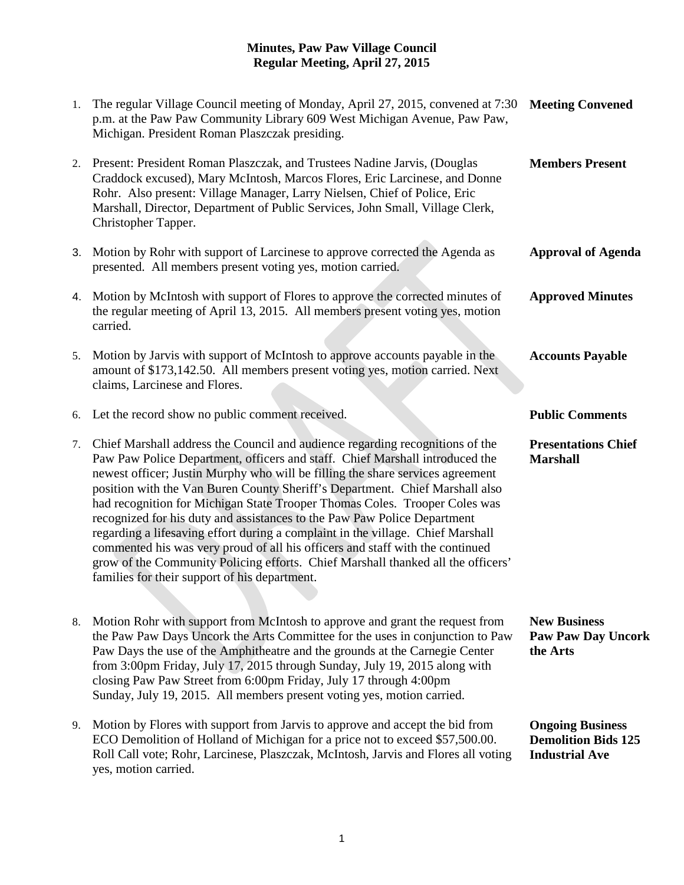**Minutes, Paw Paw Village Council**
**Regular Meeting, April 27, 2015**

| | | |
|---|---|---|
| 1. | The regular Village Council meeting of Monday, April 27, 2015, convened at 7:30 p.m. at the Paw Paw Community Library 609 West Michigan Avenue, Paw Paw, Michigan. President Roman Plaszczak presiding. | **Meeting Convened** |
| 2. | Present: President Roman Plaszczak, and Trustees Nadine Jarvis, (Douglas Craddock excused), Mary McIntosh, Marcos Flores, Eric Larcinese, and Donne Rohr. Also present: Village Manager, Larry Nielsen, Chief of Police, Eric Marshall, Director, Department of Public Services, John Small, Village Clerk, Christopher Tapper. | **Members Present** |
| 3. | Motion by Rohr with support of Larcinese to approve corrected the Agenda as presented. All members present voting yes, motion carried. | **Approval of Agenda** |
| 4. | Motion by McIntosh with support of Flores to approve the corrected minutes of the regular meeting of April 13, 2015. All members present voting yes, motion carried. | **Approved Minutes** |
| 5. | Motion by Jarvis with support of McIntosh to approve accounts payable in the amount of $173,142.50. All members present voting yes, motion carried. Next claims, Larcinese and Flores. | **Accounts Payable** |
| 6. | Let the record show no public comment received. | **Public Comments** |
| 7. | Chief Marshall address the Council and audience regarding recognitions of the Paw Paw Police Department, officers and staff. Chief Marshall introduced the newest officer; Justin Murphy who will be filling the share services agreement position with the Van Buren County Sheriff's Department. Chief Marshall also had recognition for Michigan State Trooper Thomas Coles. Trooper Coles was recognized for his duty and assistances to the Paw Paw Police Department regarding a lifesaving effort during a complaint in the village. Chief Marshall commented his was very proud of all his officers and staff with the continued grow of the Community Policing efforts. Chief Marshall thanked all the officers' families for their support of his department. | **Presentations Chief Marshall** |
| 8. | Motion Rohr with support from McIntosh to approve and grant the request from the Paw Paw Days Uncork the Arts Committee for the uses in conjunction to Paw Paw Days the use of the Amphitheatre and the grounds at the Carnegie Center from 3:00pm Friday, July 17, 2015 through Sunday, July 19, 2015 along with closing Paw Paw Street from 6:00pm Friday, July 17 through 4:00pm Sunday, July 19, 2015. All members present voting yes, motion carried. | **New Business Paw Paw Day Uncork the Arts** |
| 9. | Motion by Flores with support from Jarvis to approve and accept the bid from ECO Demolition of Holland of Michigan for a price not to exceed $57,500.00. Roll Call vote; Rohr, Larcinese, Plaszczak, McIntosh, Jarvis and Flores all voting yes, motion carried. | **Ongoing Business Demolition Bids 125 Industrial Ave** |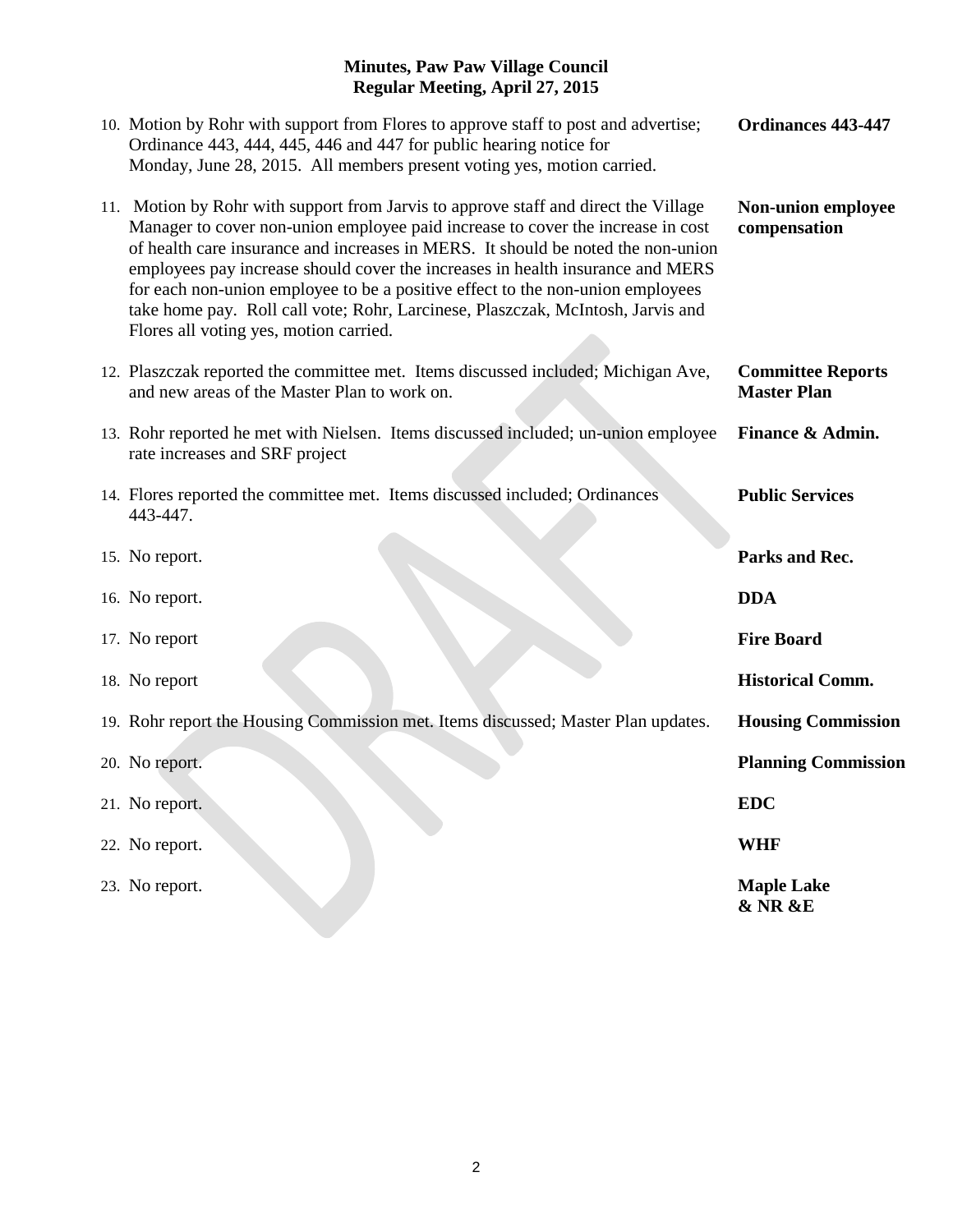**Minutes, Paw Paw Village Council**
**Regular Meeting, April 27, 2015**

| | | |
|---|---|---|
| 10. | Motion by Rohr with support from Flores to approve staff to post and advertise; Ordinance 443, 444, 445, 446 and 447 for public hearing notice for Monday, June 28, 2015. All members present voting yes, motion carried. | **Ordinances 443-447** |
| 11. | Motion by Rohr with support from Jarvis to approve staff and direct the Village Manager to cover non-union employee paid increase to cover the increase in cost of health care insurance and increases in MERS. It should be noted the non-union employees pay increase should cover the increases in health insurance and MERS for each non-union employee to be a positive effect to the non-union employees take home pay. Roll call vote; Rohr, Larcinese, Plaszczak, McIntosh, Jarvis and Flores all voting yes, motion carried. | **Non-union employee compensation** |
| 12. | Plaszczak reported the committee met. Items discussed included; Michigan Ave, and new areas of the Master Plan to work on. | **Committee Reports Master Plan** |
| 13. | Rohr reported he met with Nielsen. Items discussed included; un-union employee rate increases and SRF project | **Finance & Admin.** |
| 14. | Flores reported the committee met. Items discussed included; Ordinances 443-447. | **Public Services** |
| 15. | No report. | **Parks and Rec.** |
| 16. | No report. | **DDA** |
| 17. | No report | **Fire Board** |
| 18. | No report | **Historical Comm.** |
| 19. | Rohr report the Housing Commission met. Items discussed; Master Plan updates. | **Housing Commission** |
| 20. | No report. | **Planning Commission** |
| 21. | No report. | **EDC** |
| 22. | No report. | **WHF** |
| 23. | No report. | **Maple Lake & NR &E** |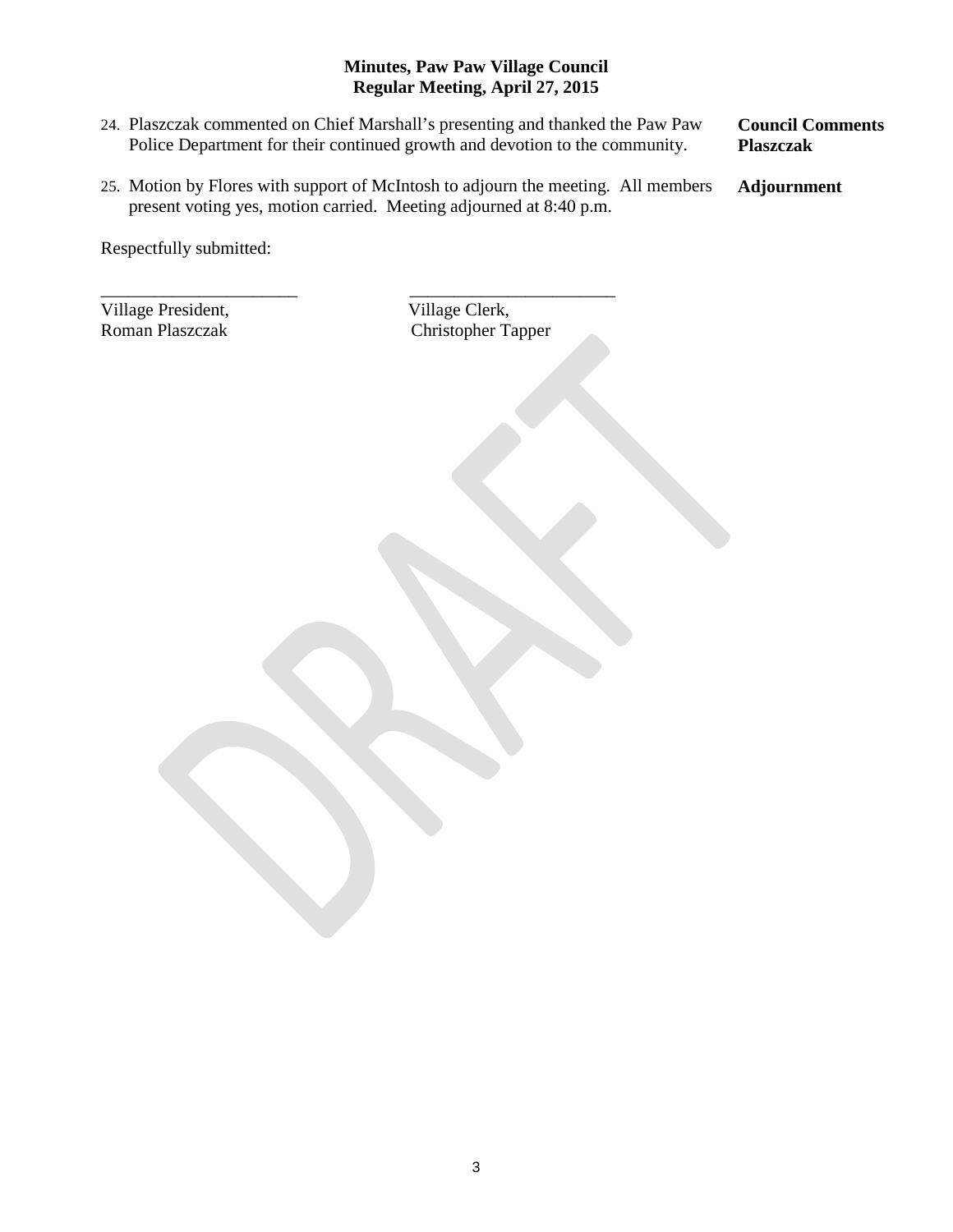**Minutes, Paw Paw Village Council**
**Regular Meeting, April 27, 2015**

24. Plaszczak commented on Chief Marshall's presenting and thanked the Paw Paw Police Department for their continued growth and devotion to the community. — **Council Comments Plaszczak**

25. Motion by Flores with support of McIntosh to adjourn the meeting. All members present voting yes, motion carried. Meeting adjourned at 8:40 p.m. — **Adjournment**

Respectfully submitted:

______________________ ______________________

Village President, Roman Plaszczak

Village Clerk, Christopher Tapper

DRAFT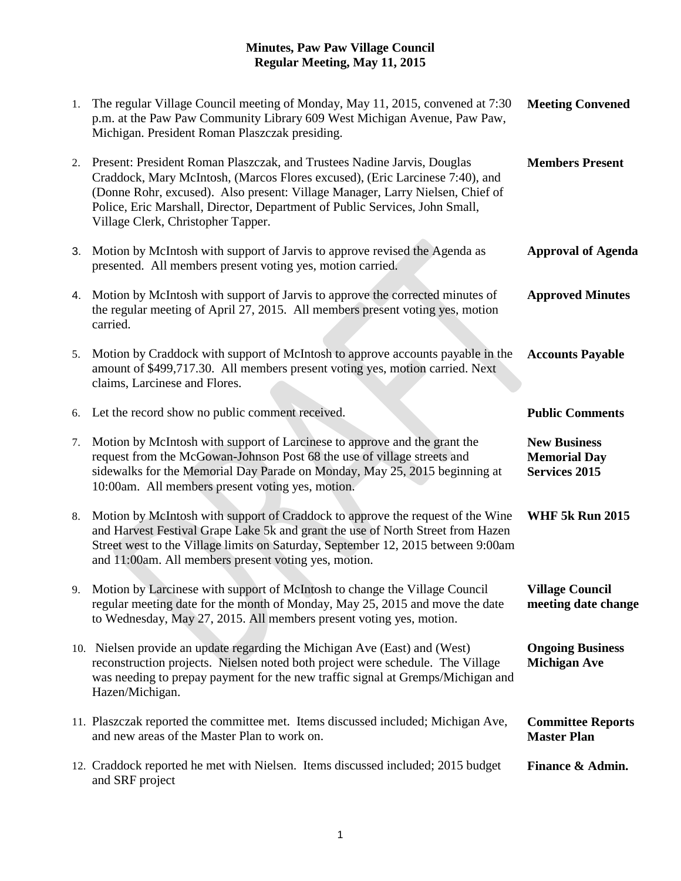# Minutes, Paw Paw Village Council
## Regular Meeting, May 11, 2015

| | | |
|---|---|---|
| 1. | The regular Village Council meeting of Monday, May 11, 2015, convened at 7:30 p.m. at the Paw Paw Community Library 609 West Michigan Avenue, Paw Paw, Michigan. President Roman Plaszczak presiding. | **Meeting Convened** |
| 2. | Present: President Roman Plaszczak, and Trustees Nadine Jarvis, Douglas Craddock, Mary McIntosh, (Marcos Flores excused), (Eric Larcinese 7:40), and (Donne Rohr, excused). Also present: Village Manager, Larry Nielsen, Chief of Police, Eric Marshall, Director, Department of Public Services, John Small, Village Clerk, Christopher Tapper. | **Members Present** |
| 3. | Motion by McIntosh with support of Jarvis to approve revised the Agenda as presented. All members present voting yes, motion carried. | **Approval of Agenda** |
| 4. | Motion by McIntosh with support of Jarvis to approve the corrected minutes of the regular meeting of April 27, 2015. All members present voting yes, motion carried. | **Approved Minutes** |
| 5. | Motion by Craddock with support of McIntosh to approve accounts payable in the amount of $499,717.30. All members present voting yes, motion carried. Next claims, Larcinese and Flores. | **Accounts Payable** |
| 6. | Let the record show no public comment received. | **Public Comments** |
| 7. | Motion by McIntosh with support of Larcinese to approve and the grant the request from the McGowan-Johnson Post 68 the use of village streets and sidewalks for the Memorial Day Parade on Monday, May 25, 2015 beginning at 10:00am. All members present voting yes, motion. | **New Business Memorial Day Services 2015** |
| 8. | Motion by McIntosh with support of Craddock to approve the request of the Wine and Harvest Festival Grape Lake 5k and grant the use of North Street from Hazen Street west to the Village limits on Saturday, September 12, 2015 between 9:00am and 11:00am. All members present voting yes, motion. | **WHF 5k Run 2015** |
| 9. | Motion by Larcinese with support of McIntosh to change the Village Council regular meeting date for the month of Monday, May 25, 2015 and move the date to Wednesday, May 27, 2015. All members present voting yes, motion. | **Village Council meeting date change** |
| 10. | Nielsen provide an update regarding the Michigan Ave (East) and (West) reconstruction projects. Nielsen noted both project were schedule. The Village was needing to prepay payment for the new traffic signal at Gremps/Michigan and Hazen/Michigan. | **Ongoing Business Michigan Ave** |
| 11. | Plaszczak reported the committee met. Items discussed included; Michigan Ave, and new areas of the Master Plan to work on. | **Committee Reports Master Plan** |
| 12. | Craddock reported he met with Nielsen. Items discussed included; 2015 budget and SRF project | **Finance & Admin.** |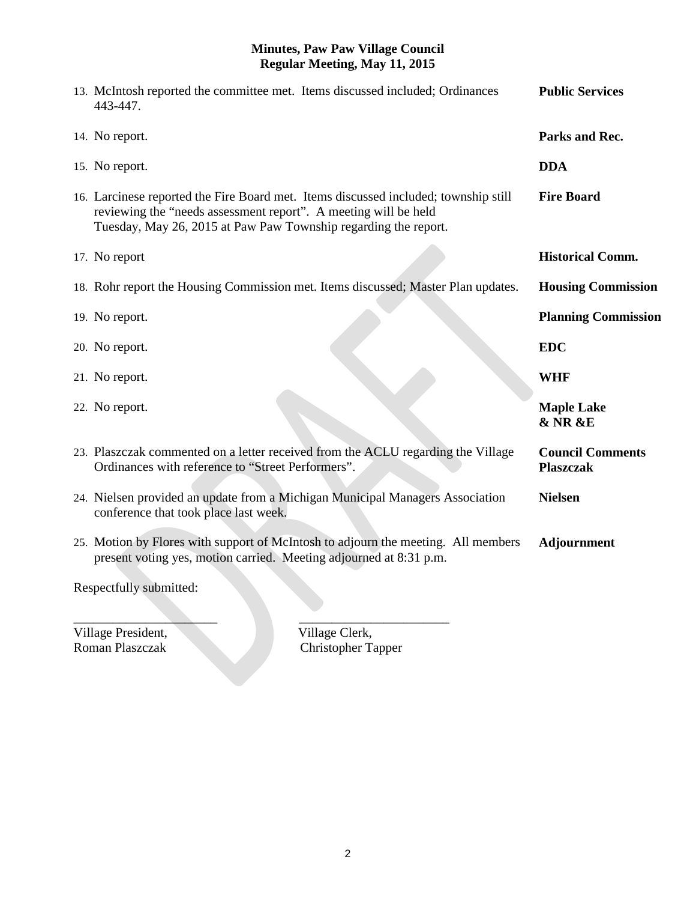**Minutes, Paw Paw Village Council**
**Regular Meeting, May 11, 2015**

| | |
|---|---|
| 13. McIntosh reported the committee met. Items discussed included; Ordinances 443-447. | **Public Services** |
| 14. No report. | **Parks and Rec.** |
| 15. No report. | **DDA** |
| 16. Larcinese reported the Fire Board met. Items discussed included; township still reviewing the "needs assessment report". A meeting will be held Tuesday, May 26, 2015 at Paw Paw Township regarding the report. | **Fire Board** |
| 17. No report | **Historical Comm.** |
| 18. Rohr report the Housing Commission met. Items discussed; Master Plan updates. | **Housing Commission** |
| 19. No report. | **Planning Commission** |
| 20. No report. | **EDC** |
| 21. No report. | **WHF** |
| 22. No report. | **Maple Lake & NR &E** |
| 23. Plaszczak commented on a letter received from the ACLU regarding the Village Ordinances with reference to "Street Performers". | **Council Comments Plaszczak** |
| 24. Nielsen provided an update from a Michigan Municipal Managers Association conference that took place last week. | **Nielsen** |
| 25. Motion by Flores with support of McIntosh to adjourn the meeting. All members present voting yes, motion carried. Meeting adjourned at 8:31 p.m. | **Adjournment** |

Respectfully submitted:

\_\_\_\_\_\_\_\_\_\_\_\_\_\_\_\_\_\_\_\_\_\_ \_\_\_\_\_\_\_\_\_\_\_\_\_\_\_\_\_\_\_\_\_\_\_

Village President, Roman Plaszczak

Village Clerk, Christopher Tapper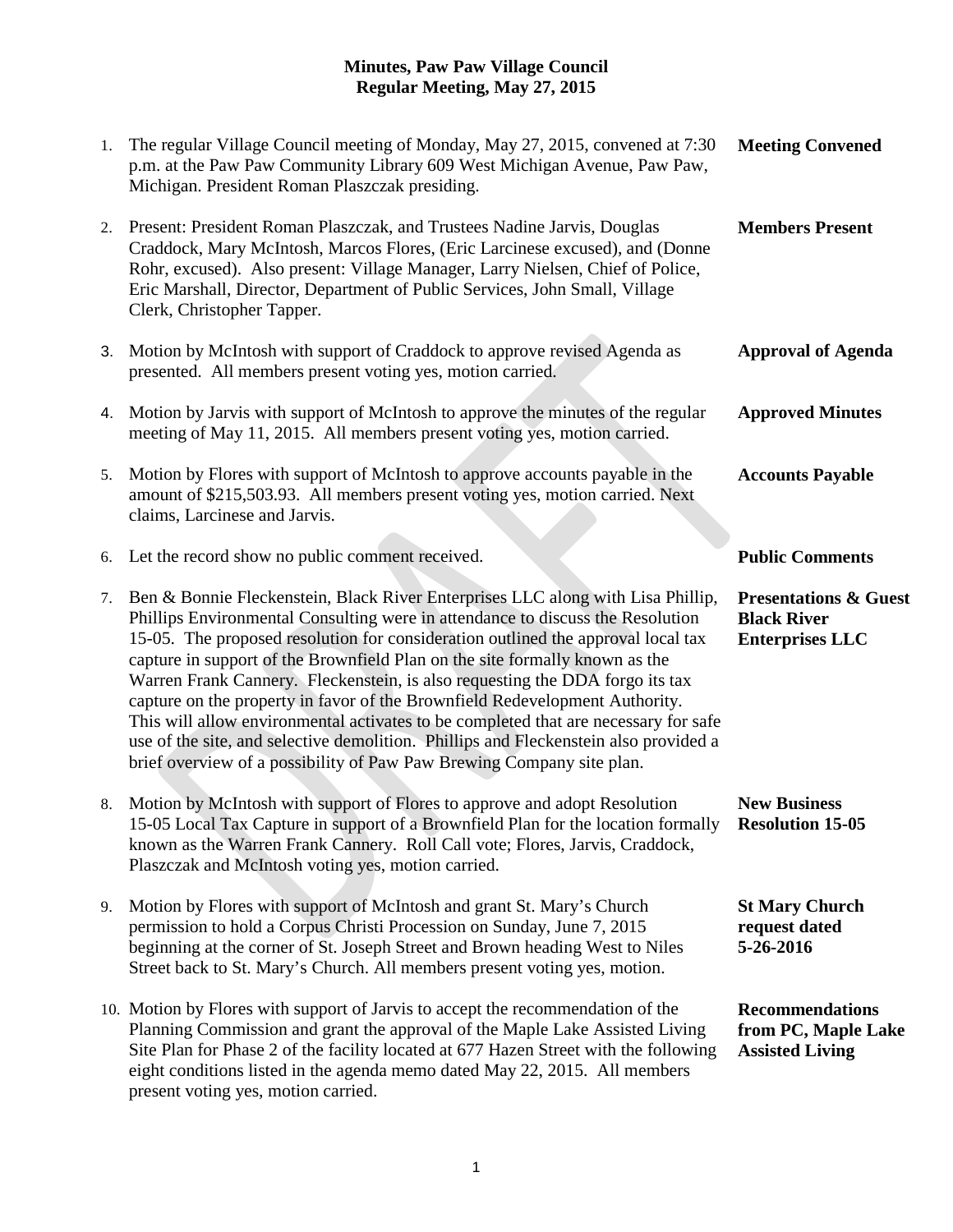## Minutes, Paw Paw Village Council
## Regular Meeting, May 27, 2015

| | | |
|---|---|---|
| 1. | The regular Village Council meeting of Monday, May 27, 2015, convened at 7:30 p.m. at the Paw Paw Community Library 609 West Michigan Avenue, Paw Paw, Michigan. President Roman Plaszczak presiding. | **Meeting Convened** |
| 2. | Present: President Roman Plaszczak, and Trustees Nadine Jarvis, Douglas Craddock, Mary McIntosh, Marcos Flores, (Eric Larcinese excused), and (Donne Rohr, excused). Also present: Village Manager, Larry Nielsen, Chief of Police, Eric Marshall, Director, Department of Public Services, John Small, Village Clerk, Christopher Tapper. | **Members Present** |
| 3. | Motion by McIntosh with support of Craddock to approve revised Agenda as presented. All members present voting yes, motion carried. | **Approval of Agenda** |
| 4. | Motion by Jarvis with support of McIntosh to approve the minutes of the regular meeting of May 11, 2015. All members present voting yes, motion carried. | **Approved Minutes** |
| 5. | Motion by Flores with support of McIntosh to approve accounts payable in the amount of $215,503.93. All members present voting yes, motion carried. Next claims, Larcinese and Jarvis. | **Accounts Payable** |
| 6. | Let the record show no public comment received. | **Public Comments** |
| 7. | Ben & Bonnie Fleckenstein, Black River Enterprises LLC along with Lisa Phillip, Phillips Environmental Consulting were in attendance to discuss the Resolution 15-05. The proposed resolution for consideration outlined the approval local tax capture in support of the Brownfield Plan on the site formally known as the Warren Frank Cannery. Fleckenstein, is also requesting the DDA forgo its tax capture on the property in favor of the Brownfield Redevelopment Authority. This will allow environmental activates to be completed that are necessary for safe use of the site, and selective demolition. Phillips and Fleckenstein also provided a brief overview of a possibility of Paw Paw Brewing Company site plan. | **Presentations & Guest Black River Enterprises LLC** |
| 8. | Motion by McIntosh with support of Flores to approve and adopt Resolution 15-05 Local Tax Capture in support of a Brownfield Plan for the location formally known as the Warren Frank Cannery. Roll Call vote; Flores, Jarvis, Craddock, Plaszczak and McIntosh voting yes, motion carried. | **New Business Resolution 15-05** |
| 9. | Motion by Flores with support of McIntosh and grant St. Mary's Church permission to hold a Corpus Christi Procession on Sunday, June 7, 2015 beginning at the corner of St. Joseph Street and Brown heading West to Niles Street back to St. Mary's Church. All members present voting yes, motion. | **St Mary Church request dated 5-26-2016** |
| 10. | Motion by Flores with support of Jarvis to accept the recommendation of the Planning Commission and grant the approval of the Maple Lake Assisted Living Site Plan for Phase 2 of the facility located at 677 Hazen Street with the following eight conditions listed in the agenda memo dated May 22, 2015. All members present voting yes, motion carried. | **Recommendations from PC, Maple Lake Assisted Living** |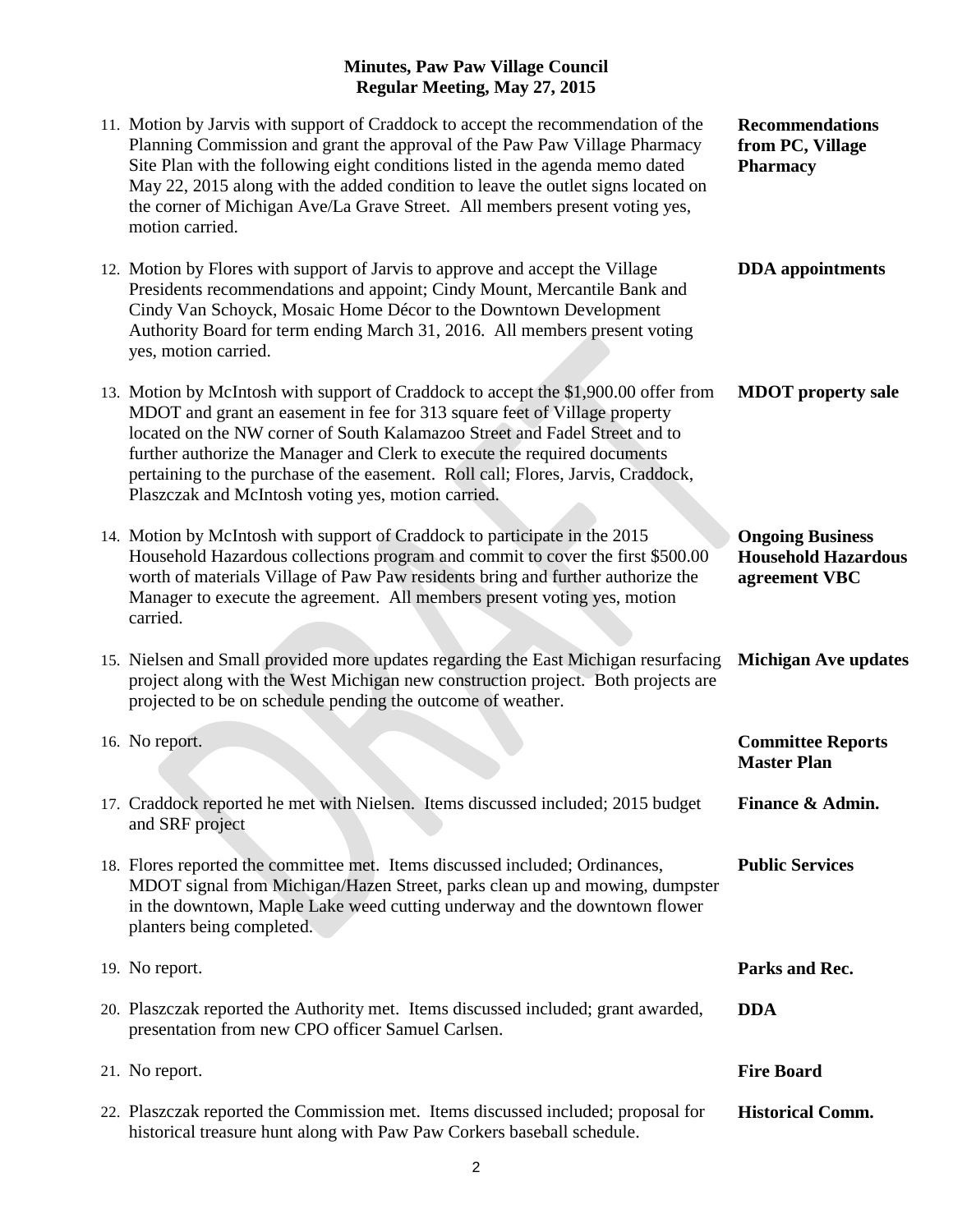**Minutes, Paw Paw Village Council**
**Regular Meeting, May 27, 2015**

| | |
|---|---|
| 11. Motion by Jarvis with support of Craddock to accept the recommendation of the Planning Commission and grant the approval of the Paw Paw Village Pharmacy Site Plan with the following eight conditions listed in the agenda memo dated May 22, 2015 along with the added condition to leave the outlet signs located on the corner of Michigan Ave/La Grave Street. All members present voting yes, motion carried. | **Recommendations from PC, Village Pharmacy** |
| 12. Motion by Flores with support of Jarvis to approve and accept the Village Presidents recommendations and appoint; Cindy Mount, Mercantile Bank and Cindy Van Schoyck, Mosaic Home Décor to the Downtown Development Authority Board for term ending March 31, 2016. All members present voting yes, motion carried. | **DDA appointments** |
| 13. Motion by McIntosh with support of Craddock to accept the $1,900.00 offer from MDOT and grant an easement in fee for 313 square feet of Village property located on the NW corner of South Kalamazoo Street and Fadel Street and to further authorize the Manager and Clerk to execute the required documents pertaining to the purchase of the easement. Roll call; Flores, Jarvis, Craddock, Plaszczak and McIntosh voting yes, motion carried. | **MDOT property sale** |
| 14. Motion by McIntosh with support of Craddock to participate in the 2015 Household Hazardous collections program and commit to cover the first $500.00 worth of materials Village of Paw Paw residents bring and further authorize the Manager to execute the agreement. All members present voting yes, motion carried. | **Ongoing Business Household Hazardous agreement VBC** |
| 15. Nielsen and Small provided more updates regarding the East Michigan resurfacing project along with the West Michigan new construction project. Both projects are projected to be on schedule pending the outcome of weather. | **Michigan Ave updates** |
| 16. No report. | **Committee Reports Master Plan** |
| 17. Craddock reported he met with Nielsen. Items discussed included; 2015 budget and SRF project | **Finance & Admin.** |
| 18. Flores reported the committee met. Items discussed included; Ordinances, MDOT signal from Michigan/Hazen Street, parks clean up and mowing, dumpster in the downtown, Maple Lake weed cutting underway and the downtown flower planters being completed. | **Public Services** |
| 19. No report. | **Parks and Rec.** |
| 20. Plaszczak reported the Authority met. Items discussed included; grant awarded, presentation from new CPO officer Samuel Carlsen. | **DDA** |
| 21. No report. | **Fire Board** |
| 22. Plaszczak reported the Commission met. Items discussed included; proposal for historical treasure hunt along with Paw Paw Corkers baseball schedule. | **Historical Comm.** |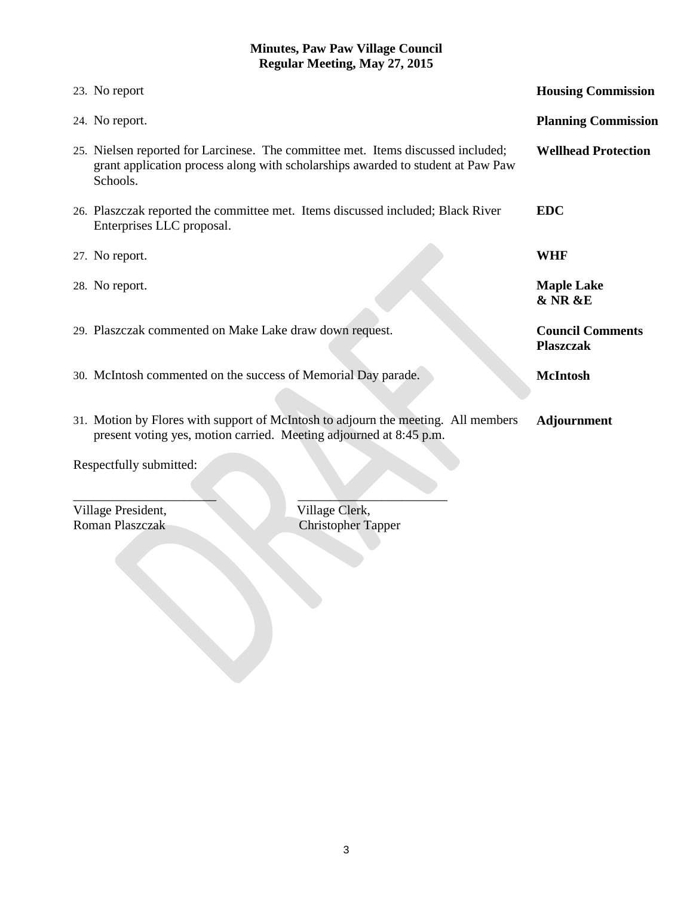**Minutes, Paw Paw Village Council**
**Regular Meeting, May 27, 2015**

| | |
|---|---|
| 23. No report | **Housing Commission** |
| 24. No report. | **Planning Commission** |
| 25. Nielsen reported for Larcinese. The committee met. Items discussed included; grant application process along with scholarships awarded to student at Paw Paw Schools. | **Wellhead Protection** |
| 26. Plaszczak reported the committee met. Items discussed included; Black River Enterprises LLC proposal. | **EDC** |
| 27. No report. | **WHF** |
| 28. No report. | **Maple Lake & NR &E** |
| 29. Plaszczak commented on Make Lake draw down request. | **Council Comments Plaszczak** |
| 30. McIntosh commented on the success of Memorial Day parade. | **McIntosh** |
| 31. Motion by Flores with support of McIntosh to adjourn the meeting. All members present voting yes, motion carried. Meeting adjourned at 8:45 p.m. | **Adjournment** |

Respectfully submitted:

______________________ ______________________

Village President, Roman Plaszczak

Village Clerk, Christopher Tapper

DRAFT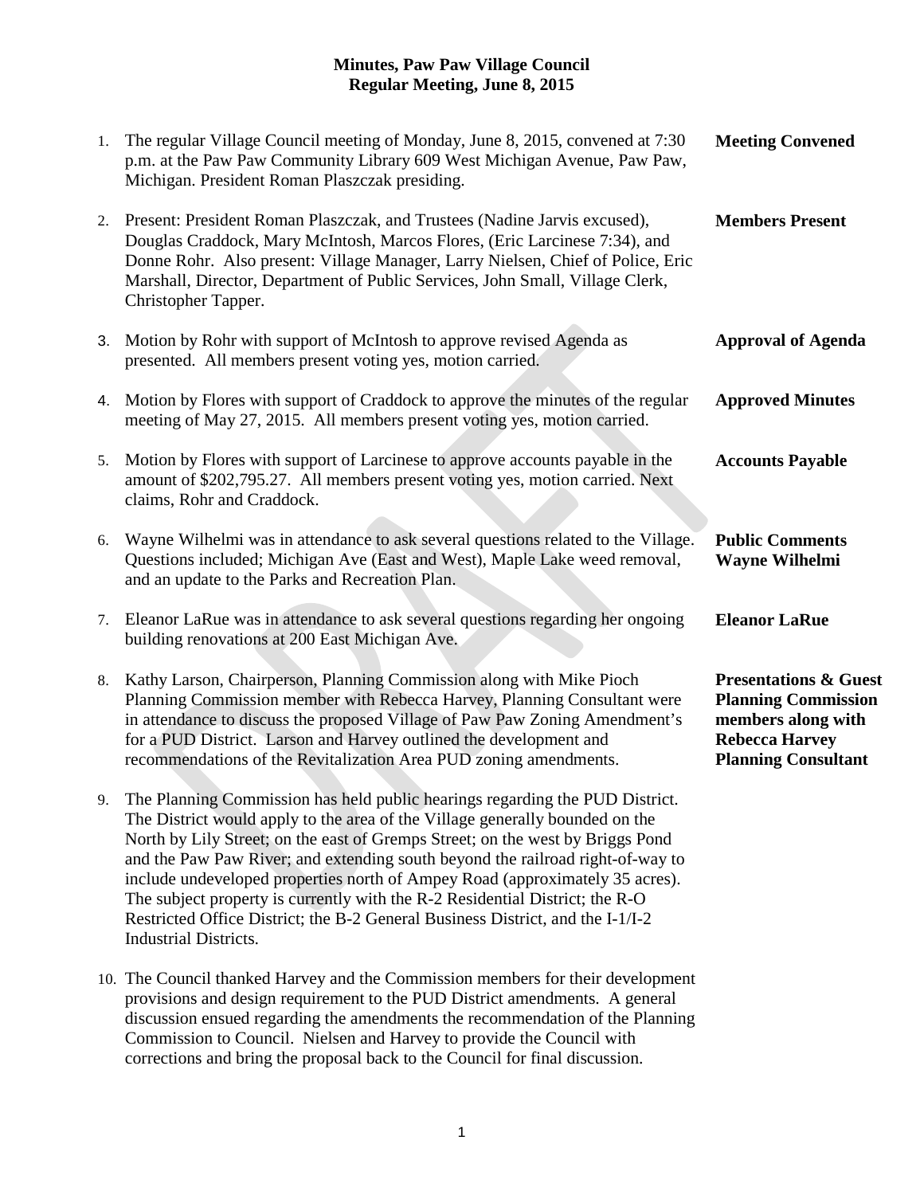**Minutes, Paw Paw Village Council**
**Regular Meeting, June 8, 2015**

1. The regular Village Council meeting of Monday, June 8, 2015, convened at 7:30 p.m. at the Paw Paw Community Library 609 West Michigan Avenue, Paw Paw, Michigan. President Roman Plaszczak presiding. — **Meeting Convened**

2. Present: President Roman Plaszczak, and Trustees (Nadine Jarvis excused), Douglas Craddock, Mary McIntosh, Marcos Flores, (Eric Larcinese 7:34), and Donne Rohr. Also present: Village Manager, Larry Nielsen, Chief of Police, Eric Marshall, Director, Department of Public Services, John Small, Village Clerk, Christopher Tapper. — **Members Present**

3. Motion by Rohr with support of McIntosh to approve revised Agenda as presented. All members present voting yes, motion carried. — **Approval of Agenda**

4. Motion by Flores with support of Craddock to approve the minutes of the regular meeting of May 27, 2015. All members present voting yes, motion carried. — **Approved Minutes**

5. Motion by Flores with support of Larcinese to approve accounts payable in the amount of $202,795.27. All members present voting yes, motion carried. Next claims, Rohr and Craddock. — **Accounts Payable**

6. Wayne Wilhelmi was in attendance to ask several questions related to the Village. Questions included; Michigan Ave (East and West), Maple Lake weed removal, and an update to the Parks and Recreation Plan. — **Public Comments Wayne Wilhelmi**

7. Eleanor LaRue was in attendance to ask several questions regarding her ongoing building renovations at 200 East Michigan Ave. — **Eleanor LaRue**

8. Kathy Larson, Chairperson, Planning Commission along with Mike Pioch Planning Commission member with Rebecca Harvey, Planning Consultant were in attendance to discuss the proposed Village of Paw Paw Zoning Amendment's for a PUD District. Larson and Harvey outlined the development and recommendations of the Revitalization Area PUD zoning amendments. — **Presentations & Guest Planning Commission members along with Rebecca Harvey Planning Consultant**

9. The Planning Commission has held public hearings regarding the PUD District. The District would apply to the area of the Village generally bounded on the North by Lily Street; on the east of Gremps Street; on the west by Briggs Pond and the Paw Paw River; and extending south beyond the railroad right-of-way to include undeveloped properties north of Ampey Road (approximately 35 acres). The subject property is currently with the R-2 Residential District; the R-O Restricted Office District; the B-2 General Business District, and the I-1/I-2 Industrial Districts.

10. The Council thanked Harvey and the Commission members for their development provisions and design requirement to the PUD District amendments. A general discussion ensued regarding the amendments the recommendation of the Planning Commission to Council. Nielsen and Harvey to provide the Council with corrections and bring the proposal back to the Council for final discussion.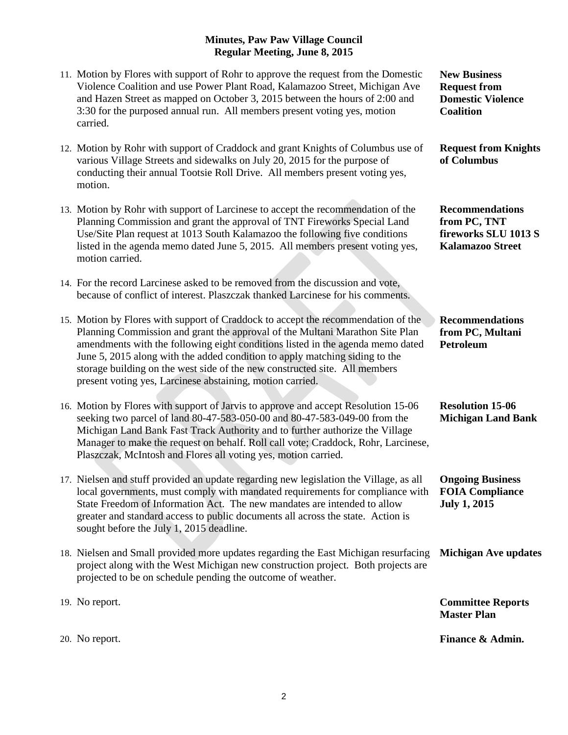**Minutes, Paw Paw Village Council**
**Regular Meeting, June 8, 2015**

11. Motion by Flores with support of Rohr to approve the request from the Domestic Violence Coalition and use Power Plant Road, Kalamazoo Street, Michigan Ave and Hazen Street as mapped on October 3, 2015 between the hours of 2:00 and 3:30 for the purposed annual run. All members present voting yes, motion carried. — **New Business Request from Domestic Violence Coalition**

12. Motion by Rohr with support of Craddock and grant Knights of Columbus use of various Village Streets and sidewalks on July 20, 2015 for the purpose of conducting their annual Tootsie Roll Drive. All members present voting yes, motion. — **Request from Knights of Columbus**

13. Motion by Rohr with support of Larcinese to accept the recommendation of the Planning Commission and grant the approval of TNT Fireworks Special Land Use/Site Plan request at 1013 South Kalamazoo the following five conditions listed in the agenda memo dated June 5, 2015. All members present voting yes, motion carried. — **Recommendations from PC, TNT fireworks SLU 1013 S Kalamazoo Street**

14. For the record Larcinese asked to be removed from the discussion and vote, because of conflict of interest. Plaszczak thanked Larcinese for his comments.

15. Motion by Flores with support of Craddock to accept the recommendation of the Planning Commission and grant the approval of the Multani Marathon Site Plan amendments with the following eight conditions listed in the agenda memo dated June 5, 2015 along with the added condition to apply matching siding to the storage building on the west side of the new constructed site. All members present voting yes, Larcinese abstaining, motion carried. — **Recommendations from PC, Multani Petroleum**

16. Motion by Flores with support of Jarvis to approve and accept Resolution 15-06 seeking two parcel of land 80-47-583-050-00 and 80-47-583-049-00 from the Michigan Land Bank Fast Track Authority and to further authorize the Village Manager to make the request on behalf. Roll call vote; Craddock, Rohr, Larcinese, Plaszczak, McIntosh and Flores all voting yes, motion carried. — **Resolution 15-06 Michigan Land Bank**

17. Nielsen and stuff provided an update regarding new legislation the Village, as all local governments, must comply with mandated requirements for compliance with State Freedom of Information Act. The new mandates are intended to allow greater and standard access to public documents all across the state. Action is sought before the July 1, 2015 deadline. — **Ongoing Business FOIA Compliance July 1, 2015**

18. Nielsen and Small provided more updates regarding the East Michigan resurfacing project along with the West Michigan new construction project. Both projects are projected to be on schedule pending the outcome of weather. — **Michigan Ave updates**

19. No report. — **Committee Reports Master Plan**

20. No report. — **Finance & Admin.**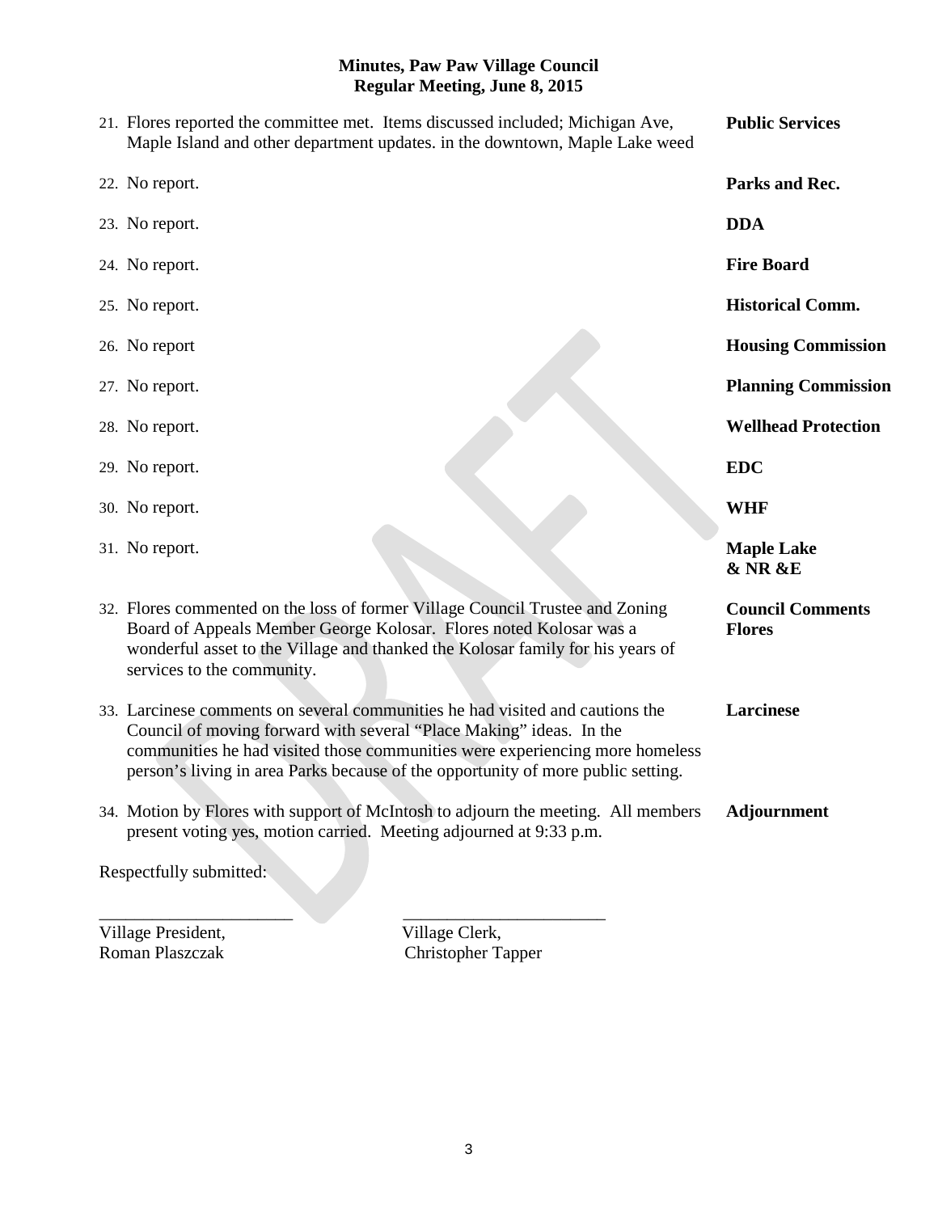**Minutes, Paw Paw Village Council**
**Regular Meeting, June 8, 2015**

| | |
|---|---|
| 21. Flores reported the committee met. Items discussed included; Michigan Ave, Maple Island and other department updates. in the downtown, Maple Lake weed | **Public Services** |
| 22. No report. | **Parks and Rec.** |
| 23. No report. | **DDA** |
| 24. No report. | **Fire Board** |
| 25. No report. | **Historical Comm.** |
| 26. No report | **Housing Commission** |
| 27. No report. | **Planning Commission** |
| 28. No report. | **Wellhead Protection** |
| 29. No report. | **EDC** |
| 30. No report. | **WHF** |
| 31. No report. | **Maple Lake & NR &E** |
| 32. Flores commented on the loss of former Village Council Trustee and Zoning Board of Appeals Member George Kolosar. Flores noted Kolosar was a wonderful asset to the Village and thanked the Kolosar family for his years of services to the community. | **Council Comments Flores** |
| 33. Larcinese comments on several communities he had visited and cautions the Council of moving forward with several "Place Making" ideas. In the communities he had visited those communities were experiencing more homeless person's living in area Parks because of the opportunity of more public setting. | **Larcinese** |
| 34. Motion by Flores with support of McIntosh to adjourn the meeting. All members present voting yes, motion carried. Meeting adjourned at 9:33 p.m. | **Adjournment** |

Respectfully submitted:

______________________ ______________________

Village President, Roman Plaszczak

Village Clerk, Christopher Tapper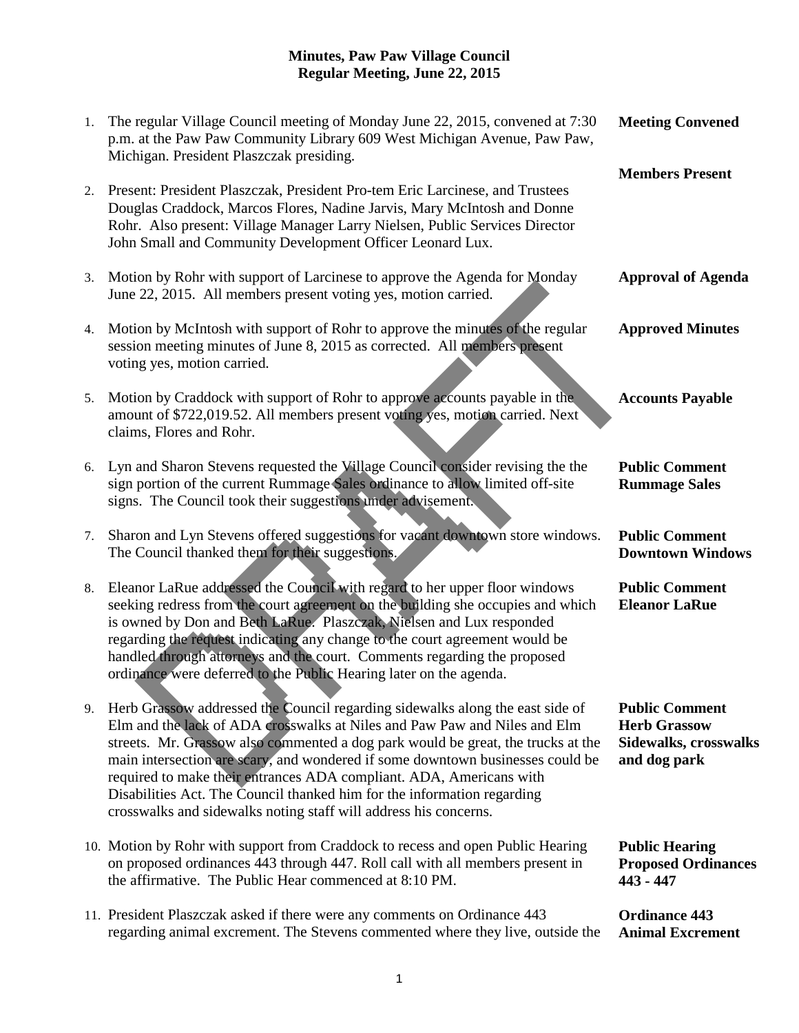# Minutes, Paw Paw Village Council
## Regular Meeting, June 22, 2015

1. The regular Village Council meeting of Monday June 22, 2015, convened at 7:30 p.m. at the Paw Paw Community Library 609 West Michigan Avenue, Paw Paw, Michigan. President Plaszczak presiding. — **Meeting Convened**

2. Present: President Plaszczak, President Pro-tem Eric Larcinese, and Trustees Douglas Craddock, Marcos Flores, Nadine Jarvis, Mary McIntosh and Donne Rohr. Also present: Village Manager Larry Nielsen, Public Services Director John Small and Community Development Officer Leonard Lux. — **Members Present**

3. Motion by Rohr with support of Larcinese to approve the Agenda for Monday June 22, 2015. All members present voting yes, motion carried. — **Approval of Agenda**

4. Motion by McIntosh with support of Rohr to approve the minutes of the regular session meeting minutes of June 8, 2015 as corrected. All members present voting yes, motion carried. — **Approved Minutes**

5. Motion by Craddock with support of Rohr to approve accounts payable in the amount of $722,019.52. All members present voting yes, motion carried. Next claims, Flores and Rohr. — **Accounts Payable**

6. Lyn and Sharon Stevens requested the Village Council consider revising the the sign portion of the current Rummage Sales ordinance to allow limited off-site signs. The Council took their suggestions under advisement. — **Public Comment Rummage Sales**

7. Sharon and Lyn Stevens offered suggestions for vacant downtown store windows. The Council thanked them for their suggestions. — **Public Comment Downtown Windows**

8. Eleanor LaRue addressed the Council with regard to her upper floor windows seeking redress from the court agreement on the building she occupies and which is owned by Don and Beth LaRue. Plaszczak, Nielsen and Lux responded regarding the request indicating any change to the court agreement would be handled through attorneys and the court. Comments regarding the proposed ordinance were deferred to the Public Hearing later on the agenda. — **Public Comment Eleanor LaRue**

9. Herb Grassow addressed the Council regarding sidewalks along the east side of Elm and the lack of ADA crosswalks at Niles and Paw Paw and Niles and Elm streets. Mr. Grassow also commented a dog park would be great, the trucks at the main intersection are scary, and wondered if some downtown businesses could be required to make their entrances ADA compliant. ADA, Americans with Disabilities Act. The Council thanked him for the information regarding crosswalks and sidewalks noting staff will address his concerns. — **Public Comment Herb Grassow Sidewalks, crosswalks and dog park**

10. Motion by Rohr with support from Craddock to recess and open Public Hearing on proposed ordinances 443 through 447. Roll call with all members present in the affirmative. The Public Hear commenced at 8:10 PM. — **Public Hearing Proposed Ordinances 443 - 447**

11. President Plaszczak asked if there were any comments on Ordinance 443 regarding animal excrement. The Stevens commented where they live, outside the — **Ordinance 443 Animal Excrement**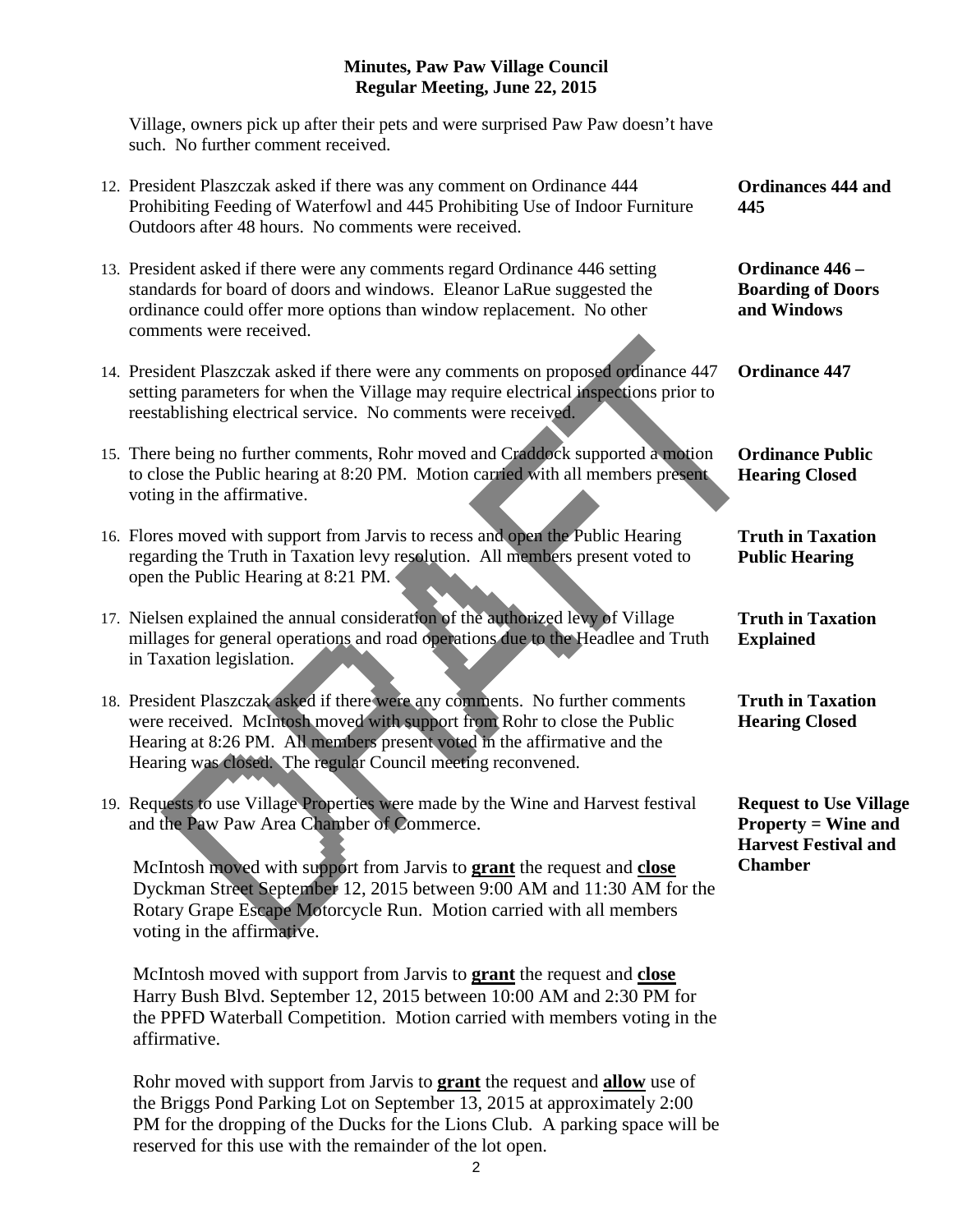Village, owners pick up after their pets and were surprised Paw Paw doesn't have such. No further comment received.

12. President Plaszczak asked if there was any comment on Ordinance 444 Prohibiting Feeding of Waterfowl and 445 Prohibiting Use of Indoor Furniture Outdoors after 48 hours. No comments were received. **Ordinances 444 and 445**

13. President asked if there were any comments regard Ordinance 446 setting standards for board of doors and windows. Eleanor LaRue suggested the ordinance could offer more options than window replacement. No other comments were received. **Ordinance 446 – Boarding of Doors and Windows**

14. President Plaszczak asked if there were any comments on proposed ordinance 447 setting parameters for when the Village may require electrical inspections prior to reestablishing electrical service. No comments were received. **Ordinance 447**

15. There being no further comments, Rohr moved and Craddock supported a motion to close the Public hearing at 8:20 PM. Motion carried with all members present voting in the affirmative. **Ordinance Public Hearing Closed**

16. Flores moved with support from Jarvis to recess and open the Public Hearing regarding the Truth in Taxation levy resolution. All members present voted to open the Public Hearing at 8:21 PM. **Truth in Taxation Public Hearing**

17. Nielsen explained the annual consideration of the authorized levy of Village millages for general operations and road operations due to the Headlee and Truth in Taxation legislation. **Truth in Taxation Explained**

18. President Plaszczak asked if there were any comments. No further comments were received. McIntosh moved with support from Rohr to close the Public Hearing at 8:26 PM. All members present voted in the affirmative and the Hearing was closed. The regular Council meeting reconvened. **Truth in Taxation Hearing Closed**

19. Requests to use Village Properties were made by the Wine and Harvest festival and the Paw Paw Area Chamber of Commerce. **Request to Use Village Property = Wine and Harvest Festival and Chamber**

    McIntosh moved with support from Jarvis to **grant** the request and **close** Dyckman Street September 12, 2015 between 9:00 AM and 11:30 AM for the Rotary Grape Escape Motorcycle Run. Motion carried with all members voting in the affirmative.

    McIntosh moved with support from Jarvis to **grant** the request and **close** Harry Bush Blvd. September 12, 2015 between 10:00 AM and 2:30 PM for the PPFD Waterball Competition. Motion carried with members voting in the affirmative.

    Rohr moved with support from Jarvis to **grant** the request and **allow** use of the Briggs Pond Parking Lot on September 13, 2015 at approximately 2:00 PM for the dropping of the Ducks for the Lions Club. A parking space will be reserved for this use with the remainder of the lot open.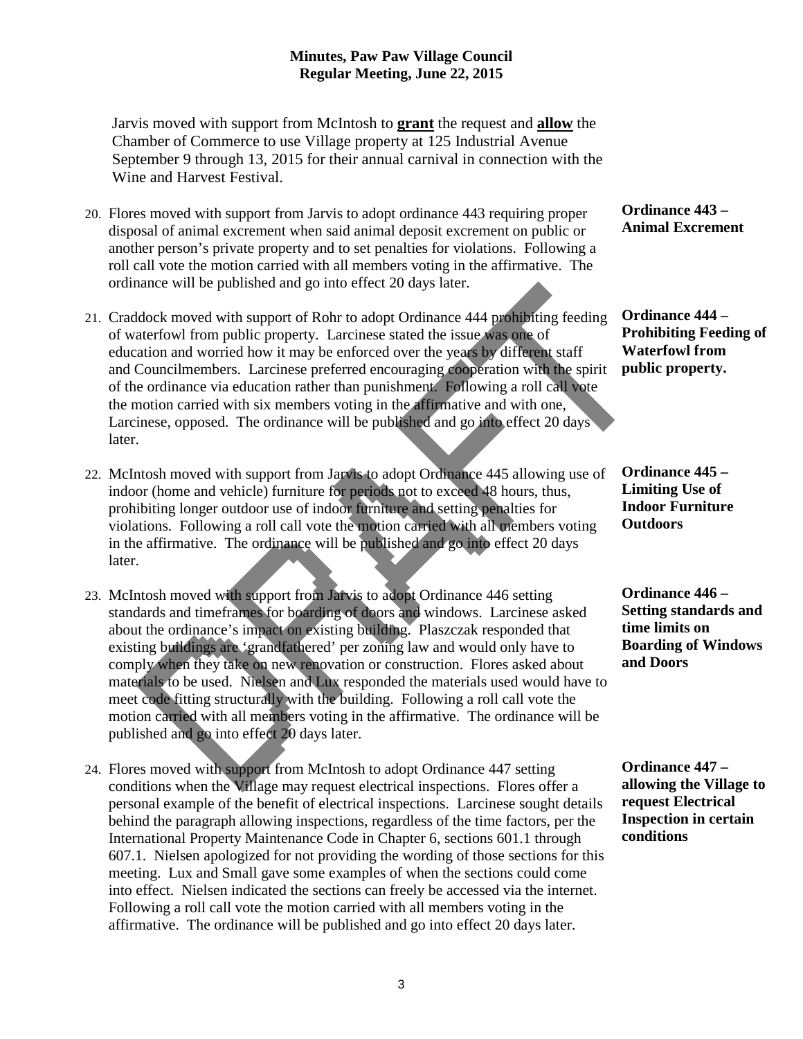Jarvis moved with support from McIntosh to **grant** the request and **allow** the Chamber of Commerce to use Village property at 125 Industrial Avenue September 9 through 13, 2015 for their annual carnival in connection with the Wine and Harvest Festival.

20. Flores moved with support from Jarvis to adopt ordinance 443 requiring proper disposal of animal excrement when said animal deposit excrement on public or another person's private property and to set penalties for violations. Following a roll call vote the motion carried with all members voting in the affirmative. The ordinance will be published and go into effect 20 days later.

**Ordinance 443 – Animal Excrement**

21. Craddock moved with support of Rohr to adopt Ordinance 444 prohibiting feeding of waterfowl from public property. Larcinese stated the issue was one of education and worried how it may be enforced over the years by different staff and Councilmembers. Larcinese preferred encouraging cooperation with the spirit of the ordinance via education rather than punishment. Following a roll call vote the motion carried with six members voting in the affirmative and with one, Larcinese, opposed. The ordinance will be published and go into effect 20 days later.

**Ordinance 444 – Prohibiting Feeding of Waterfowl from public property.**

22. McIntosh moved with support from Jarvis to adopt Ordinance 445 allowing use of indoor (home and vehicle) furniture for periods not to exceed 48 hours, thus, prohibiting longer outdoor use of indoor furniture and setting penalties for violations. Following a roll call vote the motion carried with all members voting in the affirmative. The ordinance will be published and go into effect 20 days later.

**Ordinance 445 – Limiting Use of Indoor Furniture Outdoors**

23. McIntosh moved with support from Jarvis to adopt Ordinance 446 setting standards and timeframes for boarding of doors and windows. Larcinese asked about the ordinance's impact on existing building. Plaszczak responded that existing buildings are 'grandfathered' per zoning law and would only have to comply when they take on new renovation or construction. Flores asked about materials to be used. Nielsen and Lux responded the materials used would have to meet code fitting structurally with the building. Following a roll call vote the motion carried with all members voting in the affirmative. The ordinance will be published and go into effect 20 days later.

**Ordinance 446 – Setting standards and time limits on Boarding of Windows and Doors**

24. Flores moved with support from McIntosh to adopt Ordinance 447 setting conditions when the Village may request electrical inspections. Flores offer a personal example of the benefit of electrical inspections. Larcinese sought details behind the paragraph allowing inspections, regardless of the time factors, per the International Property Maintenance Code in Chapter 6, sections 601.1 through 607.1. Nielsen apologized for not providing the wording of those sections for this meeting. Lux and Small gave some examples of when the sections could come into effect. Nielsen indicated the sections can freely be accessed via the internet. Following a roll call vote the motion carried with all members voting in the affirmative. The ordinance will be published and go into effect 20 days later.

**Ordinance 447 – allowing the Village to request Electrical Inspection in certain conditions**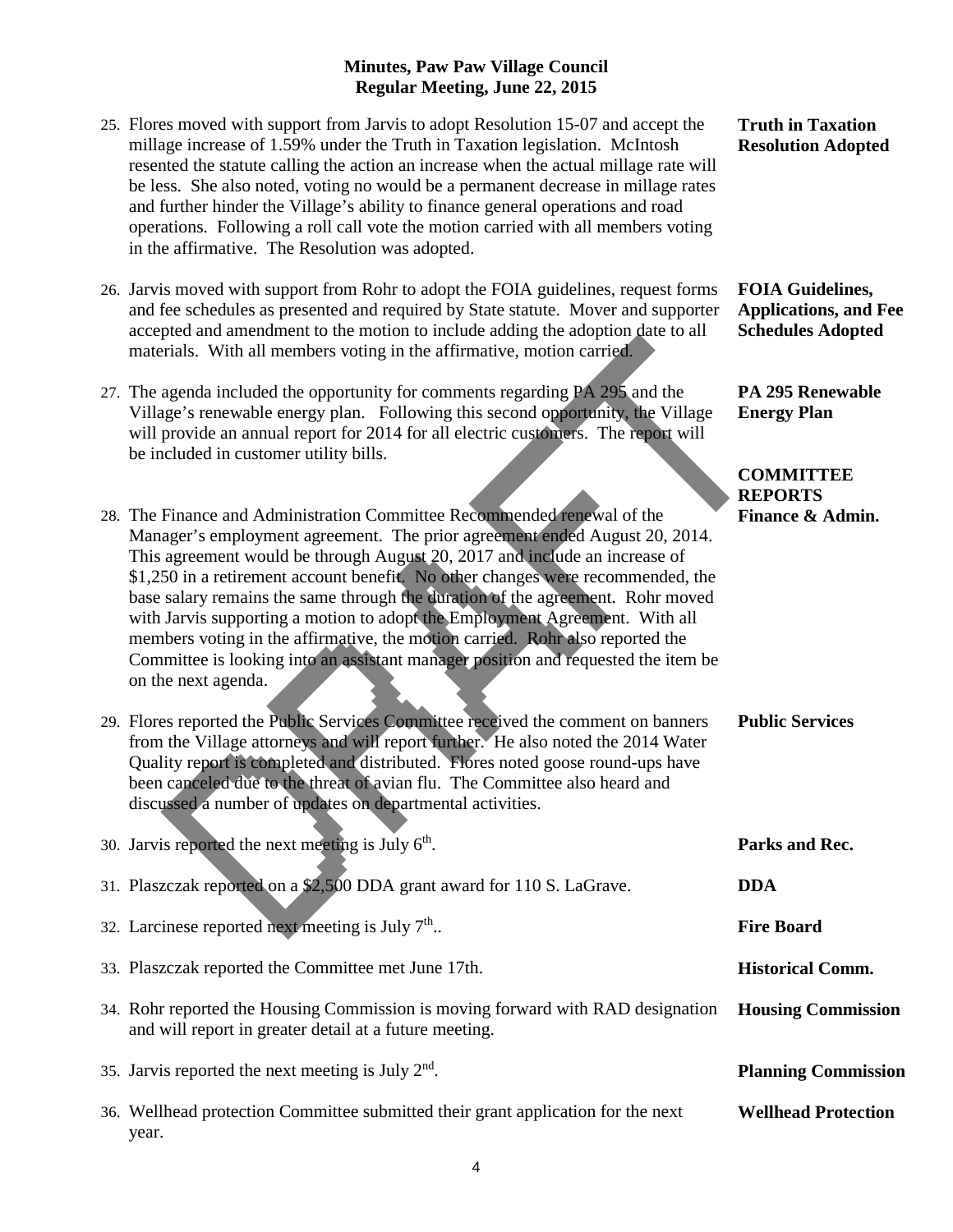**Minutes, Paw Paw Village Council**
**Regular Meeting, June 22, 2015**

25. Flores moved with support from Jarvis to adopt Resolution 15-07 and accept the millage increase of 1.59% under the Truth in Taxation legislation. McIntosh resented the statute calling the action an increase when the actual millage rate will be less. She also noted, voting no would be a permanent decrease in millage rates and further hinder the Village's ability to finance general operations and road operations. Following a roll call vote the motion carried with all members voting in the affirmative. The Resolution was adopted. — **Truth in Taxation Resolution Adopted**

26. Jarvis moved with support from Rohr to adopt the FOIA guidelines, request forms and fee schedules as presented and required by State statute. Mover and supporter accepted and amendment to the motion to include adding the adoption date to all materials. With all members voting in the affirmative, motion carried. — **FOIA Guidelines, Applications, and Fee Schedules Adopted**

27. The agenda included the opportunity for comments regarding PA 295 and the Village's renewable energy plan. Following this second opportunity, the Village will provide an annual report for 2014 for all electric customers. The report will be included in customer utility bills. — **PA 295 Renewable Energy Plan**

**COMMITTEE REPORTS**

28. The Finance and Administration Committee Recommended renewal of the Manager's employment agreement. The prior agreement ended August 20, 2014. This agreement would be through August 20, 2017 and include an increase of $1,250 in a retirement account benefit. No other changes were recommended, the base salary remains the same through the duration of the agreement. Rohr moved with Jarvis supporting a motion to adopt the Employment Agreement. With all members voting in the affirmative, the motion carried. Rohr also reported the Committee is looking into an assistant manager position and requested the item be on the next agenda. — **Finance & Admin.**

29. Flores reported the Public Services Committee received the comment on banners from the Village attorneys and will report further. He also noted the 2014 Water Quality report is completed and distributed. Flores noted goose round-ups have been canceled due to the threat of avian flu. The Committee also heard and discussed a number of updates on departmental activities. — **Public Services**

30. Jarvis reported the next meeting is July 6th. — **Parks and Rec.**

31. Plaszczak reported on a $2,500 DDA grant award for 110 S. LaGrave. — **DDA**

32. Larcinese reported next meeting is July 7th.. — **Fire Board**

33. Plaszczak reported the Committee met June 17th. — **Historical Comm.**

34. Rohr reported the Housing Commission is moving forward with RAD designation and will report in greater detail at a future meeting. — **Housing Commission**

35. Jarvis reported the next meeting is July 2nd. — **Planning Commission**

36. Wellhead protection Committee submitted their grant application for the next year. — **Wellhead Protection**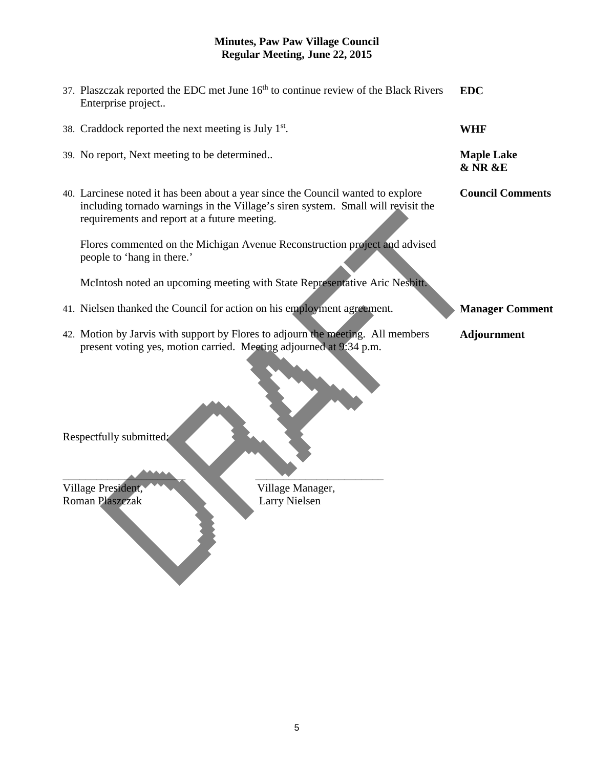**Minutes, Paw Paw Village Council**
**Regular Meeting, June 22, 2015**

| | |
|---|---|
| 37. Plaszczak reported the EDC met June 16th to continue review of the Black Rivers Enterprise project.. | **EDC** |
| 38. Craddock reported the next meeting is July 1st. | **WHF** |
| 39. No report, Next meeting to be determined.. | **Maple Lake & NR &E** |
| 40. Larcinese noted it has been about a year since the Council wanted to explore including tornado warnings in the Village's siren system. Small will revisit the requirements and report at a future meeting.<br><br>Flores commented on the Michigan Avenue Reconstruction project and advised people to 'hang in there.'<br><br>McIntosh noted an upcoming meeting with State Representative Aric Nesbitt. | **Council Comments** |
| 41. Nielsen thanked the Council for action on his employment agreement. | **Manager Comment** |
| 42. Motion by Jarvis with support by Flores to adjourn the meeting. All members present voting yes, motion carried. Meeting adjourned at 9:34 p.m. | **Adjournment** |

Respectfully submitted:

\_\_\_\_\_\_\_\_\_\_\_\_\_\_\_\_\_\_\_\_\_\_ \_\_\_\_\_\_\_\_\_\_\_\_\_\_\_\_\_\_\_\_\_\_\_

Village President, Roman Plaszczak

Village Manager, Larry Nielsen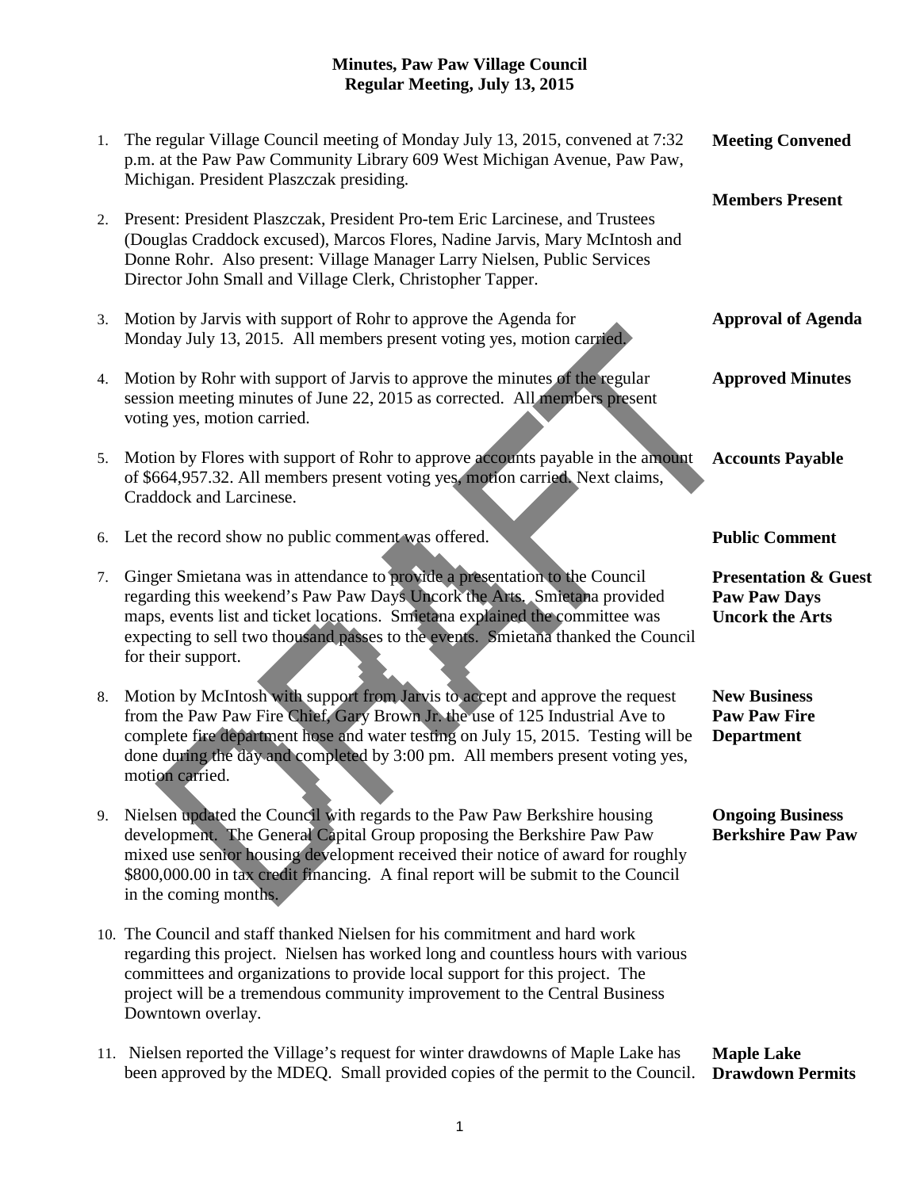**Minutes, Paw Paw Village Council**
**Regular Meeting, July 13, 2015**

1. The regular Village Council meeting of Monday July 13, 2015, convened at 7:32 p.m. at the Paw Paw Community Library 609 West Michigan Avenue, Paw Paw, Michigan. President Plaszczak presiding. — **Meeting Convened**

2. **Members Present** — Present: President Plaszczak, President Pro-tem Eric Larcinese, and Trustees (Douglas Craddock excused), Marcos Flores, Nadine Jarvis, Mary McIntosh and Donne Rohr. Also present: Village Manager Larry Nielsen, Public Services Director John Small and Village Clerk, Christopher Tapper.

3. Motion by Jarvis with support of Rohr to approve the Agenda for Monday July 13, 2015. All members present voting yes, motion carried. — **Approval of Agenda**

4. Motion by Rohr with support of Jarvis to approve the minutes of the regular session meeting minutes of June 22, 2015 as corrected. All members present voting yes, motion carried. — **Approved Minutes**

5. Motion by Flores with support of Rohr to approve accounts payable in the amount of $664,957.32. All members present voting yes, motion carried. Next claims, Craddock and Larcinese. — **Accounts Payable**

6. Let the record show no public comment was offered. — **Public Comment**

7. Ginger Smietana was in attendance to provide a presentation to the Council regarding this weekend's Paw Paw Days Uncork the Arts. Smietana provided maps, events list and ticket locations. Smietana explained the committee was expecting to sell two thousand passes to the events. Smietana thanked the Council for their support. — **Presentation & Guest Paw Paw Days Uncork the Arts**

8. Motion by McIntosh with support from Jarvis to accept and approve the request from the Paw Paw Fire Chief, Gary Brown Jr. the use of 125 Industrial Ave to complete fire department hose and water testing on July 15, 2015. Testing will be done during the day and completed by 3:00 pm. All members present voting yes, motion carried. — **New Business Paw Paw Fire Department**

9. Nielsen updated the Council with regards to the Paw Paw Berkshire housing development. The General Capital Group proposing the Berkshire Paw Paw mixed use senior housing development received their notice of award for roughly $800,000.00 in tax credit financing. A final report will be submit to the Council in the coming months. — **Ongoing Business Berkshire Paw Paw**

10. The Council and staff thanked Nielsen for his commitment and hard work regarding this project. Nielsen has worked long and countless hours with various committees and organizations to provide local support for this project. The project will be a tremendous community improvement to the Central Business Downtown overlay.

11. Nielsen reported the Village's request for winter drawdowns of Maple Lake has been approved by the MDEQ. Small provided copies of the permit to the Council. — **Maple Lake Drawdown Permits**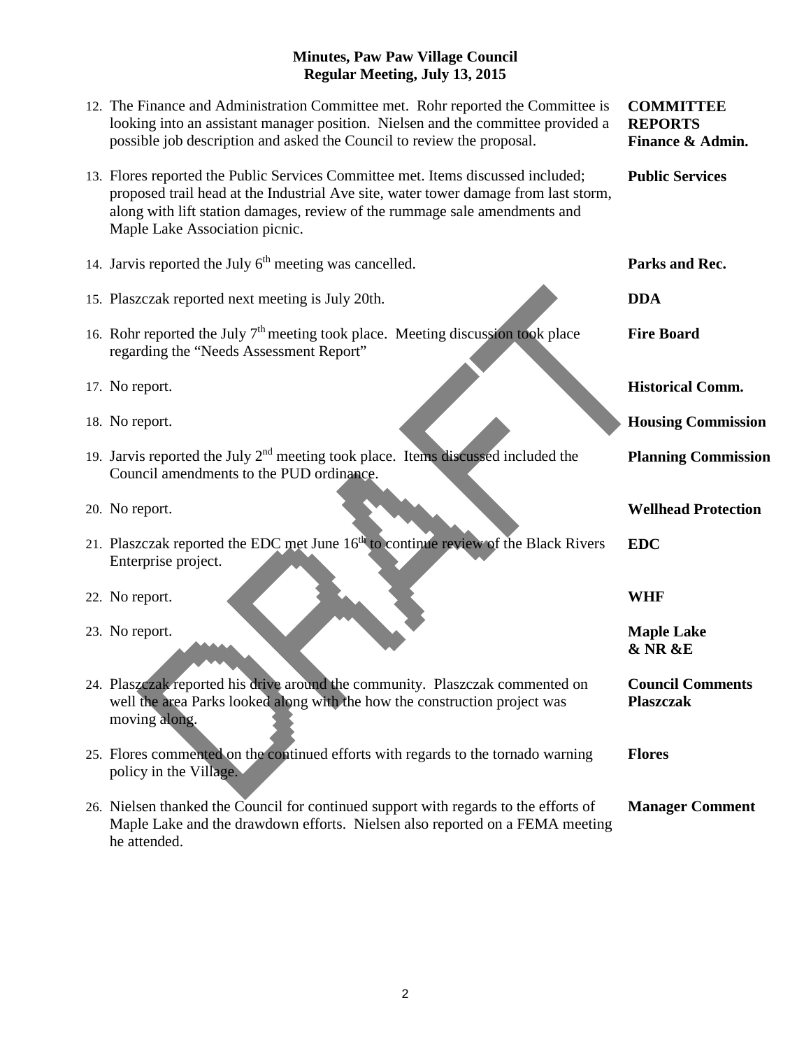**Minutes, Paw Paw Village Council**
**Regular Meeting, July 13, 2015**

| | |
|---|---|
| 12. The Finance and Administration Committee met. Rohr reported the Committee is looking into an assistant manager position. Nielsen and the committee provided a possible job description and asked the Council to review the proposal. | **COMMITTEE REPORTS Finance & Admin.** |
| 13. Flores reported the Public Services Committee met. Items discussed included; proposed trail head at the Industrial Ave site, water tower damage from last storm, along with lift station damages, review of the rummage sale amendments and Maple Lake Association picnic. | **Public Services** |
| 14. Jarvis reported the July 6th meeting was cancelled. | **Parks and Rec.** |
| 15. Plaszczak reported next meeting is July 20th. | **DDA** |
| 16. Rohr reported the July 7th meeting took place. Meeting discussion took place regarding the "Needs Assessment Report" | **Fire Board** |
| 17. No report. | **Historical Comm.** |
| 18. No report. | **Housing Commission** |
| 19. Jarvis reported the July 2nd meeting took place. Items discussed included the Council amendments to the PUD ordinance. | **Planning Commission** |
| 20. No report. | **Wellhead Protection** |
| 21. Plaszczak reported the EDC met June 16th to continue review of the Black Rivers Enterprise project. | **EDC** |
| 22. No report. | **WHF** |
| 23. No report. | **Maple Lake & NR &E** |
| 24. Plaszczak reported his drive around the community. Plaszczak commented on well the area Parks looked along with the how the construction project was moving along. | **Council Comments Plaszczak** |
| 25. Flores commented on the continued efforts with regards to the tornado warning policy in the Village. | **Flores** |
| 26. Nielsen thanked the Council for continued support with regards to the efforts of Maple Lake and the drawdown efforts. Nielsen also reported on a FEMA meeting he attended. | **Manager Comment** |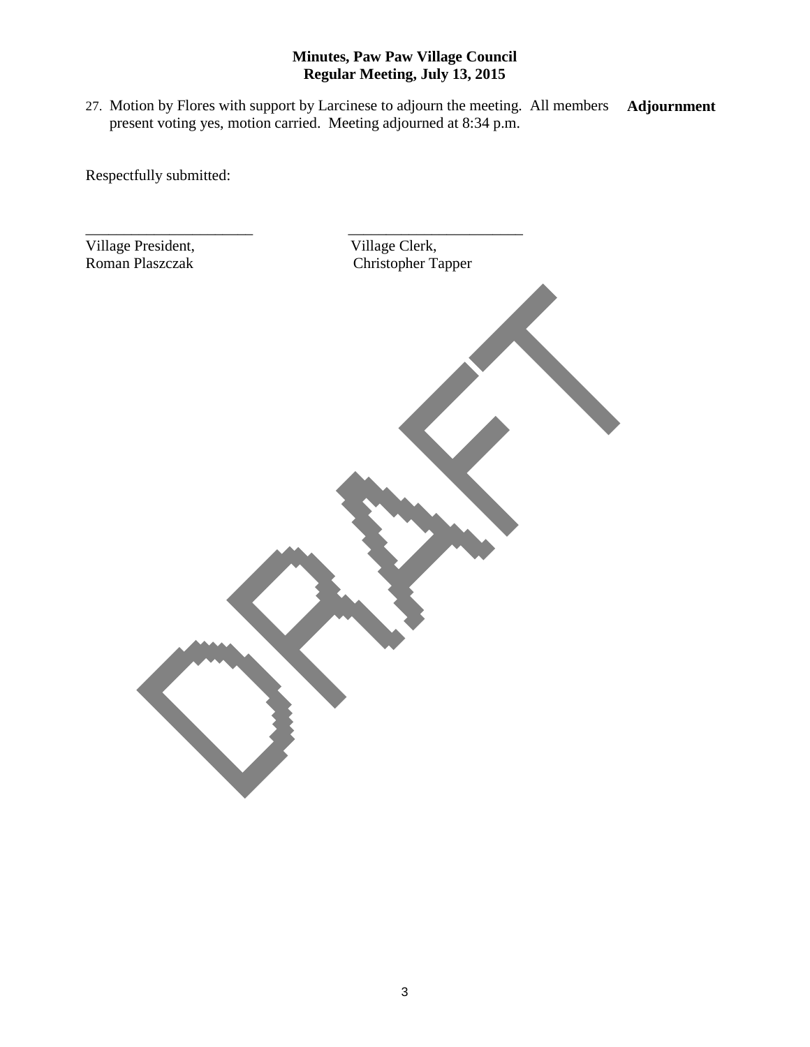**Minutes, Paw Paw Village Council**
**Regular Meeting, July 13, 2015**

27. Motion by Flores with support by Larcinese to adjourn the meeting. All members present voting yes, motion carried. Meeting adjourned at 8:34 p.m. **Adjournment**

Respectfully submitted:

| ______________________ | ______________________ |
| --- | --- |
| Village President, | Village Clerk, |
| Roman Plaszczak | Christopher Tapper |

DRAFT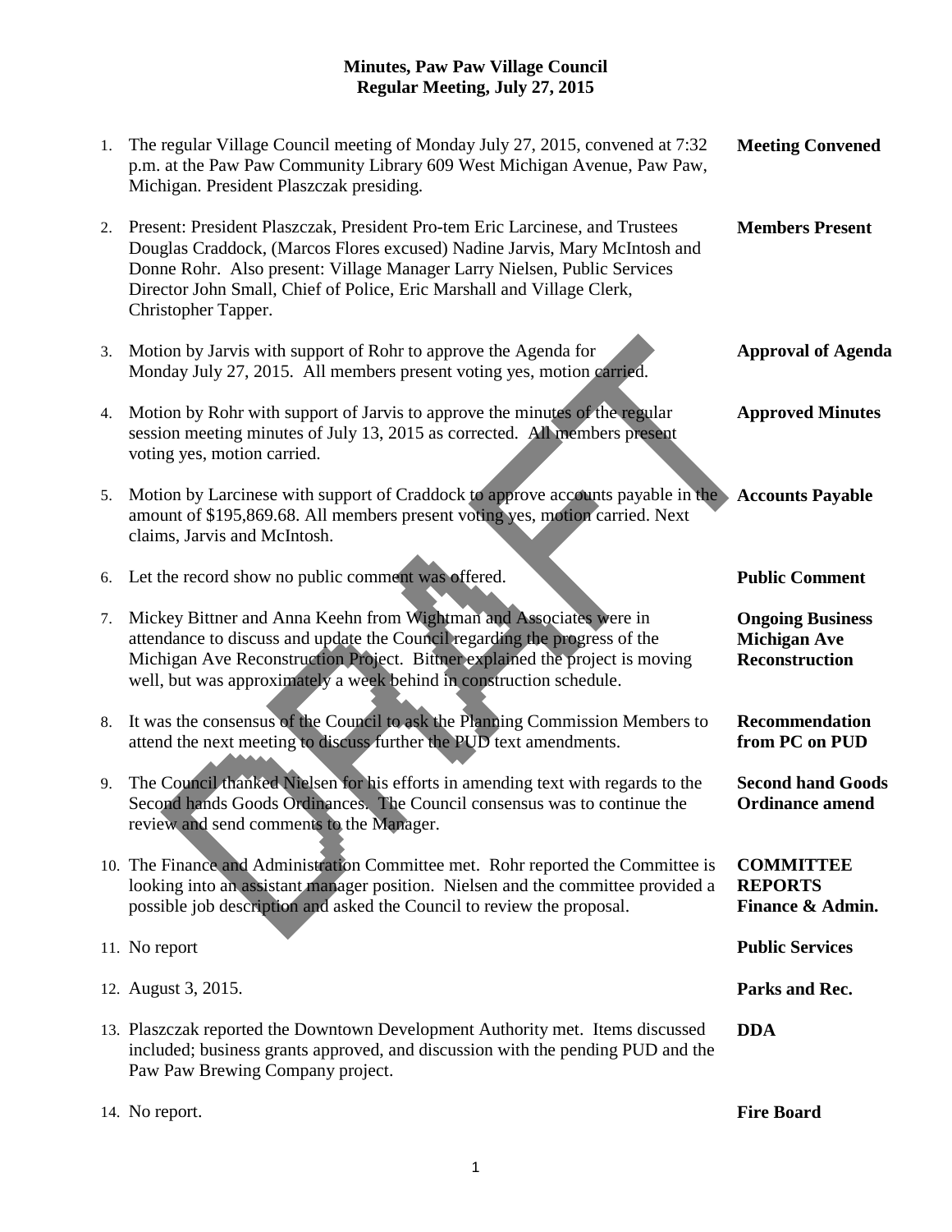**Minutes, Paw Paw Village Council**
**Regular Meeting, July 27, 2015**

| # | Minutes | Topic |
|---|---|---|
| 1. | The regular Village Council meeting of Monday July 27, 2015, convened at 7:32 p.m. at the Paw Paw Community Library 609 West Michigan Avenue, Paw Paw, Michigan. President Plaszczak presiding. | **Meeting Convened** |
| 2. | Present: President Plaszczak, President Pro-tem Eric Larcinese, and Trustees Douglas Craddock, (Marcos Flores excused) Nadine Jarvis, Mary McIntosh and Donne Rohr. Also present: Village Manager Larry Nielsen, Public Services Director John Small, Chief of Police, Eric Marshall and Village Clerk, Christopher Tapper. | **Members Present** |
| 3. | Motion by Jarvis with support of Rohr to approve the Agenda for Monday July 27, 2015. All members present voting yes, motion carried. | **Approval of Agenda** |
| 4. | Motion by Rohr with support of Jarvis to approve the minutes of the regular session meeting minutes of July 13, 2015 as corrected. All members present voting yes, motion carried. | **Approved Minutes** |
| 5. | Motion by Larcinese with support of Craddock to approve accounts payable in the amount of $195,869.68. All members present voting yes, motion carried. Next claims, Jarvis and McIntosh. | **Accounts Payable** |
| 6. | Let the record show no public comment was offered. | **Public Comment** |
| 7. | Mickey Bittner and Anna Keehn from Wightman and Associates were in attendance to discuss and update the Council regarding the progress of the Michigan Ave Reconstruction Project. Bittner explained the project is moving well, but was approximately a week behind in construction schedule. | **Ongoing Business Michigan Ave Reconstruction** |
| 8. | It was the consensus of the Council to ask the Planning Commission Members to attend the next meeting to discuss further the PUD text amendments. | **Recommendation from PC on PUD** |
| 9. | The Council thanked Nielsen for his efforts in amending text with regards to the Second hands Goods Ordinances. The Council consensus was to continue the review and send comments to the Manager. | **Second hand Goods Ordinance amend** |
| 10. | The Finance and Administration Committee met. Rohr reported the Committee is looking into an assistant manager position. Nielsen and the committee provided a possible job description and asked the Council to review the proposal. | **COMMITTEE REPORTS Finance & Admin.** |
| 11. | No report | **Public Services** |
| 12. | August 3, 2015. | **Parks and Rec.** |
| 13. | Plaszczak reported the Downtown Development Authority met. Items discussed included; business grants approved, and discussion with the pending PUD and the Paw Paw Brewing Company project. | **DDA** |
| 14. | No report. | **Fire Board** |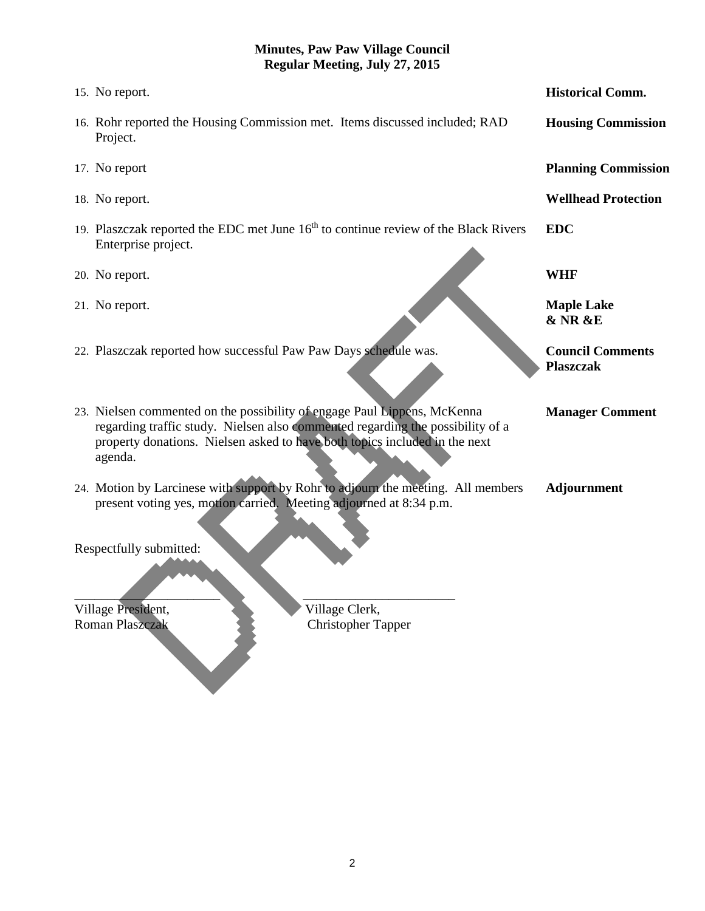**Minutes, Paw Paw Village Council**
**Regular Meeting, July 27, 2015**

| | | |
|---|---|---|
| 15. | No report. | **Historical Comm.** |
| 16. | Rohr reported the Housing Commission met. Items discussed included; RAD Project. | **Housing Commission** |
| 17. | No report | **Planning Commission** |
| 18. | No report. | **Wellhead Protection** |
| 19. | Plaszczak reported the EDC met June 16th to continue review of the Black Rivers Enterprise project. | **EDC** |
| 20. | No report. | **WHF** |
| 21. | No report. | **Maple Lake & NR &E** |
| 22. | Plaszczak reported how successful Paw Paw Days schedule was. | **Council Comments Plaszczak** |
| 23. | Nielsen commented on the possibility of engage Paul Lippens, McKenna regarding traffic study. Nielsen also commented regarding the possibility of a property donations. Nielsen asked to have both topics included in the next agenda. | **Manager Comment** |
| 24. | Motion by Larcinese with support by Rohr to adjourn the meeting. All members present voting yes, motion carried. Meeting adjourned at 8:34 p.m. | **Adjournment** |

Respectfully submitted:

______________________ ______________________
Village President, Village Clerk,
Roman Plaszczak Christopher Tapper

DRAFT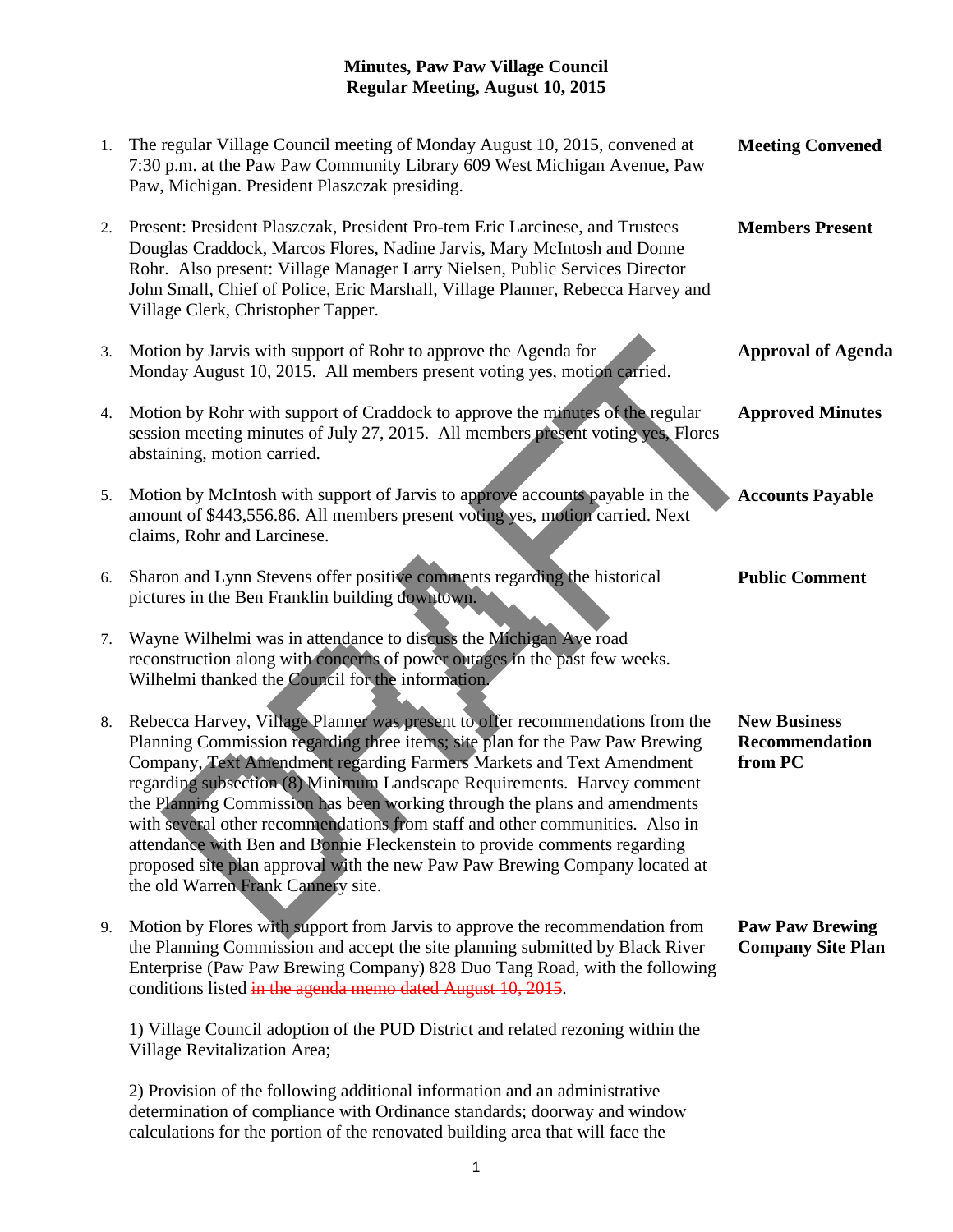# Minutes, Paw Paw Village Council
## Regular Meeting, August 10, 2015

1. The regular Village Council meeting of Monday August 10, 2015, convened at 7:30 p.m. at the Paw Paw Community Library 609 West Michigan Avenue, Paw Paw, Michigan. President Plaszczak presiding. — **Meeting Convened**

2. Present: President Plaszczak, President Pro-tem Eric Larcinese, and Trustees Douglas Craddock, Marcos Flores, Nadine Jarvis, Mary McIntosh and Donne Rohr. Also present: Village Manager Larry Nielsen, Public Services Director John Small, Chief of Police, Eric Marshall, Village Planner, Rebecca Harvey and Village Clerk, Christopher Tapper. — **Members Present**

3. Motion by Jarvis with support of Rohr to approve the Agenda for Monday August 10, 2015. All members present voting yes, motion carried. — **Approval of Agenda**

4. Motion by Rohr with support of Craddock to approve the minutes of the regular session meeting minutes of July 27, 2015. All members present voting yes, Flores abstaining, motion carried. — **Approved Minutes**

5. Motion by McIntosh with support of Jarvis to approve accounts payable in the amount of $443,556.86. All members present voting yes, motion carried. Next claims, Rohr and Larcinese. — **Accounts Payable**

6. Sharon and Lynn Stevens offer positive comments regarding the historical pictures in the Ben Franklin building downtown. — **Public Comment**

7. Wayne Wilhelmi was in attendance to discuss the Michigan Ave road reconstruction along with concerns of power outages in the past few weeks. Wilhelmi thanked the Council for the information.

8. Rebecca Harvey, Village Planner was present to offer recommendations from the Planning Commission regarding three items; site plan for the Paw Paw Brewing Company, Text Amendment regarding Farmers Markets and Text Amendment regarding subsection (8) Minimum Landscape Requirements. Harvey comment the Planning Commission has been working through the plans and amendments with several other recommendations from staff and other communities. Also in attendance with Ben and Bonnie Fleckenstein to provide comments regarding proposed site plan approval with the new Paw Paw Brewing Company located at the old Warren Frank Cannery site. — **New Business Recommendation from PC**

9. Motion by Flores with support from Jarvis to approve the recommendation from the Planning Commission and accept the site planning submitted by Black River Enterprise (Paw Paw Brewing Company) 828 Duo Tang Road, with the following conditions listed ~~in the agenda memo dated August 10, 2015~~. — **Paw Paw Brewing Company Site Plan**

   1) Village Council adoption of the PUD District and related rezoning within the Village Revitalization Area;

   2) Provision of the following additional information and an administrative determination of compliance with Ordinance standards; doorway and window calculations for the portion of the renovated building area that will face the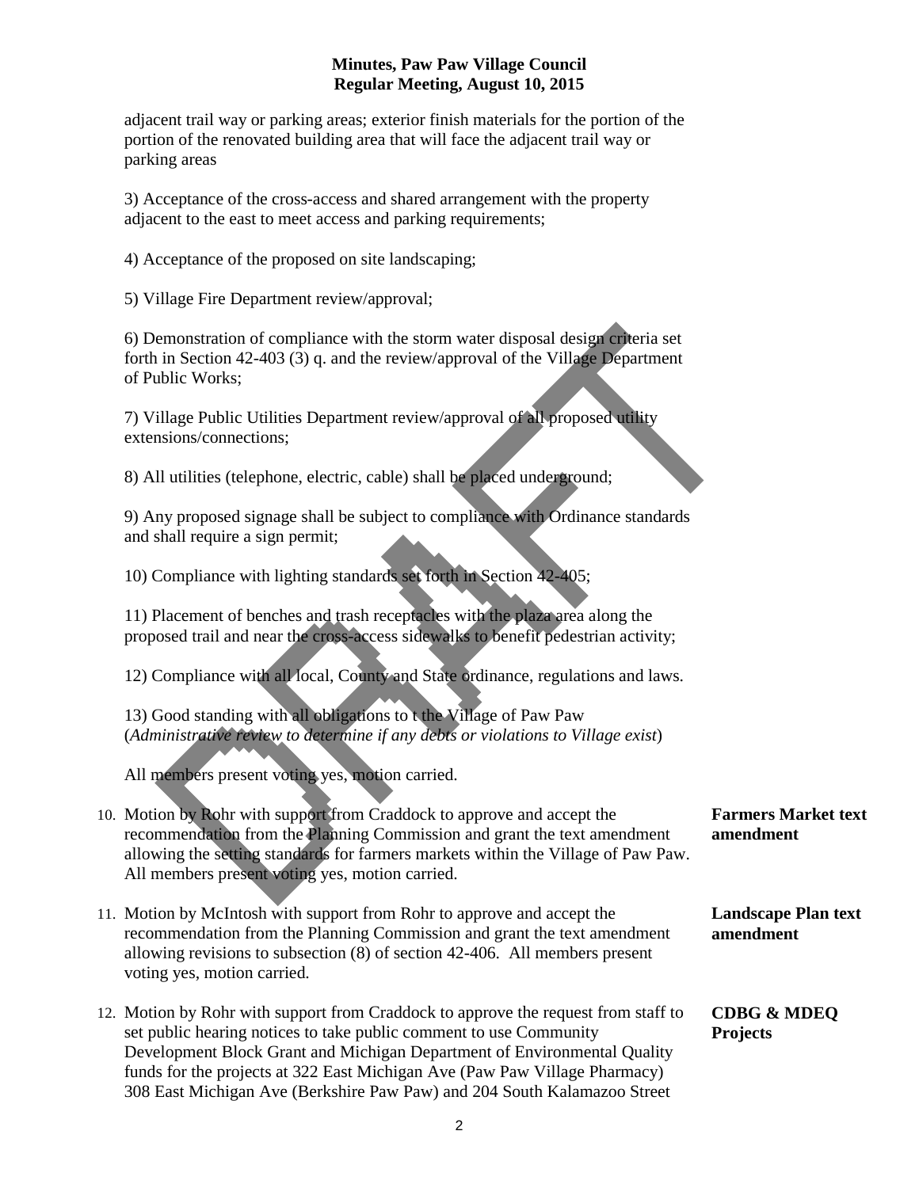adjacent trail way or parking areas; exterior finish materials for the portion of the portion of the renovated building area that will face the adjacent trail way or parking areas

3) Acceptance of the cross-access and shared arrangement with the property adjacent to the east to meet access and parking requirements;

4) Acceptance of the proposed on site landscaping;

5) Village Fire Department review/approval;

6) Demonstration of compliance with the storm water disposal design criteria set forth in Section 42-403 (3) q. and the review/approval of the Village Department of Public Works;

7) Village Public Utilities Department review/approval of all proposed utility extensions/connections;

8) All utilities (telephone, electric, cable) shall be placed underground;

9) Any proposed signage shall be subject to compliance with Ordinance standards and shall require a sign permit;

10) Compliance with lighting standards set forth in Section 42-405;

11) Placement of benches and trash receptacles with the plaza area along the proposed trail and near the cross-access sidewalks to benefit pedestrian activity;

12) Compliance with all local, County and State ordinance, regulations and laws.

13) Good standing with all obligations to t the Village of Paw Paw (*Administrative review to determine if any debts or violations to Village exist*)

All members present voting yes, motion carried.

10. **Farmers Market text amendment** — Motion by Rohr with support from Craddock to approve and accept the recommendation from the Planning Commission and grant the text amendment allowing the setting standards for farmers markets within the Village of Paw Paw. All members present voting yes, motion carried.

11. **Landscape Plan text amendment** — Motion by McIntosh with support from Rohr to approve and accept the recommendation from the Planning Commission and grant the text amendment allowing revisions to subsection (8) of section 42-406. All members present voting yes, motion carried.

12. **CDBG & MDEQ Projects** — Motion by Rohr with support from Craddock to approve the request from staff to set public hearing notices to take public comment to use Community Development Block Grant and Michigan Department of Environmental Quality funds for the projects at 322 East Michigan Ave (Paw Paw Village Pharmacy) 308 East Michigan Ave (Berkshire Paw Paw) and 204 South Kalamazoo Street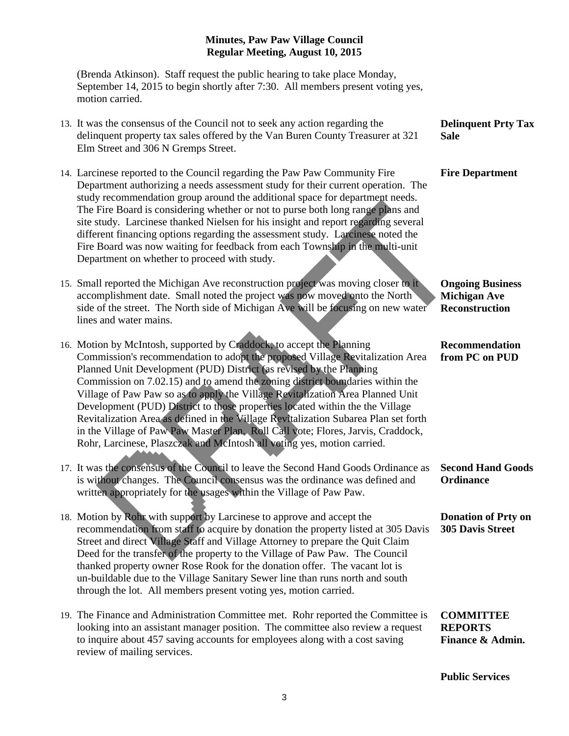(Brenda Atkinson). Staff request the public hearing to take place Monday, September 14, 2015 to begin shortly after 7:30. All members present voting yes, motion carried.

13. It was the consensus of the Council not to seek any action regarding the delinquent property tax sales offered by the Van Buren County Treasurer at 321 Elm Street and 306 N Gremps Street. **Delinquent Prty Tax Sale**

14. Larcinese reported to the Council regarding the Paw Paw Community Fire Department authorizing a needs assessment study for their current operation. The study recommendation group around the additional space for department needs. The Fire Board is considering whether or not to purse both long range plans and site study. Larcinese thanked Nielsen for his insight and report regarding several different financing options regarding the assessment study. Larcinese noted the Fire Board was now waiting for feedback from each Township in the multi-unit Department on whether to proceed with study. **Fire Department**

15. Small reported the Michigan Ave reconstruction project was moving closer to it accomplishment date. Small noted the project was now moved onto the North side of the street. The North side of Michigan Ave will be focusing on new water lines and water mains. **Ongoing Business Michigan Ave Reconstruction**

16. Motion by McIntosh, supported by Craddock, to accept the Planning Commission's recommendation to adopt the proposed Village Revitalization Area Planned Unit Development (PUD) District (as revised by the Planning Commission on 7.02.15) and to amend the zoning district boundaries within the Village of Paw Paw so as to apply the Village Revitalization Area Planned Unit Development (PUD) District to those properties located within the the Village Revitalization Area as defined in the Village Revitalization Subarea Plan set forth in the Village of Paw Paw Master Plan. Roll Call vote; Flores, Jarvis, Craddock, Rohr, Larcinese, Plaszczak and McIntosh all voting yes, motion carried. **Recommendation from PC on PUD**

17. It was the consensus of the Council to leave the Second Hand Goods Ordinance as is without changes. The Council consensus was the ordinance was defined and written appropriately for the usages within the Village of Paw Paw. **Second Hand Goods Ordinance**

18. Motion by Rohr with support by Larcinese to approve and accept the recommendation from staff to acquire by donation the property listed at 305 Davis Street and direct Village Staff and Village Attorney to prepare the Quit Claim Deed for the transfer of the property to the Village of Paw Paw. The Council thanked property owner Rose Rook for the donation offer. The vacant lot is un-buildable due to the Village Sanitary Sewer line than runs north and south through the lot. All members present voting yes, motion carried. **Donation of Prty on 305 Davis Street**

19. The Finance and Administration Committee met. Rohr reported the Committee is looking into an assistant manager position. The committee also review a request to inquire about 457 saving accounts for employees along with a cost saving review of mailing services. **COMMITTEE REPORTS Finance & Admin.**

**Public Services**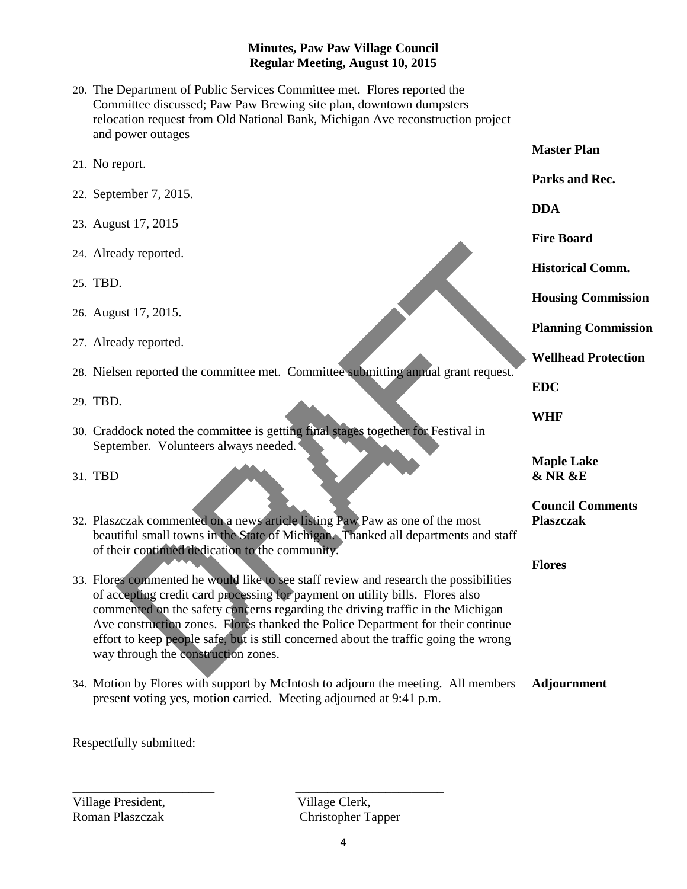**Minutes, Paw Paw Village Council**
**Regular Meeting, August 10, 2015**

20. The Department of Public Services Committee met. Flores reported the Committee discussed; Paw Paw Brewing site plan, downtown dumpsters relocation request from Old National Bank, Michigan Ave reconstruction project and power outages

**Master Plan**

21. No report.

**Parks and Rec.**

22. September 7, 2015.

**DDA**

23. August 17, 2015

**Fire Board**

24. Already reported.

**Historical Comm.**

25. TBD.

**Housing Commission**

26. August 17, 2015.

**Planning Commission**

27. Already reported.

**Wellhead Protection**

28. Nielsen reported the committee met. Committee submitting annual grant request.

**EDC**

29. TBD.

**WHF**

30. Craddock noted the committee is getting final stages together for Festival in September. Volunteers always needed.

**Maple Lake & NR &E**

31. TBD

**Council Comments**
**Plaszczak**

32. Plaszczak commented on a news article listing Paw Paw as one of the most beautiful small towns in the State of Michigan. Thanked all departments and staff of their continued dedication to the community.

**Flores**

33. Flores commented he would like to see staff review and research the possibilities of accepting credit card processing for payment on utility bills. Flores also commented on the safety concerns regarding the driving traffic in the Michigan Ave construction zones. Flores thanked the Police Department for their continue effort to keep people safe, but is still concerned about the traffic going the wrong way through the construction zones.

**Adjournment**

34. Motion by Flores with support by McIntosh to adjourn the meeting. All members present voting yes, motion carried. Meeting adjourned at 9:41 p.m.

Respectfully submitted:

______________________ ______________________

Village President, Roman Plaszczak

Village Clerk, Christopher Tapper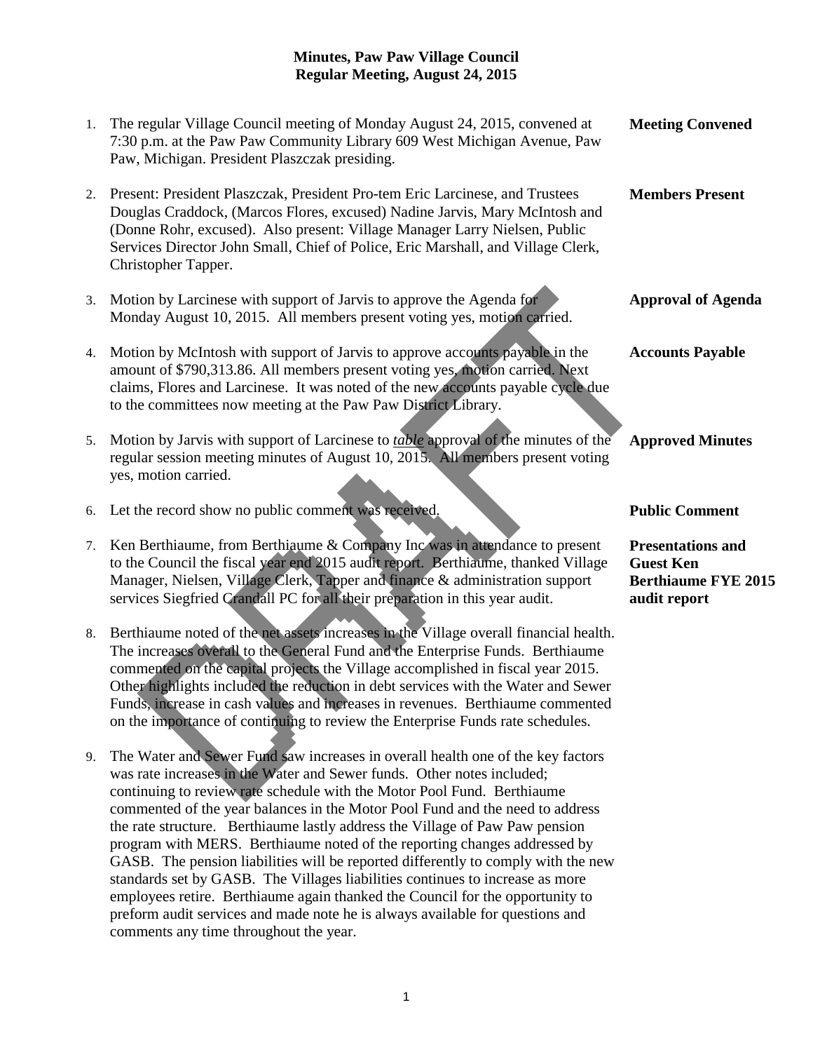# Minutes, Paw Paw Village Council
## Regular Meeting, August 24, 2015

1. The regular Village Council meeting of Monday August 24, 2015, convened at 7:30 p.m. at the Paw Paw Community Library 609 West Michigan Avenue, Paw Paw, Michigan. President Plaszczak presiding. **Meeting Convened**

2. Present: President Plaszczak, President Pro-tem Eric Larcinese, and Trustees Douglas Craddock, (Marcos Flores, excused) Nadine Jarvis, Mary McIntosh and (Donne Rohr, excused). Also present: Village Manager Larry Nielsen, Public Services Director John Small, Chief of Police, Eric Marshall, and Village Clerk, Christopher Tapper. **Members Present**

3. Motion by Larcinese with support of Jarvis to approve the Agenda for Monday August 10, 2015. All members present voting yes, motion carried. **Approval of Agenda**

4. Motion by McIntosh with support of Jarvis to approve accounts payable in the amount of $790,313.86. All members present voting yes, motion carried. Next claims, Flores and Larcinese. It was noted of the new accounts payable cycle due to the committees now meeting at the Paw Paw District Library. **Accounts Payable**

5. Motion by Jarvis with support of Larcinese to ***table*** approval of the minutes of the regular session meeting minutes of August 10, 2015. All members present voting yes, motion carried. **Approved Minutes**

6. Let the record show no public comment was received. **Public Comment**

7. Ken Berthiaume, from Berthiaume & Company Inc was in attendance to present to the Council the fiscal year end 2015 audit report. Berthiaume, thanked Village Manager, Nielsen, Village Clerk, Tapper and finance & administration support services Siegfried Crandall PC for all their preparation in this year audit. **Presentations and Guest Ken Berthiaume FYE 2015 audit report**

8. Berthiaume noted of the net assets increases in the Village overall financial health. The increases overall to the General Fund and the Enterprise Funds. Berthiaume commented on the capital projects the Village accomplished in fiscal year 2015. Other highlights included the reduction in debt services with the Water and Sewer Funds, increase in cash values and increases in revenues. Berthiaume commented on the importance of continuing to review the Enterprise Funds rate schedules.

9. The Water and Sewer Fund saw increases in overall health one of the key factors was rate increases in the Water and Sewer funds. Other notes included; continuing to review rate schedule with the Motor Pool Fund. Berthiaume commented of the year balances in the Motor Pool Fund and the need to address the rate structure. Berthiaume lastly address the Village of Paw Paw pension program with MERS. Berthiaume noted of the reporting changes addressed by GASB. The pension liabilities will be reported differently to comply with the new standards set by GASB. The Villages liabilities continues to increase as more employees retire. Berthiaume again thanked the Council for the opportunity to preform audit services and made note he is always available for questions and comments any time throughout the year.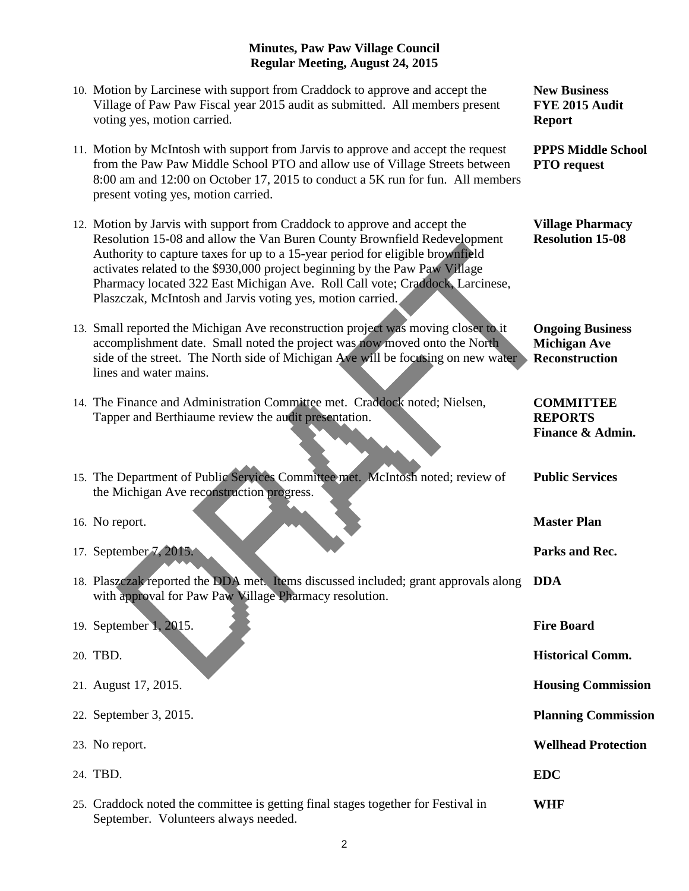**Minutes, Paw Paw Village Council**
**Regular Meeting, August 24, 2015**

| | |
|---|---|
| 10. Motion by Larcinese with support from Craddock to approve and accept the Village of Paw Paw Fiscal year 2015 audit as submitted. All members present voting yes, motion carried. | **New Business FYE 2015 Audit Report** |
| 11. Motion by McIntosh with support from Jarvis to approve and accept the request from the Paw Paw Middle School PTO and allow use of Village Streets between 8:00 am and 12:00 on October 17, 2015 to conduct a 5K run for fun. All members present voting yes, motion carried. | **PPPS Middle School PTO request** |
| 12. Motion by Jarvis with support from Craddock to approve and accept the Resolution 15-08 and allow the Van Buren County Brownfield Redevelopment Authority to capture taxes for up to a 15-year period for eligible brownfield activates related to the $930,000 project beginning by the Paw Paw Village Pharmacy located 322 East Michigan Ave. Roll Call vote; Craddock, Larcinese, Plaszczak, McIntosh and Jarvis voting yes, motion carried. | **Village Pharmacy Resolution 15-08** |
| 13. Small reported the Michigan Ave reconstruction project was moving closer to it accomplishment date. Small noted the project was now moved onto the North side of the street. The North side of Michigan Ave will be focusing on new water lines and water mains. | **Ongoing Business Michigan Ave Reconstruction** |
| 14. The Finance and Administration Committee met. Craddock noted; Nielsen, Tapper and Berthiaume review the audit presentation. | **COMMITTEE REPORTS Finance & Admin.** |
| 15. The Department of Public Services Committee met. McIntosh noted; review of the Michigan Ave reconstruction progress. | **Public Services** |
| 16. No report. | **Master Plan** |
| 17. September 7, 2015. | **Parks and Rec.** |
| 18. Plaszczak reported the DDA met. Items discussed included; grant approvals along with approval for Paw Paw Village Pharmacy resolution. | **DDA** |
| 19. September 1, 2015. | **Fire Board** |
| 20. TBD. | **Historical Comm.** |
| 21. August 17, 2015. | **Housing Commission** |
| 22. September 3, 2015. | **Planning Commission** |
| 23. No report. | **Wellhead Protection** |
| 24. TBD. | **EDC** |
| 25. Craddock noted the committee is getting final stages together for Festival in September. Volunteers always needed. | **WHF** |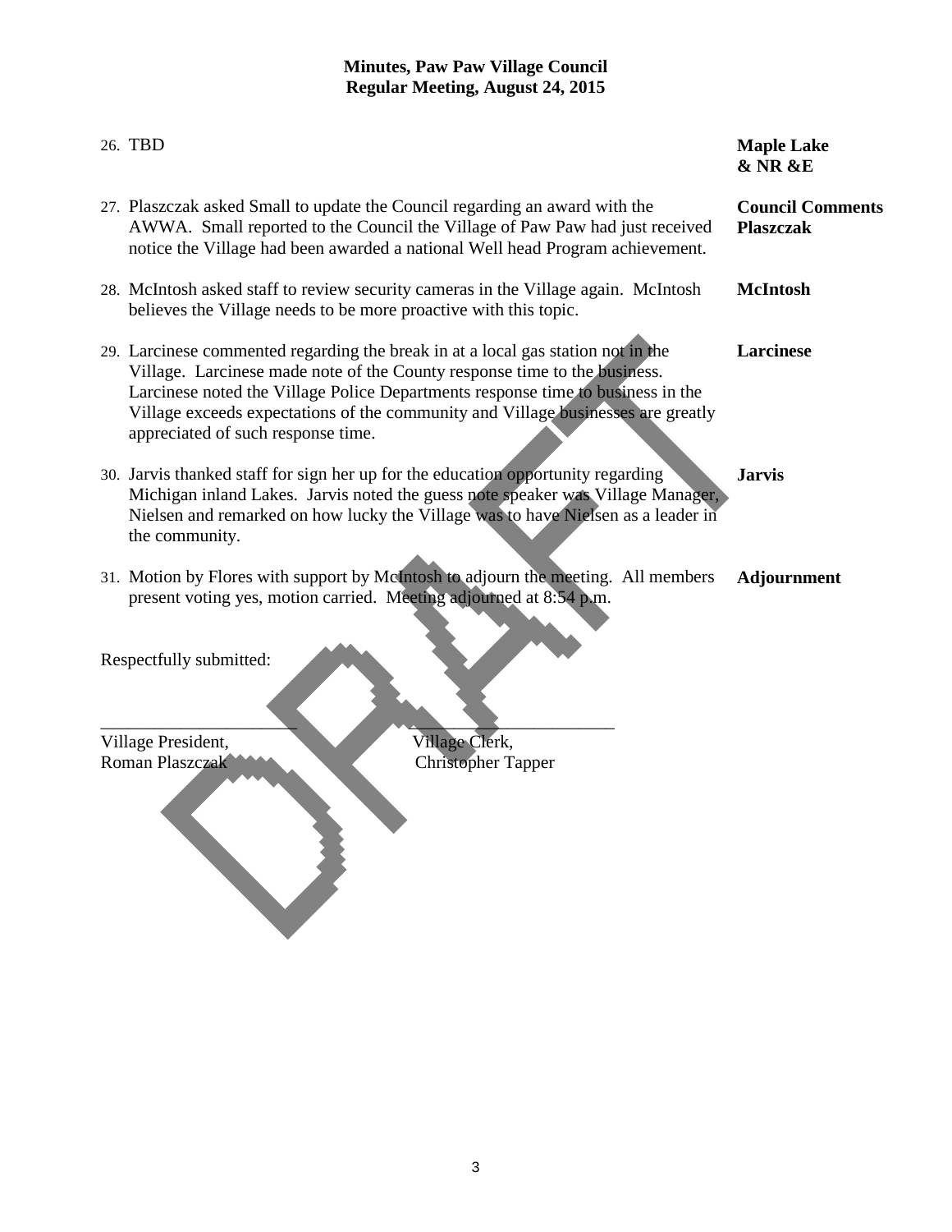**Minutes, Paw Paw Village Council**
**Regular Meeting, August 24, 2015**

| | | |
|---|---|---|
| 26. | TBD | **Maple Lake & NR &E** |
| 27. | Plaszczak asked Small to update the Council regarding an award with the AWWA. Small reported to the Council the Village of Paw Paw had just received notice the Village had been awarded a national Well head Program achievement. | **Council Comments Plaszczak** |
| 28. | McIntosh asked staff to review security cameras in the Village again. McIntosh believes the Village needs to be more proactive with this topic. | **McIntosh** |
| 29. | Larcinese commented regarding the break in at a local gas station not in the Village. Larcinese made note of the County response time to the business. Larcinese noted the Village Police Departments response time to business in the Village exceeds expectations of the community and Village businesses are greatly appreciated of such response time. | **Larcinese** |
| 30. | Jarvis thanked staff for sign her up for the education opportunity regarding Michigan inland Lakes. Jarvis noted the guess note speaker was Village Manager, Nielsen and remarked on how lucky the Village was to have Nielsen as a leader in the community. | **Jarvis** |
| 31. | Motion by Flores with support by McIntosh to adjourn the meeting. All members present voting yes, motion carried. Meeting adjourned at 8:54 p.m. | **Adjournment** |

Respectfully submitted:

\_\_\_\_\_\_\_\_\_\_\_\_\_\_\_\_\_\_\_\_\_\_\_ \_\_\_\_\_\_\_\_\_\_\_\_\_\_\_\_\_\_\_\_\_\_\_

Village President, Roman Plaszczak

Village Clerk, Christopher Tapper

DRAFT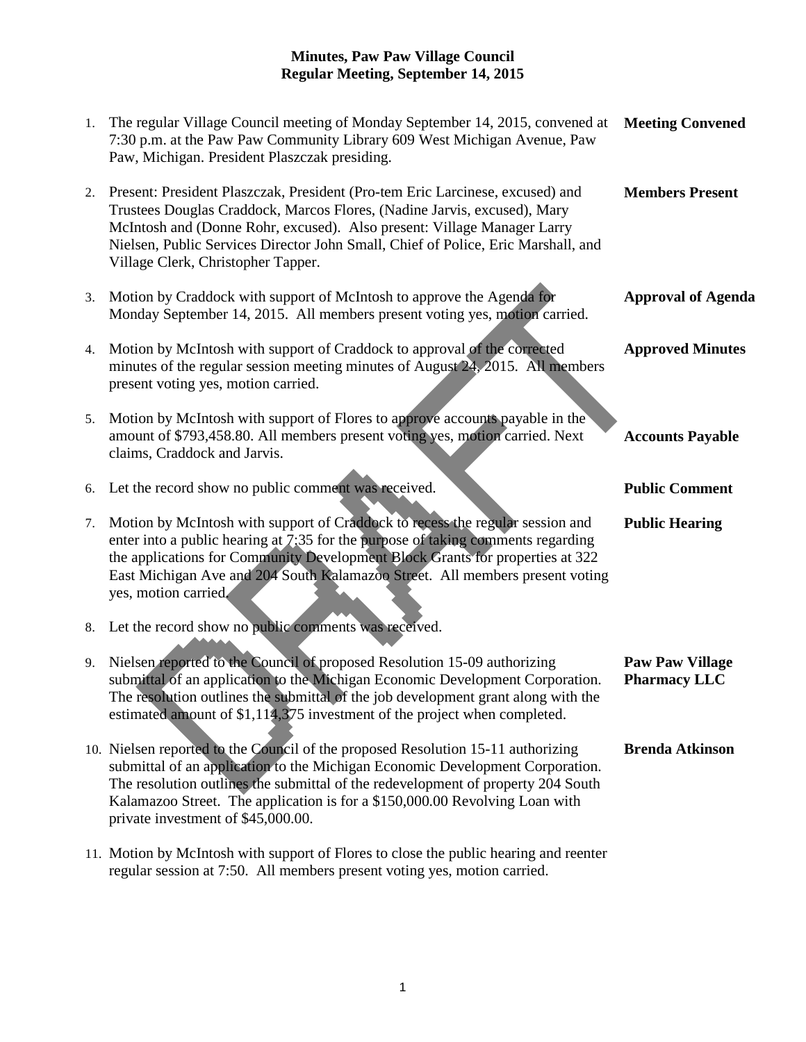**Minutes, Paw Paw Village Council**
**Regular Meeting, September 14, 2015**

| | | |
|---|---|---|
| 1. | The regular Village Council meeting of Monday September 14, 2015, convened at 7:30 p.m. at the Paw Paw Community Library 609 West Michigan Avenue, Paw Paw, Michigan. President Plaszczak presiding. | **Meeting Convened** |
| 2. | Present: President Plaszczak, President (Pro-tem Eric Larcinese, excused) and Trustees Douglas Craddock, Marcos Flores, (Nadine Jarvis, excused), Mary McIntosh and (Donne Rohr, excused). Also present: Village Manager Larry Nielsen, Public Services Director John Small, Chief of Police, Eric Marshall, and Village Clerk, Christopher Tapper. | **Members Present** |
| 3. | Motion by Craddock with support of McIntosh to approve the Agenda for Monday September 14, 2015. All members present voting yes, motion carried. | **Approval of Agenda** |
| 4. | Motion by McIntosh with support of Craddock to approval of the corrected minutes of the regular session meeting minutes of August 24, 2015. All members present voting yes, motion carried. | **Approved Minutes** |
| 5. | Motion by McIntosh with support of Flores to approve accounts payable in the amount of $793,458.80. All members present voting yes, motion carried. Next claims, Craddock and Jarvis. | **Accounts Payable** |
| 6. | Let the record show no public comment was received. | **Public Comment** |
| 7. | Motion by McIntosh with support of Craddock to recess the regular session and enter into a public hearing at 7:35 for the purpose of taking comments regarding the applications for Community Development Block Grants for properties at 322 East Michigan Ave and 204 South Kalamazoo Street. All members present voting yes, motion carried. | **Public Hearing** |
| 8. | Let the record show no public comments was received. | |
| 9. | Nielsen reported to the Council of proposed Resolution 15-09 authorizing submittal of an application to the Michigan Economic Development Corporation. The resolution outlines the submittal of the job development grant along with the estimated amount of $1,114,375 investment of the project when completed. | **Paw Paw Village Pharmacy LLC** |
| 10. | Nielsen reported to the Council of the proposed Resolution 15-11 authorizing submittal of an application to the Michigan Economic Development Corporation. The resolution outlines the submittal of the redevelopment of property 204 South Kalamazoo Street. The application is for a $150,000.00 Revolving Loan with private investment of $45,000.00. | **Brenda Atkinson** |
| 11. | Motion by McIntosh with support of Flores to close the public hearing and reenter regular session at 7:50. All members present voting yes, motion carried. | |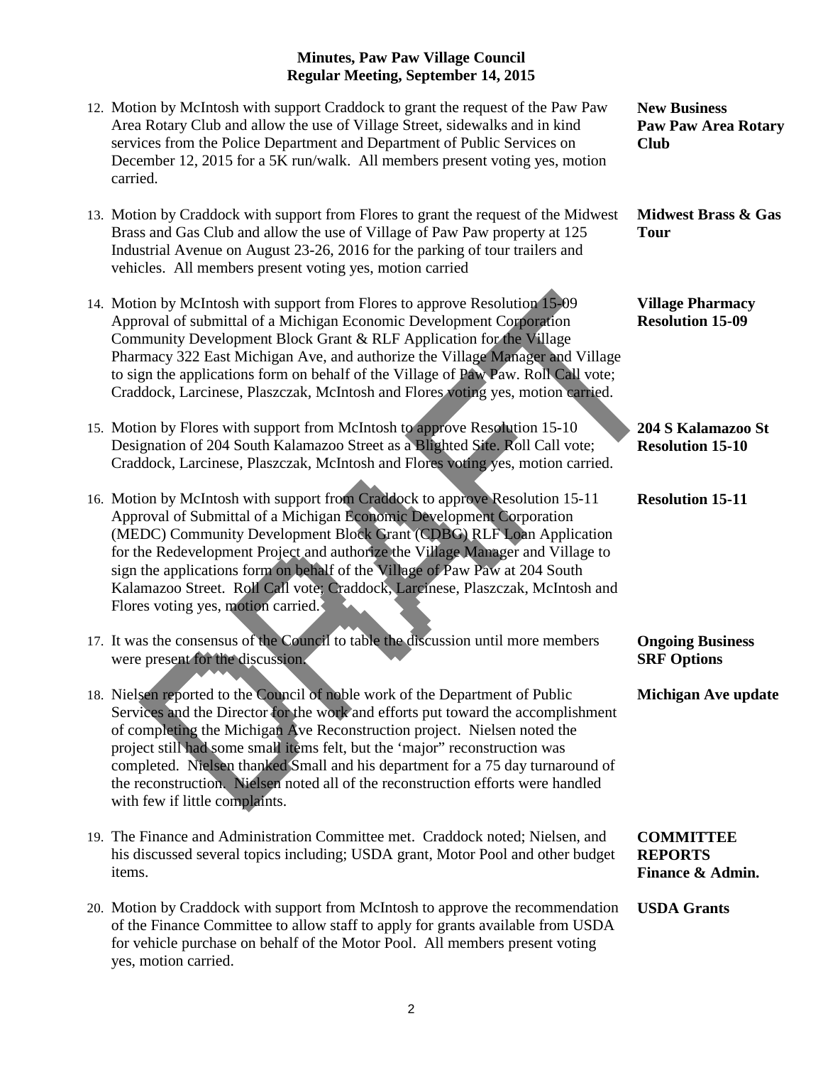**Minutes, Paw Paw Village Council**
**Regular Meeting, September 14, 2015**

12. Motion by McIntosh with support Craddock to grant the request of the Paw Paw Area Rotary Club and allow the use of Village Street, sidewalks and in kind services from the Police Department and Department of Public Services on December 12, 2015 for a 5K run/walk. All members present voting yes, motion carried. — **New Business Paw Paw Area Rotary Club**

13. Motion by Craddock with support from Flores to grant the request of the Midwest Brass and Gas Club and allow the use of Village of Paw Paw property at 125 Industrial Avenue on August 23-26, 2016 for the parking of tour trailers and vehicles. All members present voting yes, motion carried — **Midwest Brass & Gas Tour**

14. Motion by McIntosh with support from Flores to approve Resolution 15-09 Approval of submittal of a Michigan Economic Development Corporation Community Development Block Grant & RLF Application for the Village Pharmacy 322 East Michigan Ave, and authorize the Village Manager and Village to sign the applications form on behalf of the Village of Paw Paw. Roll Call vote; Craddock, Larcinese, Plaszczak, McIntosh and Flores voting yes, motion carried. — **Village Pharmacy Resolution 15-09**

15. Motion by Flores with support from McIntosh to approve Resolution 15-10 Designation of 204 South Kalamazoo Street as a Blighted Site. Roll Call vote; Craddock, Larcinese, Plaszczak, McIntosh and Flores voting yes, motion carried. — **204 S Kalamazoo St Resolution 15-10**

16. Motion by McIntosh with support from Craddock to approve Resolution 15-11 Approval of Submittal of a Michigan Economic Development Corporation (MEDC) Community Development Block Grant (CDBG) RLF Loan Application for the Redevelopment Project and authorize the Village Manager and Village to sign the applications form on behalf of the Village of Paw Paw at 204 South Kalamazoo Street. Roll Call vote; Craddock, Larcinese, Plaszczak, McIntosh and Flores voting yes, motion carried. — **Resolution 15-11**

17. It was the consensus of the Council to table the discussion until more members were present for the discussion. — **Ongoing Business SRF Options**

18. Nielsen reported to the Council of noble work of the Department of Public Services and the Director for the work and efforts put toward the accomplishment of completing the Michigan Ave Reconstruction project. Nielsen noted the project still had some small items felt, but the 'major" reconstruction was completed. Nielsen thanked Small and his department for a 75 day turnaround of the reconstruction. Nielsen noted all of the reconstruction efforts were handled with few if little complaints. — **Michigan Ave update**

19. The Finance and Administration Committee met. Craddock noted; Nielsen, and his discussed several topics including; USDA grant, Motor Pool and other budget items. — **COMMITTEE REPORTS Finance & Admin.**

20. Motion by Craddock with support from McIntosh to approve the recommendation of the Finance Committee to allow staff to apply for grants available from USDA for vehicle purchase on behalf of the Motor Pool. All members present voting yes, motion carried. — **USDA Grants**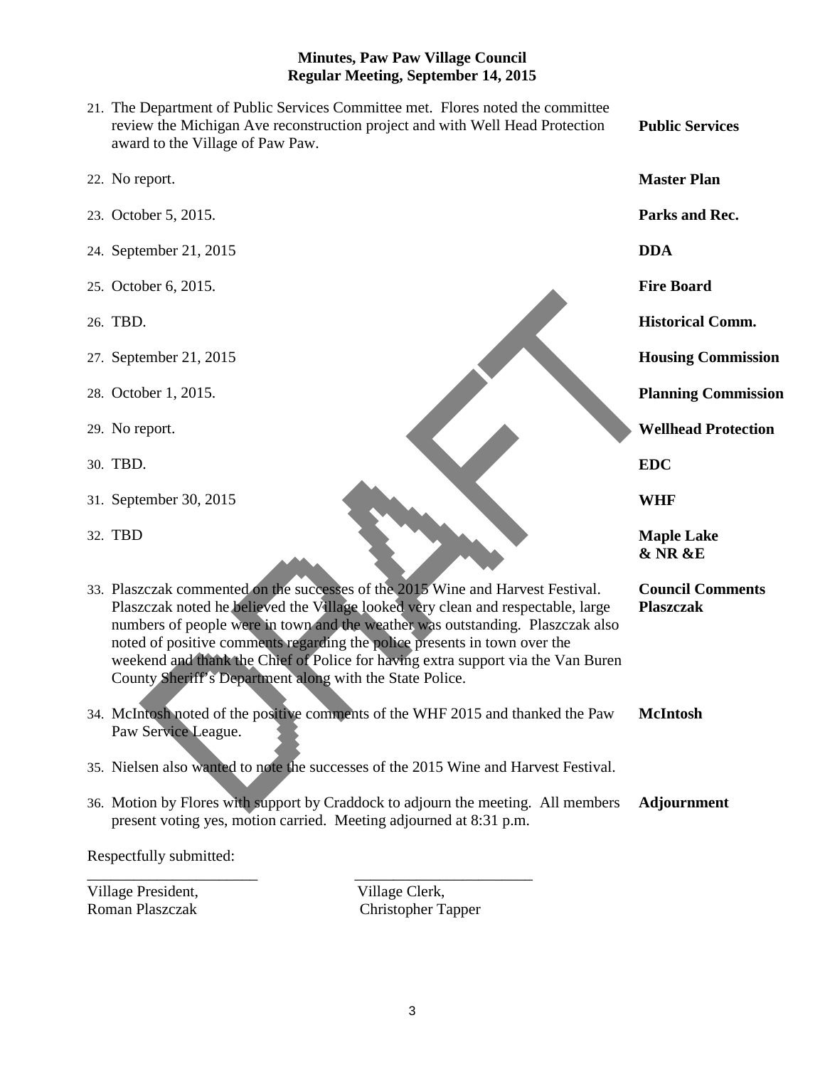**Minutes, Paw Paw Village Council**
**Regular Meeting, September 14, 2015**

| | | |
|---|---|---|
| 21. | The Department of Public Services Committee met. Flores noted the committee review the Michigan Ave reconstruction project and with Well Head Protection award to the Village of Paw Paw. | **Public Services** |
| 22. | No report. | **Master Plan** |
| 23. | October 5, 2015. | **Parks and Rec.** |
| 24. | September 21, 2015 | **DDA** |
| 25. | October 6, 2015. | **Fire Board** |
| 26. | TBD. | **Historical Comm.** |
| 27. | September 21, 2015 | **Housing Commission** |
| 28. | October 1, 2015. | **Planning Commission** |
| 29. | No report. | **Wellhead Protection** |
| 30. | TBD. | **EDC** |
| 31. | September 30, 2015 | **WHF** |
| 32. | TBD | **Maple Lake & NR &E** |
| 33. | Plaszczak commented on the successes of the 2015 Wine and Harvest Festival. Plaszczak noted he believed the Village looked very clean and respectable, large numbers of people were in town and the weather was outstanding. Plaszczak also noted of positive comments regarding the police presents in town over the weekend and thank the Chief of Police for having extra support via the Van Buren County Sheriff's Department along with the State Police. | **Council Comments Plaszczak** |
| 34. | McIntosh noted of the positive comments of the WHF 2015 and thanked the Paw Paw Service League. | **McIntosh** |
| 35. | Nielsen also wanted to note the successes of the 2015 Wine and Harvest Festival. | |
| 36. | Motion by Flores with support by Craddock to adjourn the meeting. All members present voting yes, motion carried. Meeting adjourned at 8:31 p.m. | **Adjournment** |

Respectfully submitted:

\_\_\_\_\_\_\_\_\_\_\_\_\_\_\_\_\_\_\_\_\_\_\_\_ \_\_\_\_\_\_\_\_\_\_\_\_\_\_\_\_\_\_\_\_\_\_\_\_

Village President, Roman Plaszczak

Village Clerk, Christopher Tapper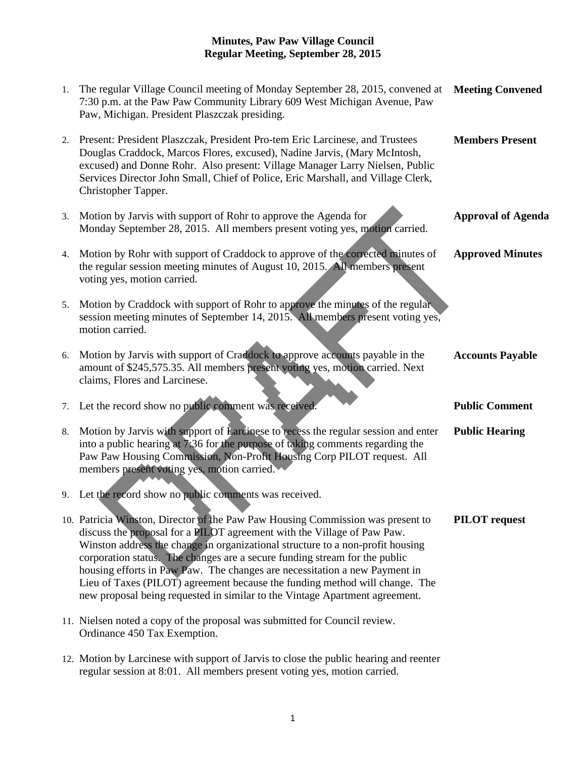**Minutes, Paw Paw Village Council**
**Regular Meeting, September 28, 2015**

1. The regular Village Council meeting of Monday September 28, 2015, convened at 7:30 p.m. at the Paw Paw Community Library 609 West Michigan Avenue, Paw Paw, Michigan. President Plaszczak presiding. **Meeting Convened**

2. Present: President Plaszczak, President Pro-tem Eric Larcinese, and Trustees Douglas Craddock, Marcos Flores, excused), Nadine Jarvis, (Mary McIntosh, excused) and Donne Rohr. Also present: Village Manager Larry Nielsen, Public Services Director John Small, Chief of Police, Eric Marshall, and Village Clerk, Christopher Tapper. **Members Present**

3. Motion by Jarvis with support of Rohr to approve the Agenda for Monday September 28, 2015. All members present voting yes, motion carried. **Approval of Agenda**

4. Motion by Rohr with support of Craddock to approve of the corrected minutes of the regular session meeting minutes of August 10, 2015. All members present voting yes, motion carried. **Approved Minutes**

5. Motion by Craddock with support of Rohr to approve the minutes of the regular session meeting minutes of September 14, 2015. All members present voting yes, motion carried.

6. Motion by Jarvis with support of Craddock to approve accounts payable in the amount of $245,575.35. All members present voting yes, motion carried. Next claims, Flores and Larcinese. **Accounts Payable**

7. Let the record show no public comment was received. **Public Comment**

8. Motion by Jarvis with support of Larcinese to recess the regular session and enter into a public hearing at 7:36 for the purpose of taking comments regarding the Paw Paw Housing Commission, Non-Profit Housing Corp PILOT request. All members present voting yes, motion carried. **Public Hearing**

9. Let the record show no public comments was received.

10. Patricia Winston, Director of the Paw Paw Housing Commission was present to discuss the proposal for a PILOT agreement with the Village of Paw Paw. Winston address the change in organizational structure to a non-profit housing corporation status. The changes are a secure funding stream for the public housing efforts in Paw Paw. The changes are necessitation a new Payment in Lieu of Taxes (PILOT) agreement because the funding method will change. The new proposal being requested in similar to the Vintage Apartment agreement. **PILOT request**

11. Nielsen noted a copy of the proposal was submitted for Council review. Ordinance 450 Tax Exemption.

12. Motion by Larcinese with support of Jarvis to close the public hearing and reenter regular session at 8:01. All members present voting yes, motion carried.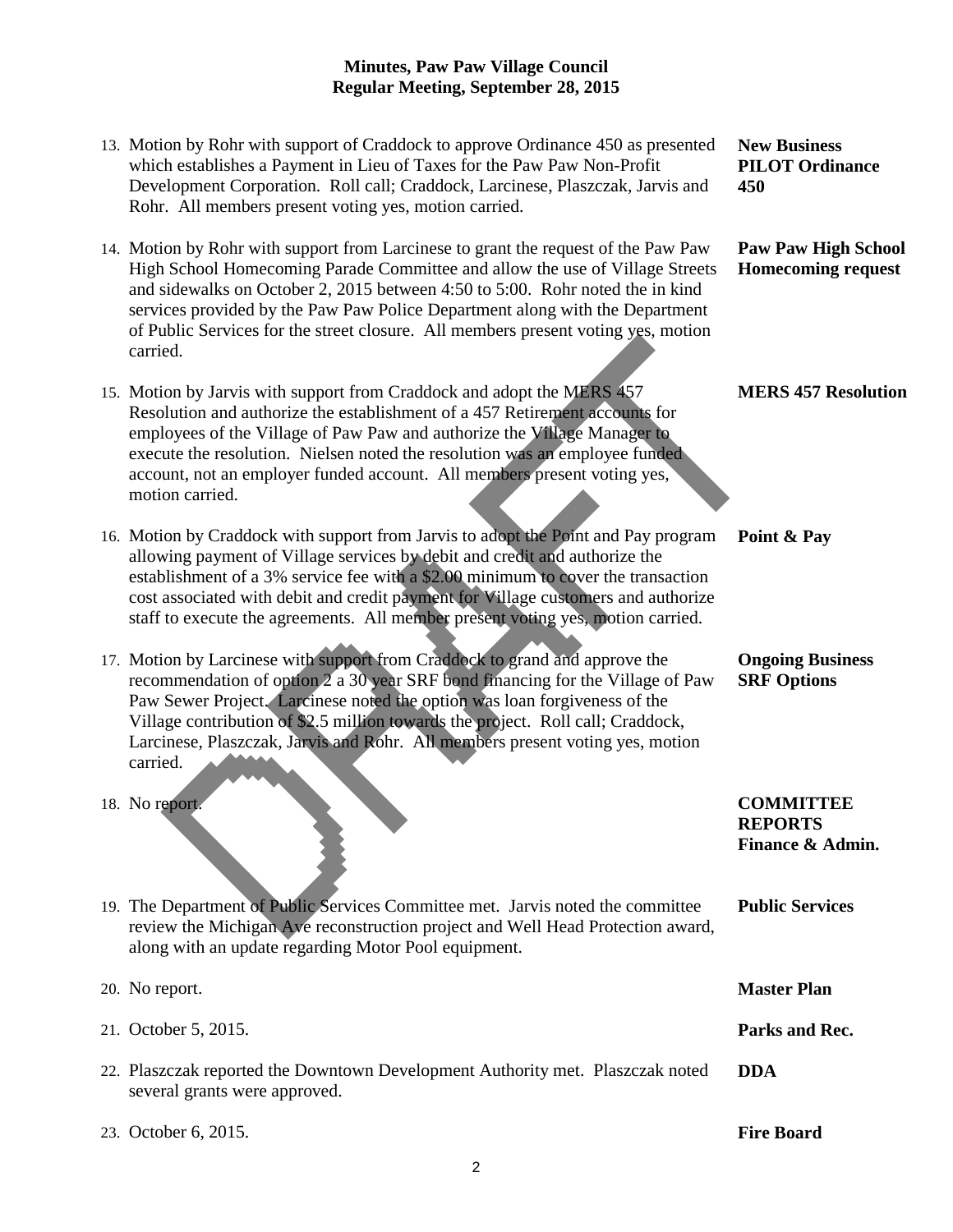**Minutes, Paw Paw Village Council**
**Regular Meeting, September 28, 2015**

| | | |
|---|---|---|
| 13. | Motion by Rohr with support of Craddock to approve Ordinance 450 as presented which establishes a Payment in Lieu of Taxes for the Paw Paw Non-Profit Development Corporation. Roll call; Craddock, Larcinese, Plaszczak, Jarvis and Rohr. All members present voting yes, motion carried. | **New Business PILOT Ordinance 450** |
| 14. | Motion by Rohr with support from Larcinese to grant the request of the Paw Paw High School Homecoming Parade Committee and allow the use of Village Streets and sidewalks on October 2, 2015 between 4:50 to 5:00. Rohr noted the in kind services provided by the Paw Paw Police Department along with the Department of Public Services for the street closure. All members present voting yes, motion carried. | **Paw Paw High School Homecoming request** |
| 15. | Motion by Jarvis with support from Craddock and adopt the MERS 457 Resolution and authorize the establishment of a 457 Retirement accounts for employees of the Village of Paw Paw and authorize the Village Manager to execute the resolution. Nielsen noted the resolution was an employee funded account, not an employer funded account. All members present voting yes, motion carried. | **MERS 457 Resolution** |
| 16. | Motion by Craddock with support from Jarvis to adopt the Point and Pay program allowing payment of Village services by debit and credit and authorize the establishment of a 3% service fee with a $2.00 minimum to cover the transaction cost associated with debit and credit payment for Village customers and authorize staff to execute the agreements. All member present voting yes, motion carried. | **Point & Pay** |
| 17. | Motion by Larcinese with support from Craddock to grand and approve the recommendation of option 2 a 30 year SRF bond financing for the Village of Paw Paw Sewer Project. Larcinese noted the option was loan forgiveness of the Village contribution of $2.5 million towards the project. Roll call; Craddock, Larcinese, Plaszczak, Jarvis and Rohr. All members present voting yes, motion carried. | **Ongoing Business SRF Options** |
| 18. | No report. | **COMMITTEE REPORTS Finance & Admin.** |
| 19. | The Department of Public Services Committee met. Jarvis noted the committee review the Michigan Ave reconstruction project and Well Head Protection award, along with an update regarding Motor Pool equipment. | **Public Services** |
| 20. | No report. | **Master Plan** |
| 21. | October 5, 2015. | **Parks and Rec.** |
| 22. | Plaszczak reported the Downtown Development Authority met. Plaszczak noted several grants were approved. | **DDA** |
| 23. | October 6, 2015. | **Fire Board** |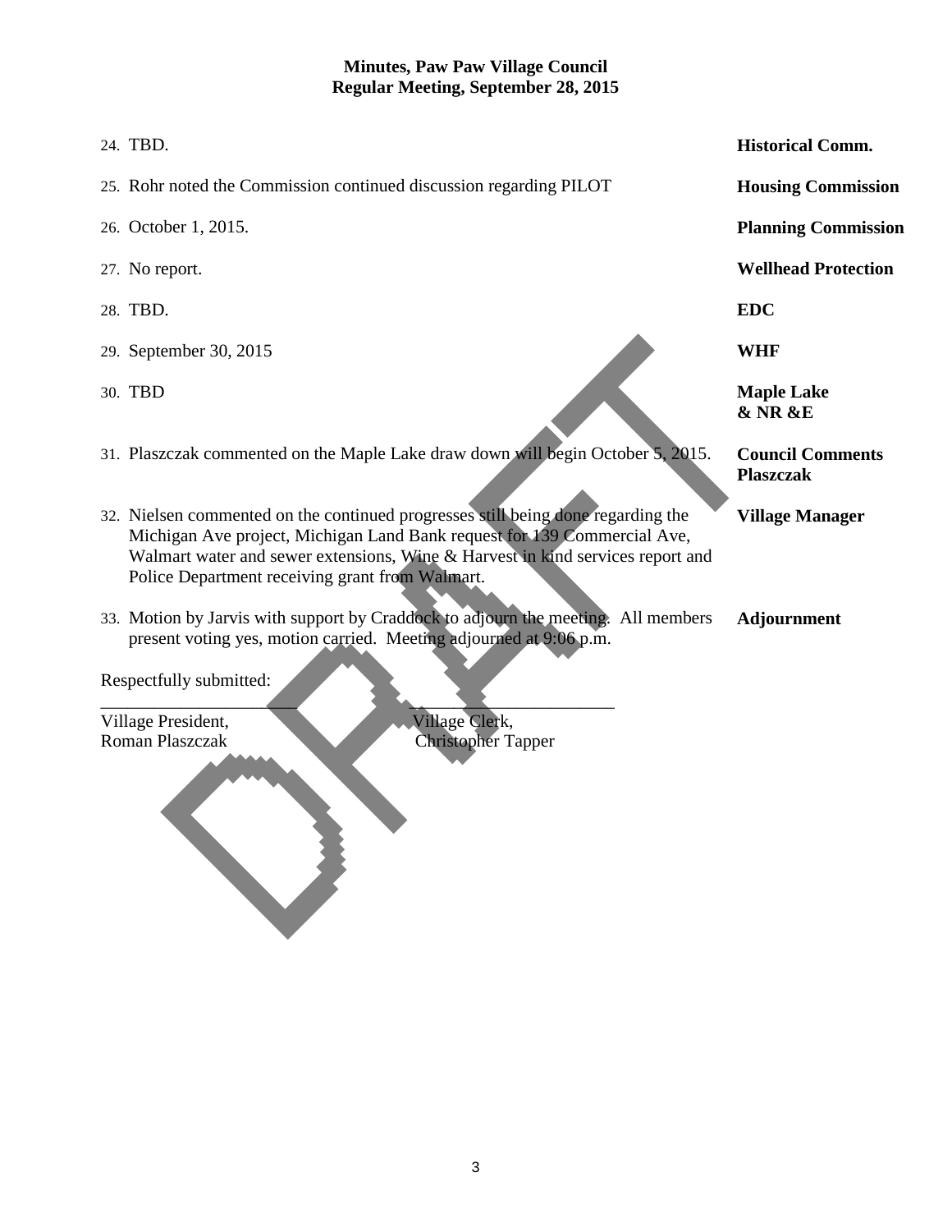**Minutes, Paw Paw Village Council**
**Regular Meeting, September 28, 2015**

| | |
|---|---|
| 24. TBD. | **Historical Comm.** |
| 25. Rohr noted the Commission continued discussion regarding PILOT | **Housing Commission** |
| 26. October 1, 2015. | **Planning Commission** |
| 27. No report. | **Wellhead Protection** |
| 28. TBD. | **EDC** |
| 29. September 30, 2015 | **WHF** |
| 30. TBD | **Maple Lake & NR &E** |
| 31. Plaszczak commented on the Maple Lake draw down will begin October 5, 2015. | **Council Comments Plaszczak** |
| 32. Nielsen commented on the continued progresses still being done regarding the Michigan Ave project, Michigan Land Bank request for 139 Commercial Ave, Walmart water and sewer extensions, Wine & Harvest in kind services report and Police Department receiving grant from Walmart. | **Village Manager** |
| 33. Motion by Jarvis with support by Craddock to adjourn the meeting. All members present voting yes, motion carried. Meeting adjourned at 9:06 p.m. | **Adjournment** |

Respectfully submitted:

\_\_\_\_\_\_\_\_\_\_\_\_\_\_\_\_\_\_\_\_\_\_\_\_ \_\_\_\_\_\_\_\_\_\_\_\_\_\_\_\_\_\_\_\_\_\_\_\_

Village President, Roman Plaszczak

Village Clerk, Christopher Tapper

DRAFT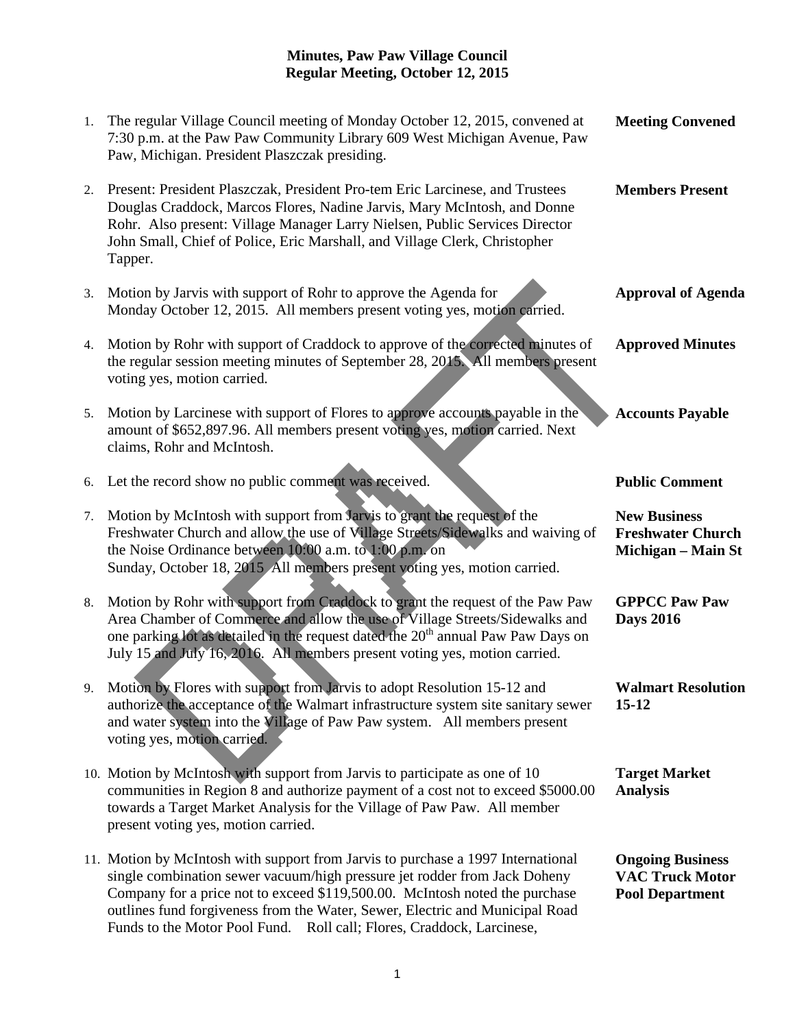**Minutes, Paw Paw Village Council**
**Regular Meeting, October 12, 2015**

| | | |
|---|---|---|
| 1. | The regular Village Council meeting of Monday October 12, 2015, convened at 7:30 p.m. at the Paw Paw Community Library 609 West Michigan Avenue, Paw Paw, Michigan. President Plaszczak presiding. | **Meeting Convened** |
| 2. | Present: President Plaszczak, President Pro-tem Eric Larcinese, and Trustees Douglas Craddock, Marcos Flores, Nadine Jarvis, Mary McIntosh, and Donne Rohr. Also present: Village Manager Larry Nielsen, Public Services Director John Small, Chief of Police, Eric Marshall, and Village Clerk, Christopher Tapper. | **Members Present** |
| 3. | Motion by Jarvis with support of Rohr to approve the Agenda for Monday October 12, 2015. All members present voting yes, motion carried. | **Approval of Agenda** |
| 4. | Motion by Rohr with support of Craddock to approve of the corrected minutes of the regular session meeting minutes of September 28, 2015. All members present voting yes, motion carried. | **Approved Minutes** |
| 5. | Motion by Larcinese with support of Flores to approve accounts payable in the amount of $652,897.96. All members present voting yes, motion carried. Next claims, Rohr and McIntosh. | **Accounts Payable** |
| 6. | Let the record show no public comment was received. | **Public Comment** |
| 7. | Motion by McIntosh with support from Jarvis to grant the request of the Freshwater Church and allow the use of Village Streets/Sidewalks and waiving of the Noise Ordinance between 10:00 a.m. to 1:00 p.m. on Sunday, October 18, 2015 All members present voting yes, motion carried. | **New Business Freshwater Church Michigan – Main St** |
| 8. | Motion by Rohr with support from Craddock to grant the request of the Paw Paw Area Chamber of Commerce and allow the use of Village Streets/Sidewalks and one parking lot as detailed in the request dated the 20th annual Paw Paw Days on July 15 and July 16, 2016. All members present voting yes, motion carried. | **GPPCC Paw Paw Days 2016** |
| 9. | Motion by Flores with support from Jarvis to adopt Resolution 15-12 and authorize the acceptance of the Walmart infrastructure system site sanitary sewer and water system into the Village of Paw Paw system. All members present voting yes, motion carried. | **Walmart Resolution 15-12** |
| 10. | Motion by McIntosh with support from Jarvis to participate as one of 10 communities in Region 8 and authorize payment of a cost not to exceed $5000.00 towards a Target Market Analysis for the Village of Paw Paw. All member present voting yes, motion carried. | **Target Market Analysis** |
| 11. | Motion by McIntosh with support from Jarvis to purchase a 1997 International single combination sewer vacuum/high pressure jet rodder from Jack Doheny Company for a price not to exceed $119,500.00. McIntosh noted the purchase outlines fund forgiveness from the Water, Sewer, Electric and Municipal Road Funds to the Motor Pool Fund. Roll call; Flores, Craddock, Larcinese, | **Ongoing Business VAC Truck Motor Pool Department** |

DRAFT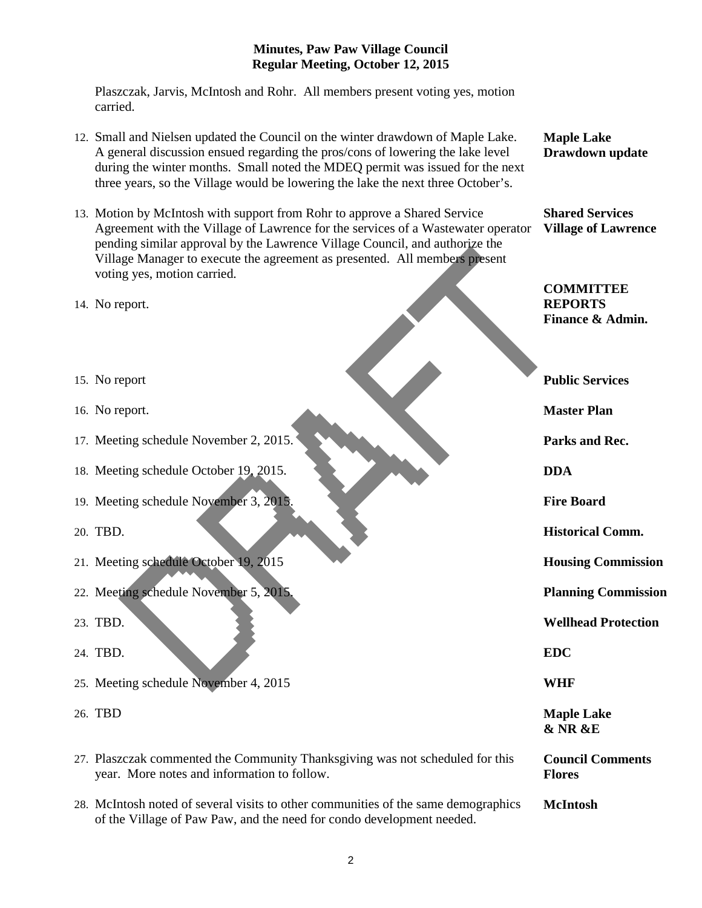**Minutes, Paw Paw Village Council**
**Regular Meeting, October 12, 2015**

Plaszczak, Jarvis, McIntosh and Rohr. All members present voting yes, motion carried.

12. Small and Nielsen updated the Council on the winter drawdown of Maple Lake. A general discussion ensued regarding the pros/cons of lowering the lake level during the winter months. Small noted the MDEQ permit was issued for the next three years, so the Village would be lowering the lake the next three October's. — **Maple Lake Drawdown update**

13. Motion by McIntosh with support from Rohr to approve a Shared Service Agreement with the Village of Lawrence for the services of a Wastewater operator pending similar approval by the Lawrence Village Council, and authorize the Village Manager to execute the agreement as presented. All members present voting yes, motion carried. — **Shared Services Village of Lawrence**

**COMMITTEE REPORTS**

14. No report. — **Finance & Admin.**

15. No report — **Public Services**

16. No report. — **Master Plan**

17. Meeting schedule November 2, 2015. — **Parks and Rec.**

18. Meeting schedule October 19, 2015. — **DDA**

19. Meeting schedule November 3, 2015. — **Fire Board**

20. TBD. — **Historical Comm.**

21. Meeting schedule October 19, 2015 — **Housing Commission**

22. Meeting schedule November 5, 2015. — **Planning Commission**

23. TBD. — **Wellhead Protection**

24. TBD. — **EDC**

25. Meeting schedule November 4, 2015 — **WHF**

26. TBD — **Maple Lake & NR &E**

27. Plaszczak commented the Community Thanksgiving was not scheduled for this year. More notes and information to follow. — **Council Comments Flores**

28. McIntosh noted of several visits to other communities of the same demographics of the Village of Paw Paw, and the need for condo development needed. — **McIntosh**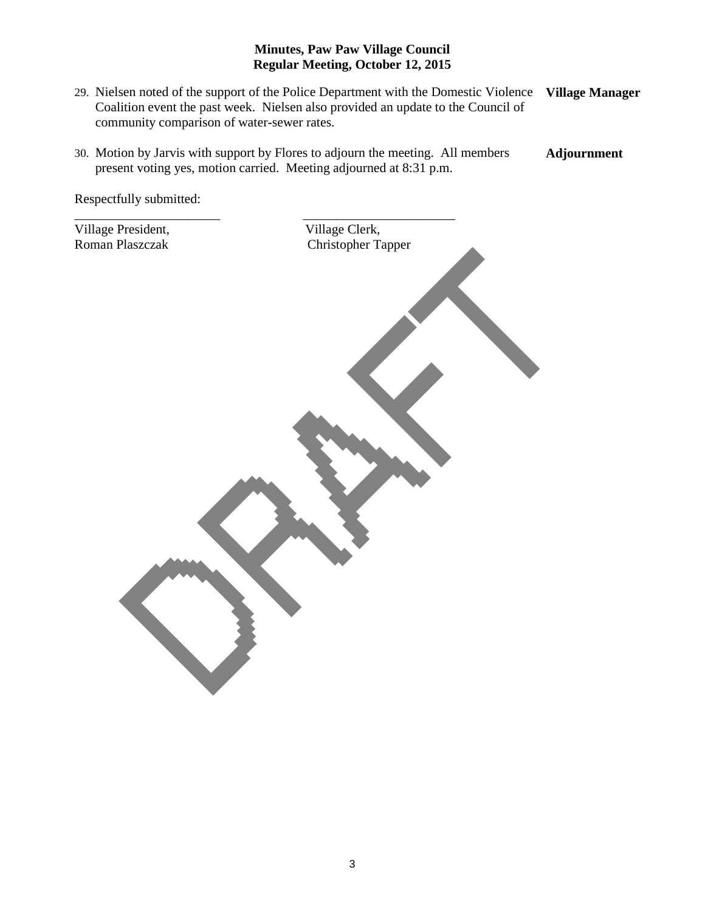**Minutes, Paw Paw Village Council**
**Regular Meeting, October 12, 2015**

29. Nielsen noted of the support of the Police Department with the Domestic Violence Coalition event the past week. Nielsen also provided an update to the Council of community comparison of water-sewer rates. **Village Manager**

30. Motion by Jarvis with support by Flores to adjourn the meeting. All members present voting yes, motion carried. Meeting adjourned at 8:31 p.m. **Adjournment**

Respectfully submitted:

| ______________________ | ______________________ |
|---|---|
| Village President, | Village Clerk, |
| Roman Plaszczak | Christopher Tapper |

DRAFT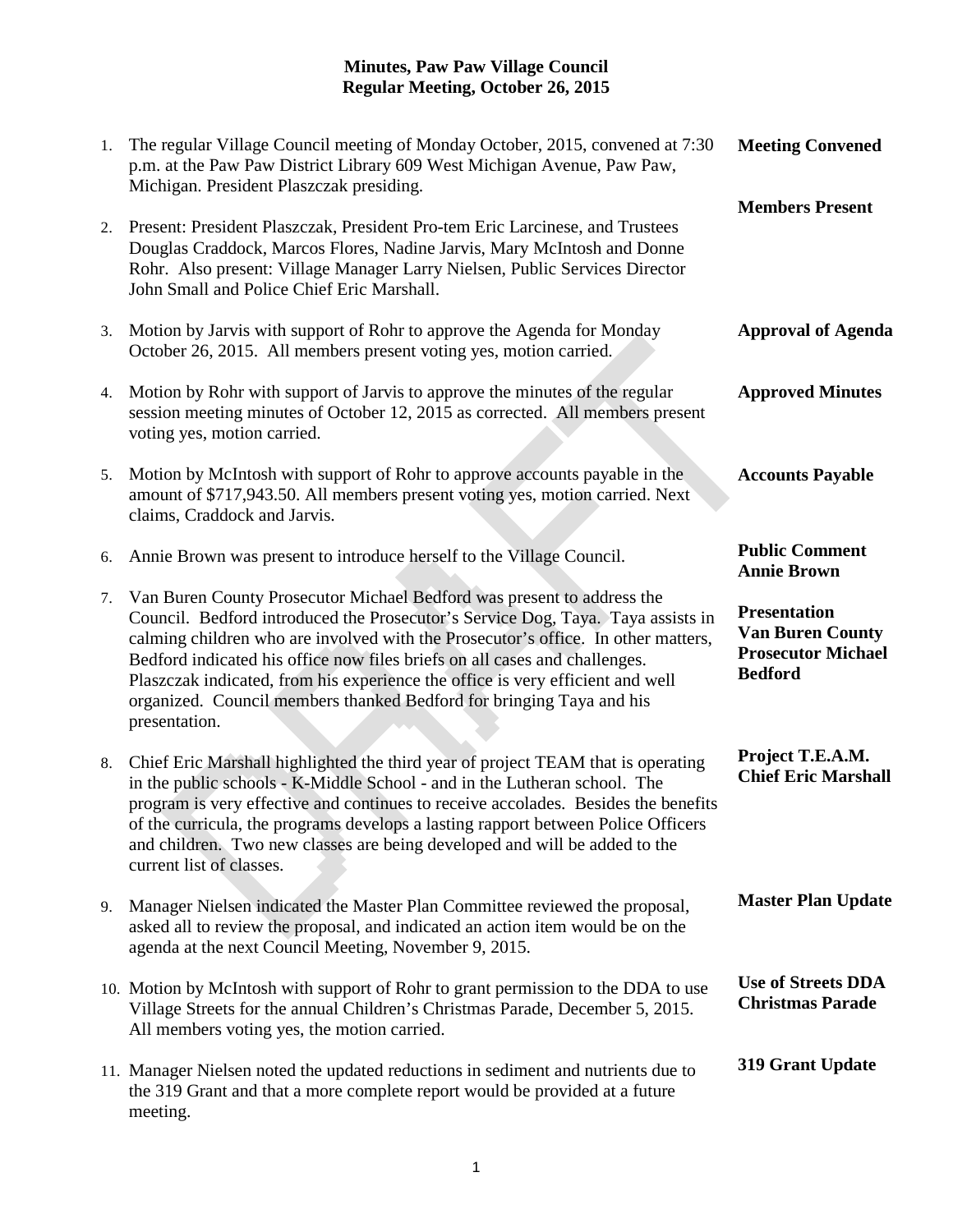**Minutes, Paw Paw Village Council**
**Regular Meeting, October 26, 2015**

| | | |
|---|---|---|
| 1. | The regular Village Council meeting of Monday October, 2015, convened at 7:30 p.m. at the Paw Paw District Library 609 West Michigan Avenue, Paw Paw, Michigan. President Plaszczak presiding. | **Meeting Convened** |
| 2. | Present: President Plaszczak, President Pro-tem Eric Larcinese, and Trustees Douglas Craddock, Marcos Flores, Nadine Jarvis, Mary McIntosh and Donne Rohr. Also present: Village Manager Larry Nielsen, Public Services Director John Small and Police Chief Eric Marshall. | **Members Present** |
| 3. | Motion by Jarvis with support of Rohr to approve the Agenda for Monday October 26, 2015. All members present voting yes, motion carried. | **Approval of Agenda** |
| 4. | Motion by Rohr with support of Jarvis to approve the minutes of the regular session meeting minutes of October 12, 2015 as corrected. All members present voting yes, motion carried. | **Approved Minutes** |
| 5. | Motion by McIntosh with support of Rohr to approve accounts payable in the amount of $717,943.50. All members present voting yes, motion carried. Next claims, Craddock and Jarvis. | **Accounts Payable** |
| 6. | Annie Brown was present to introduce herself to the Village Council. | **Public Comment Annie Brown** |
| 7. | Van Buren County Prosecutor Michael Bedford was present to address the Council. Bedford introduced the Prosecutor's Service Dog, Taya. Taya assists in calming children who are involved with the Prosecutor's office. In other matters, Bedford indicated his office now files briefs on all cases and challenges. Plaszczak indicated, from his experience the office is very efficient and well organized. Council members thanked Bedford for bringing Taya and his presentation. | **Presentation Van Buren County Prosecutor Michael Bedford** |
| 8. | Chief Eric Marshall highlighted the third year of project TEAM that is operating in the public schools - K-Middle School - and in the Lutheran school. The program is very effective and continues to receive accolades. Besides the benefits of the curricula, the programs develops a lasting rapport between Police Officers and children. Two new classes are being developed and will be added to the current list of classes. | **Project T.E.A.M. Chief Eric Marshall** |
| 9. | Manager Nielsen indicated the Master Plan Committee reviewed the proposal, asked all to review the proposal, and indicated an action item would be on the agenda at the next Council Meeting, November 9, 2015. | **Master Plan Update** |
| 10. | Motion by McIntosh with support of Rohr to grant permission to the DDA to use Village Streets for the annual Children's Christmas Parade, December 5, 2015. All members voting yes, the motion carried. | **Use of Streets DDA Christmas Parade** |
| 11. | Manager Nielsen noted the updated reductions in sediment and nutrients due to the 319 Grant and that a more complete report would be provided at a future meeting. | **319 Grant Update** |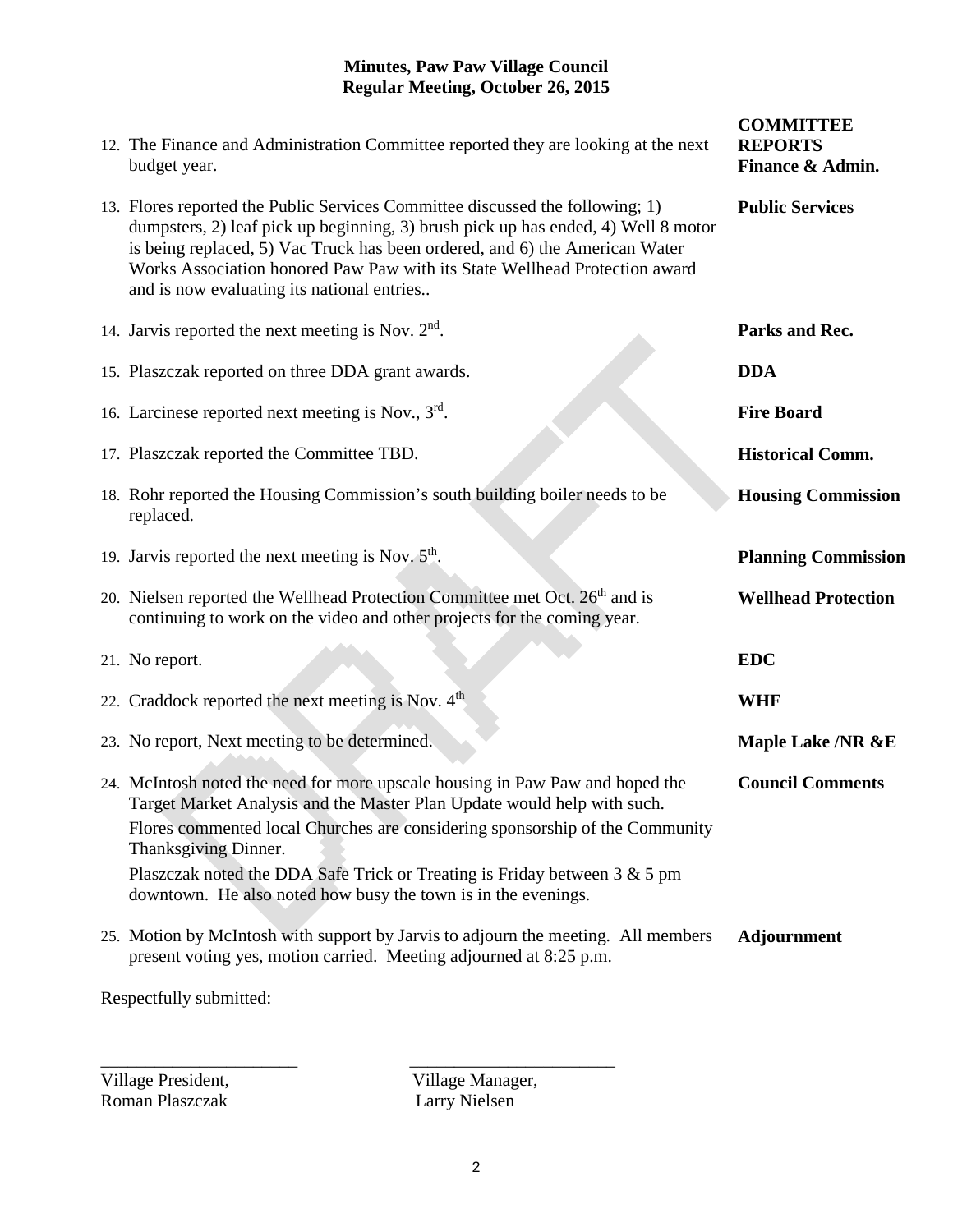**Minutes, Paw Paw Village Council**
**Regular Meeting, October 26, 2015**

**COMMITTEE REPORTS**

**Finance & Admin.**

12. The Finance and Administration Committee reported they are looking at the next budget year.

**Public Services**

13. Flores reported the Public Services Committee discussed the following; 1) dumpsters, 2) leaf pick up beginning, 3) brush pick up has ended, 4) Well 8 motor is being replaced, 5) Vac Truck has been ordered, and 6) the American Water Works Association honored Paw Paw with its State Wellhead Protection award and is now evaluating its national entries..

**Parks and Rec.**

14. Jarvis reported the next meeting is Nov. 2nd.

**DDA**

15. Plaszczak reported on three DDA grant awards.

**Fire Board**

16. Larcinese reported next meeting is Nov., 3rd.

**Historical Comm.**

17. Plaszczak reported the Committee TBD.

**Housing Commission**

18. Rohr reported the Housing Commission's south building boiler needs to be replaced.

**Planning Commission**

19. Jarvis reported the next meeting is Nov. 5th.

**Wellhead Protection**

20. Nielsen reported the Wellhead Protection Committee met Oct. 26th and is continuing to work on the video and other projects for the coming year.

**EDC**

21. No report.

**WHF**

22. Craddock reported the next meeting is Nov. 4th

**Maple Lake /NR &E**

23. No report, Next meeting to be determined.

**Council Comments**

24. McIntosh noted the need for more upscale housing in Paw Paw and hoped the Target Market Analysis and the Master Plan Update would help with such.

    Flores commented local Churches are considering sponsorship of the Community Thanksgiving Dinner.

    Plaszczak noted the DDA Safe Trick or Treating is Friday between 3 & 5 pm downtown. He also noted how busy the town is in the evenings.

**Adjournment**

25. Motion by McIntosh with support by Jarvis to adjourn the meeting. All members present voting yes, motion carried. Meeting adjourned at 8:25 p.m.

Respectfully submitted:

_______________________ _______________________

Village President, Roman Plaszczak

Village Manager, Larry Nielsen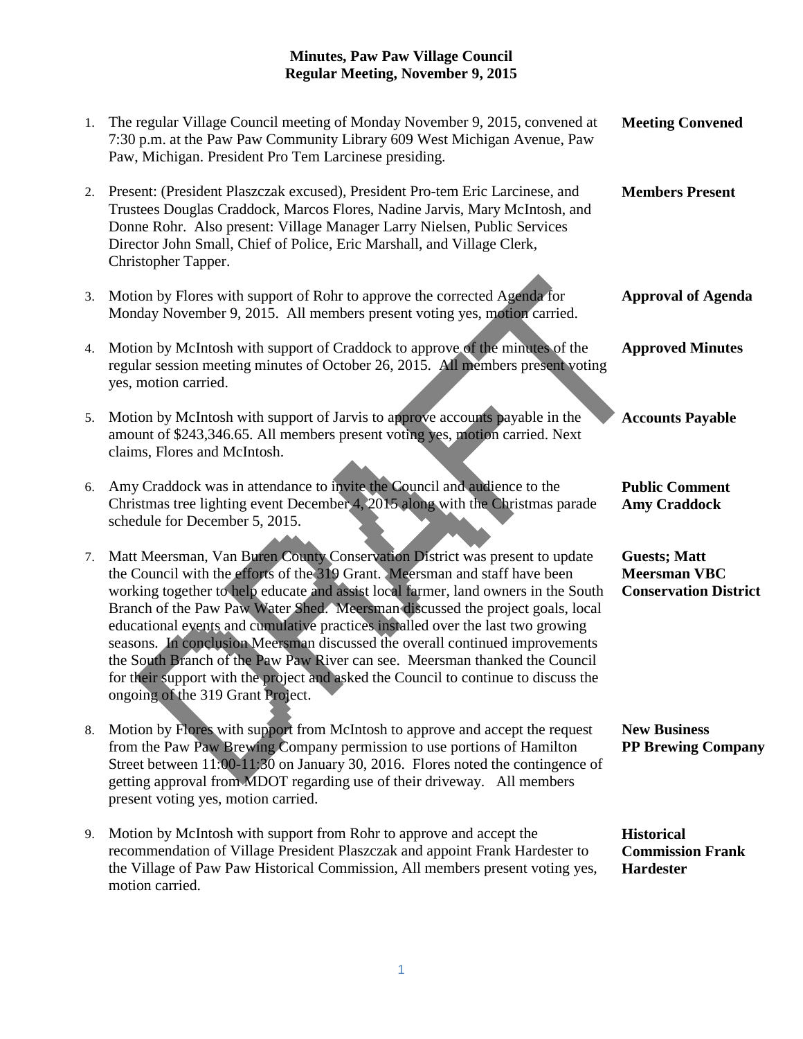# Minutes, Paw Paw Village Council
## Regular Meeting, November 9, 2015

1. The regular Village Council meeting of Monday November 9, 2015, convened at 7:30 p.m. at the Paw Paw Community Library 609 West Michigan Avenue, Paw Paw, Michigan. President Pro Tem Larcinese presiding. **Meeting Convened**

2. Present: (President Plaszczak excused), President Pro-tem Eric Larcinese, and Trustees Douglas Craddock, Marcos Flores, Nadine Jarvis, Mary McIntosh, and Donne Rohr. Also present: Village Manager Larry Nielsen, Public Services Director John Small, Chief of Police, Eric Marshall, and Village Clerk, Christopher Tapper. **Members Present**

3. Motion by Flores with support of Rohr to approve the corrected Agenda for Monday November 9, 2015. All members present voting yes, motion carried. **Approval of Agenda**

4. Motion by McIntosh with support of Craddock to approve of the minutes of the regular session meeting minutes of October 26, 2015. All members present voting yes, motion carried. **Approved Minutes**

5. Motion by McIntosh with support of Jarvis to approve accounts payable in the amount of $243,346.65. All members present voting yes, motion carried. Next claims, Flores and McIntosh. **Accounts Payable**

6. Amy Craddock was in attendance to invite the Council and audience to the Christmas tree lighting event December 4, 2015 along with the Christmas parade schedule for December 5, 2015. **Public Comment Amy Craddock**

7. Matt Meersman, Van Buren County Conservation District was present to update the Council with the efforts of the 319 Grant. Meersman and staff have been working together to help educate and assist local farmer, land owners in the South Branch of the Paw Paw Water Shed. Meersman discussed the project goals, local educational events and cumulative practices installed over the last two growing seasons. In conclusion Meersman discussed the overall continued improvements the South Branch of the Paw Paw River can see. Meersman thanked the Council for their support with the project and asked the Council to continue to discuss the ongoing of the 319 Grant Project. **Guests; Matt Meersman VBC Conservation District**

8. Motion by Flores with support from McIntosh to approve and accept the request from the Paw Paw Brewing Company permission to use portions of Hamilton Street between 11:00-11:30 on January 30, 2016. Flores noted the contingence of getting approval from MDOT regarding use of their driveway. All members present voting yes, motion carried. **New Business PP Brewing Company**

9. Motion by McIntosh with support from Rohr to approve and accept the recommendation of Village President Plaszczak and appoint Frank Hardester to the Village of Paw Paw Historical Commission, All members present voting yes, motion carried. **Historical Commission Frank Hardester**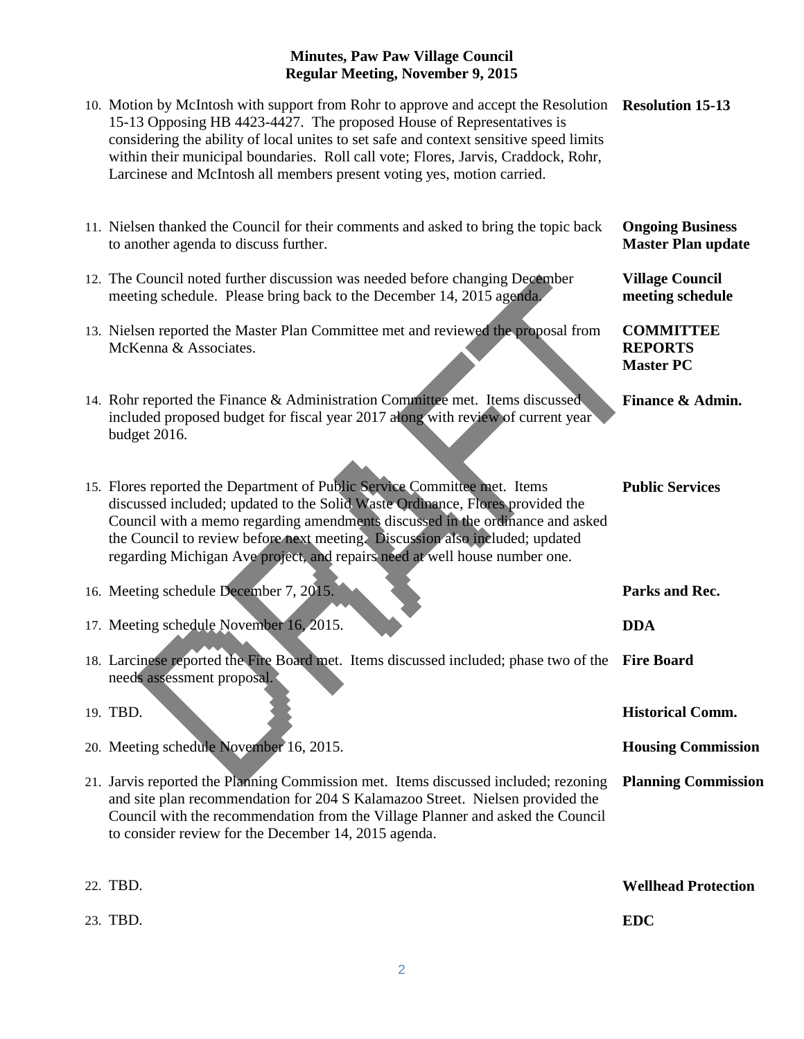**Minutes, Paw Paw Village Council**
**Regular Meeting, November 9, 2015**

| | | |
|---|---|---|
| 10. | Motion by McIntosh with support from Rohr to approve and accept the Resolution 15-13 Opposing HB 4423-4427. The proposed House of Representatives is considering the ability of local unites to set safe and context sensitive speed limits within their municipal boundaries. Roll call vote; Flores, Jarvis, Craddock, Rohr, Larcinese and McIntosh all members present voting yes, motion carried. | **Resolution 15-13** |
| 11. | Nielsen thanked the Council for their comments and asked to bring the topic back to another agenda to discuss further. | **Ongoing Business Master Plan update** |
| 12. | The Council noted further discussion was needed before changing December meeting schedule. Please bring back to the December 14, 2015 agenda. | **Village Council meeting schedule** |
| 13. | Nielsen reported the Master Plan Committee met and reviewed the proposal from McKenna & Associates. | **COMMITTEE REPORTS Master PC** |
| 14. | Rohr reported the Finance & Administration Committee met. Items discussed included proposed budget for fiscal year 2017 along with review of current year budget 2016. | **Finance & Admin.** |
| 15. | Flores reported the Department of Public Service Committee met. Items discussed included; updated to the Solid Waste Ordinance, Flores provided the Council with a memo regarding amendments discussed in the ordinance and asked the Council to review before next meeting. Discussion also included; updated regarding Michigan Ave project, and repairs need at well house number one. | **Public Services** |
| 16. | Meeting schedule December 7, 2015. | **Parks and Rec.** |
| 17. | Meeting schedule November 16, 2015. | **DDA** |
| 18. | Larcinese reported the Fire Board met. Items discussed included; phase two of the needs assessment proposal. | **Fire Board** |
| 19. | TBD. | **Historical Comm.** |
| 20. | Meeting schedule November 16, 2015. | **Housing Commission** |
| 21. | Jarvis reported the Planning Commission met. Items discussed included; rezoning and site plan recommendation for 204 S Kalamazoo Street. Nielsen provided the Council with the recommendation from the Village Planner and asked the Council to consider review for the December 14, 2015 agenda. | **Planning Commission** |
| 22. | TBD. | **Wellhead Protection** |
| 23. | TBD. | **EDC** |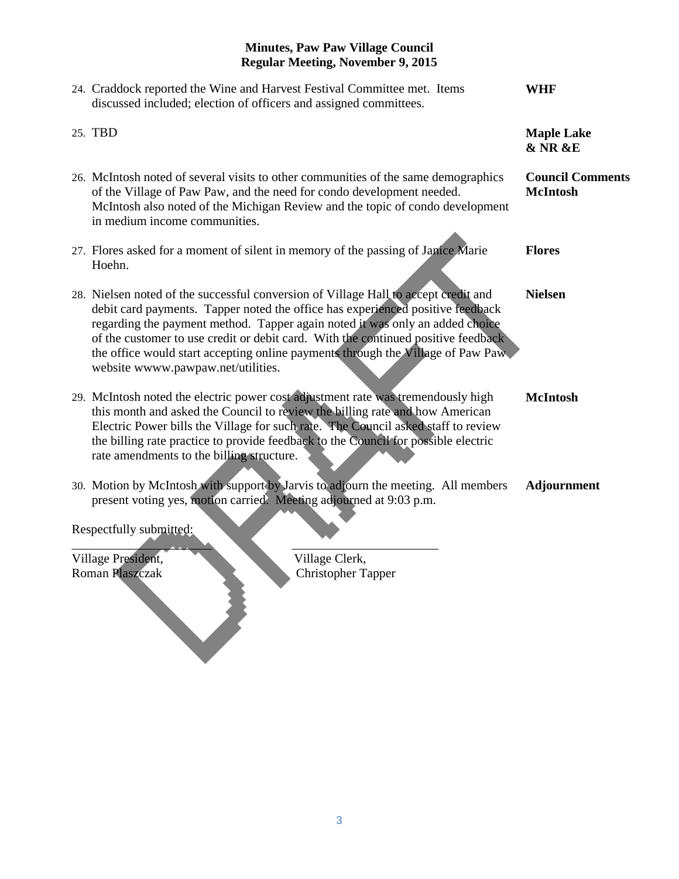**Minutes, Paw Paw Village Council**
**Regular Meeting, November 9, 2015**

| | | |
|---|---|---|
| 24. | Craddock reported the Wine and Harvest Festival Committee met. Items discussed included; election of officers and assigned committees. | **WHF** |
| 25. | TBD | **Maple Lake & NR &E** |
| 26. | McIntosh noted of several visits to other communities of the same demographics of the Village of Paw Paw, and the need for condo development needed. McIntosh also noted of the Michigan Review and the topic of condo development in medium income communities. | **Council Comments McIntosh** |
| 27. | Flores asked for a moment of silent in memory of the passing of Janice Marie Hoehn. | **Flores** |
| 28. | Nielsen noted of the successful conversion of Village Hall to accept credit and debit card payments. Tapper noted the office has experienced positive feedback regarding the payment method. Tapper again noted it was only an added choice of the customer to use credit or debit card. With the continued positive feedback the office would start accepting online payments through the Village of Paw Paw website wwww.pawpaw.net/utilities. | **Nielsen** |
| 29. | McIntosh noted the electric power cost adjustment rate was tremendously high this month and asked the Council to review the billing rate and how American Electric Power bills the Village for such rate. The Council asked staff to review the billing rate practice to provide feedback to the Council for possible electric rate amendments to the billing structure. | **McIntosh** |
| 30. | Motion by McIntosh with support by Jarvis to adjourn the meeting. All members present voting yes, motion carried. Meeting adjourned at 9:03 p.m. | **Adjournment** |

Respectfully submitted:

______________________ ______________________

Village President, Village Clerk,
Roman Plaszczak Christopher Tapper

DRAFT